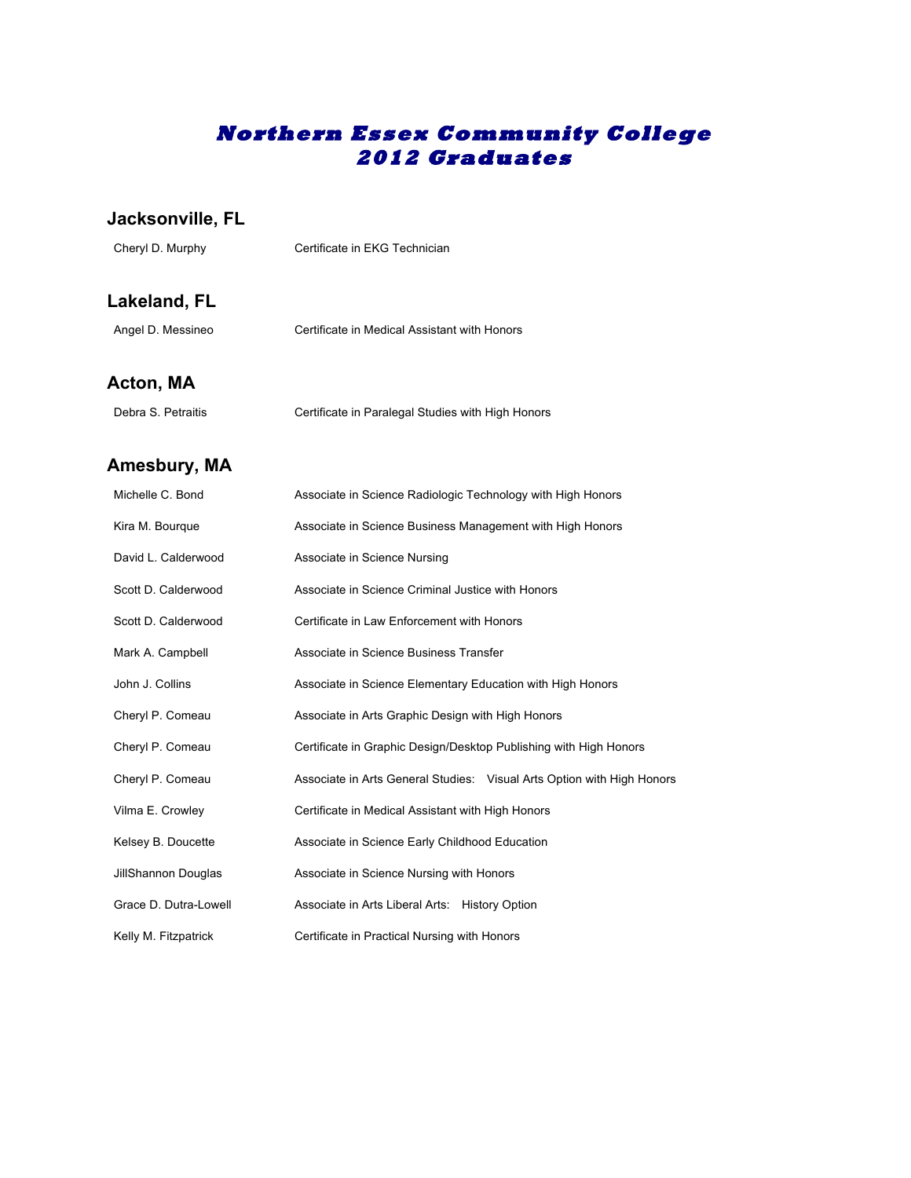# Northern Essex Community College
# 2012 Graduates

## Jacksonville, FL

| | |
|---|---|
| Cheryl D. Murphy | Certificate in EKG Technician |

## Lakeland, FL

| | |
|---|---|
| Angel D. Messineo | Certificate in Medical Assistant with Honors |

## Acton, MA

| | |
|---|---|
| Debra S. Petraitis | Certificate in Paralegal Studies with High Honors |

## Amesbury, MA

| | |
|---|---|
| Michelle C. Bond | Associate in Science Radiologic Technology with High Honors |
| Kira M. Bourque | Associate in Science Business Management with High Honors |
| David L. Calderwood | Associate in Science Nursing |
| Scott D. Calderwood | Associate in Science Criminal Justice with Honors |
| Scott D. Calderwood | Certificate in Law Enforcement with Honors |
| Mark A. Campbell | Associate in Science Business Transfer |
| John J. Collins | Associate in Science Elementary Education with High Honors |
| Cheryl P. Comeau | Associate in Arts Graphic Design with High Honors |
| Cheryl P. Comeau | Certificate in Graphic Design/Desktop Publishing with High Honors |
| Cheryl P. Comeau | Associate in Arts General Studies: Visual Arts Option with High Honors |
| Vilma E. Crowley | Certificate in Medical Assistant with High Honors |
| Kelsey B. Doucette | Associate in Science Early Childhood Education |
| JillShannon Douglas | Associate in Science Nursing with Honors |
| Grace D. Dutra-Lowell | Associate in Arts Liberal Arts: History Option |
| Kelly M. Fitzpatrick | Certificate in Practical Nursing with Honors |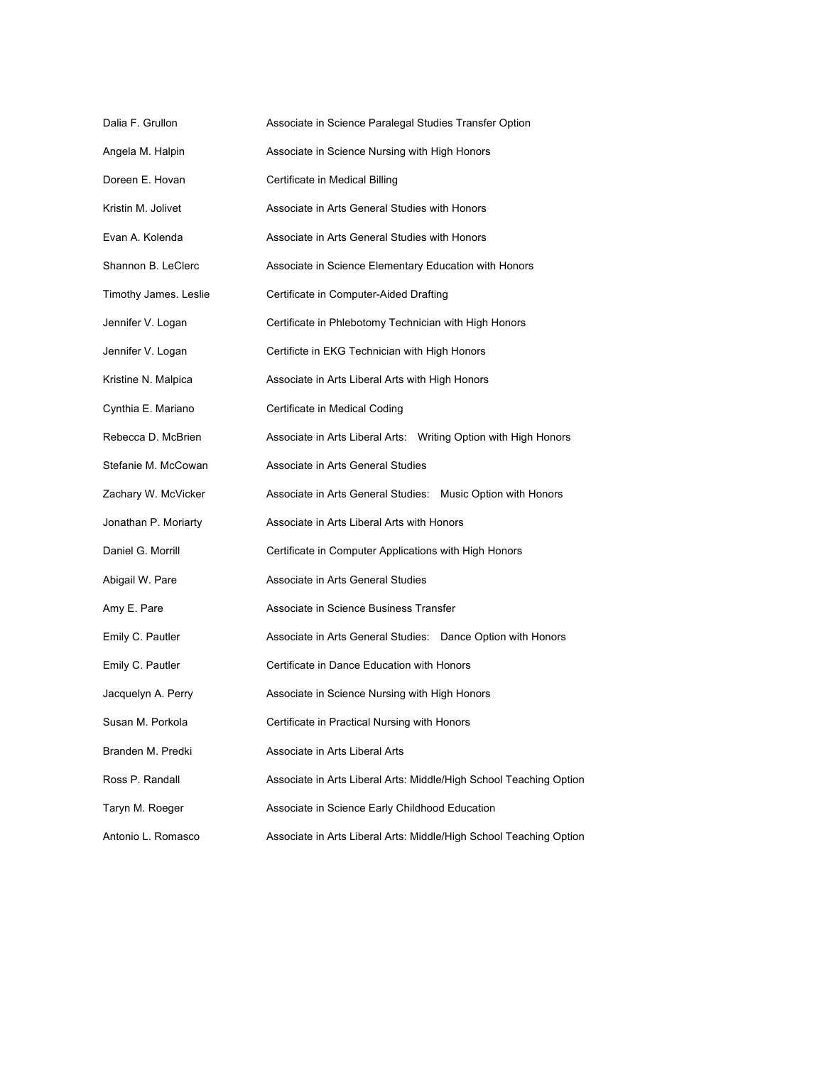| | |
|---|---|
| Dalia F. Grullon | Associate in Science Paralegal Studies Transfer Option |
| Angela M. Halpin | Associate in Science Nursing with High Honors |
| Doreen E. Hovan | Certificate in Medical Billing |
| Kristin M. Jolivet | Associate in Arts General Studies with Honors |
| Evan A. Kolenda | Associate in Arts General Studies with Honors |
| Shannon B. LeClerc | Associate in Science Elementary Education with Honors |
| Timothy James. Leslie | Certificate in Computer-Aided Drafting |
| Jennifer V. Logan | Certificate in Phlebotomy Technician with High Honors |
| Jennifer V. Logan | Certificte in EKG Technician with High Honors |
| Kristine N. Malpica | Associate in Arts Liberal Arts with High Honors |
| Cynthia E. Mariano | Certificate in Medical Coding |
| Rebecca D. McBrien | Associate in Arts Liberal Arts: Writing Option with High Honors |
| Stefanie M. McCowan | Associate in Arts General Studies |
| Zachary W. McVicker | Associate in Arts General Studies: Music Option with Honors |
| Jonathan P. Moriarty | Associate in Arts Liberal Arts with Honors |
| Daniel G. Morrill | Certificate in Computer Applications with High Honors |
| Abigail W. Pare | Associate in Arts General Studies |
| Amy E. Pare | Associate in Science Business Transfer |
| Emily C. Pautler | Associate in Arts General Studies: Dance Option with Honors |
| Emily C. Pautler | Certificate in Dance Education with Honors |
| Jacquelyn A. Perry | Associate in Science Nursing with High Honors |
| Susan M. Porkola | Certificate in Practical Nursing with Honors |
| Branden M. Predki | Associate in Arts Liberal Arts |
| Ross P. Randall | Associate in Arts Liberal Arts: Middle/High School Teaching Option |
| Taryn M. Roeger | Associate in Science Early Childhood Education |
| Antonio L. Romasco | Associate in Arts Liberal Arts: Middle/High School Teaching Option |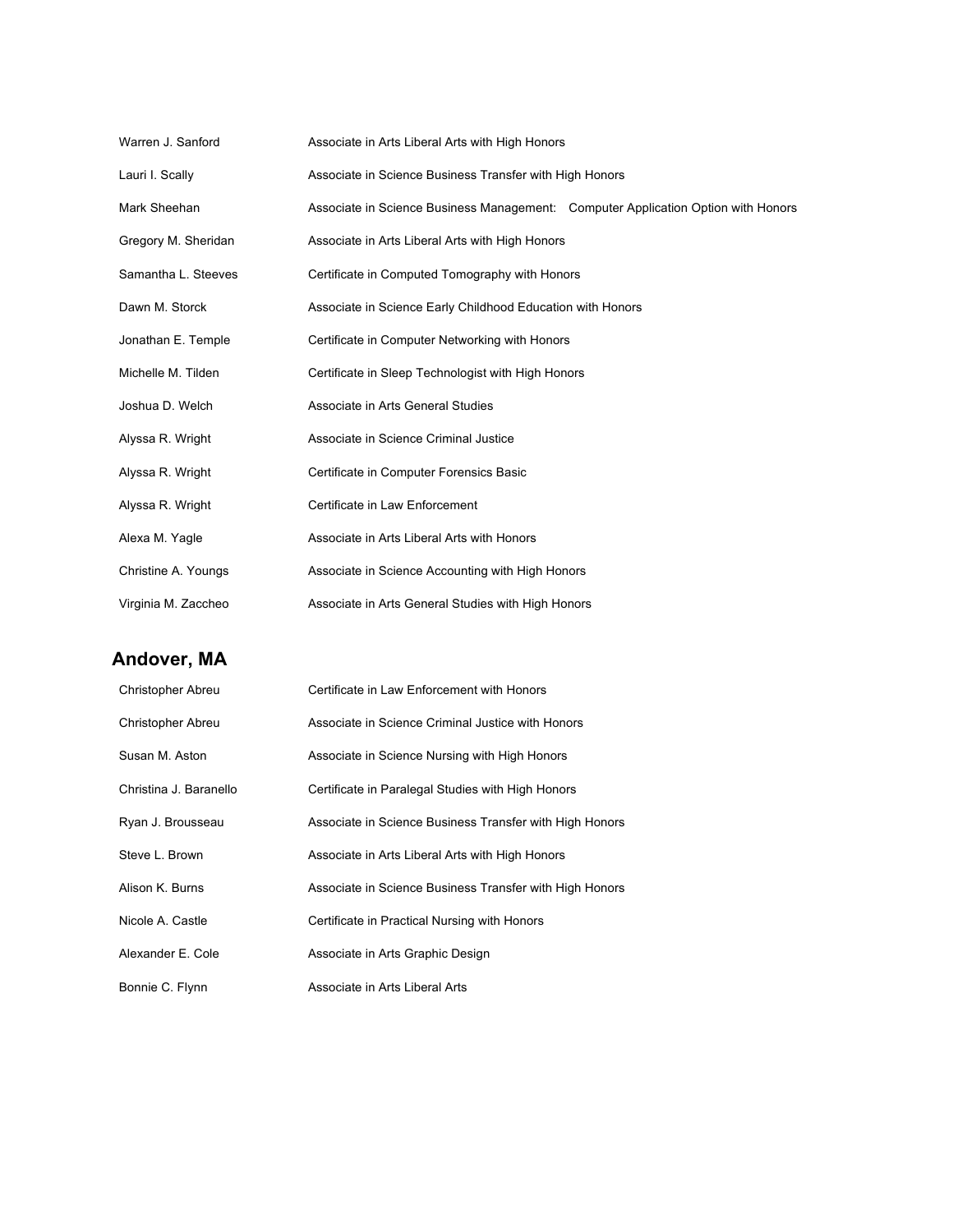| | |
|---|---|
| Warren J. Sanford | Associate in Arts Liberal Arts with High Honors |
| Lauri I. Scally | Associate in Science Business Transfer with High Honors |
| Mark Sheehan | Associate in Science Business Management: Computer Application Option with Honors |
| Gregory M. Sheridan | Associate in Arts Liberal Arts with High Honors |
| Samantha L. Steeves | Certificate in Computed Tomography with Honors |
| Dawn M. Storck | Associate in Science Early Childhood Education with Honors |
| Jonathan E. Temple | Certificate in Computer Networking with Honors |
| Michelle M. Tilden | Certificate in Sleep Technologist with High Honors |
| Joshua D. Welch | Associate in Arts General Studies |
| Alyssa R. Wright | Associate in Science Criminal Justice |
| Alyssa R. Wright | Certificate in Computer Forensics Basic |
| Alyssa R. Wright | Certificate in Law Enforcement |
| Alexa M. Yagle | Associate in Arts Liberal Arts with Honors |
| Christine A. Youngs | Associate in Science Accounting with High Honors |
| Virginia M. Zaccheo | Associate in Arts General Studies with High Honors |

## Andover, MA

| | |
|---|---|
| Christopher Abreu | Certificate in Law Enforcement with Honors |
| Christopher Abreu | Associate in Science Criminal Justice with Honors |
| Susan M. Aston | Associate in Science Nursing with High Honors |
| Christina J. Baranello | Certificate in Paralegal Studies with High Honors |
| Ryan J. Brousseau | Associate in Science Business Transfer with High Honors |
| Steve L. Brown | Associate in Arts Liberal Arts with High Honors |
| Alison K. Burns | Associate in Science Business Transfer with High Honors |
| Nicole A. Castle | Certificate in Practical Nursing with Honors |
| Alexander E. Cole | Associate in Arts Graphic Design |
| Bonnie C. Flynn | Associate in Arts Liberal Arts |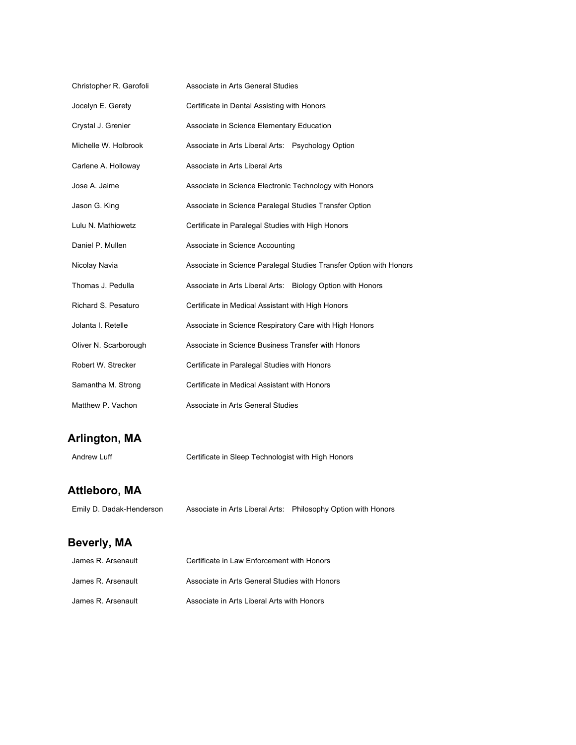| | |
|---|---|
| Christopher R. Garofoli | Associate in Arts General Studies |
| Jocelyn E. Gerety | Certificate in Dental Assisting with Honors |
| Crystal J. Grenier | Associate in Science Elementary Education |
| Michelle W. Holbrook | Associate in Arts Liberal Arts: Psychology Option |
| Carlene A. Holloway | Associate in Arts Liberal Arts |
| Jose A. Jaime | Associate in Science Electronic Technology with Honors |
| Jason G. King | Associate in Science Paralegal Studies Transfer Option |
| Lulu N. Mathiowetz | Certificate in Paralegal Studies with High Honors |
| Daniel P. Mullen | Associate in Science Accounting |
| Nicolay Navia | Associate in Science Paralegal Studies Transfer Option with Honors |
| Thomas J. Pedulla | Associate in Arts Liberal Arts: Biology Option with Honors |
| Richard S. Pesaturo | Certificate in Medical Assistant with High Honors |
| Jolanta I. Retelle | Associate in Science Respiratory Care with High Honors |
| Oliver N. Scarborough | Associate in Science Business Transfer with Honors |
| Robert W. Strecker | Certificate in Paralegal Studies with Honors |
| Samantha M. Strong | Certificate in Medical Assistant with Honors |
| Matthew P. Vachon | Associate in Arts General Studies |

## Arlington, MA

| | |
|---|---|
| Andrew Luff | Certificate in Sleep Technologist with High Honors |

## Attleboro, MA

| | |
|---|---|
| Emily D. Dadak-Henderson | Associate in Arts Liberal Arts: Philosophy Option with Honors |

## Beverly, MA

| | |
|---|---|
| James R. Arsenault | Certificate in Law Enforcement with Honors |
| James R. Arsenault | Associate in Arts General Studies with Honors |
| James R. Arsenault | Associate in Arts Liberal Arts with Honors |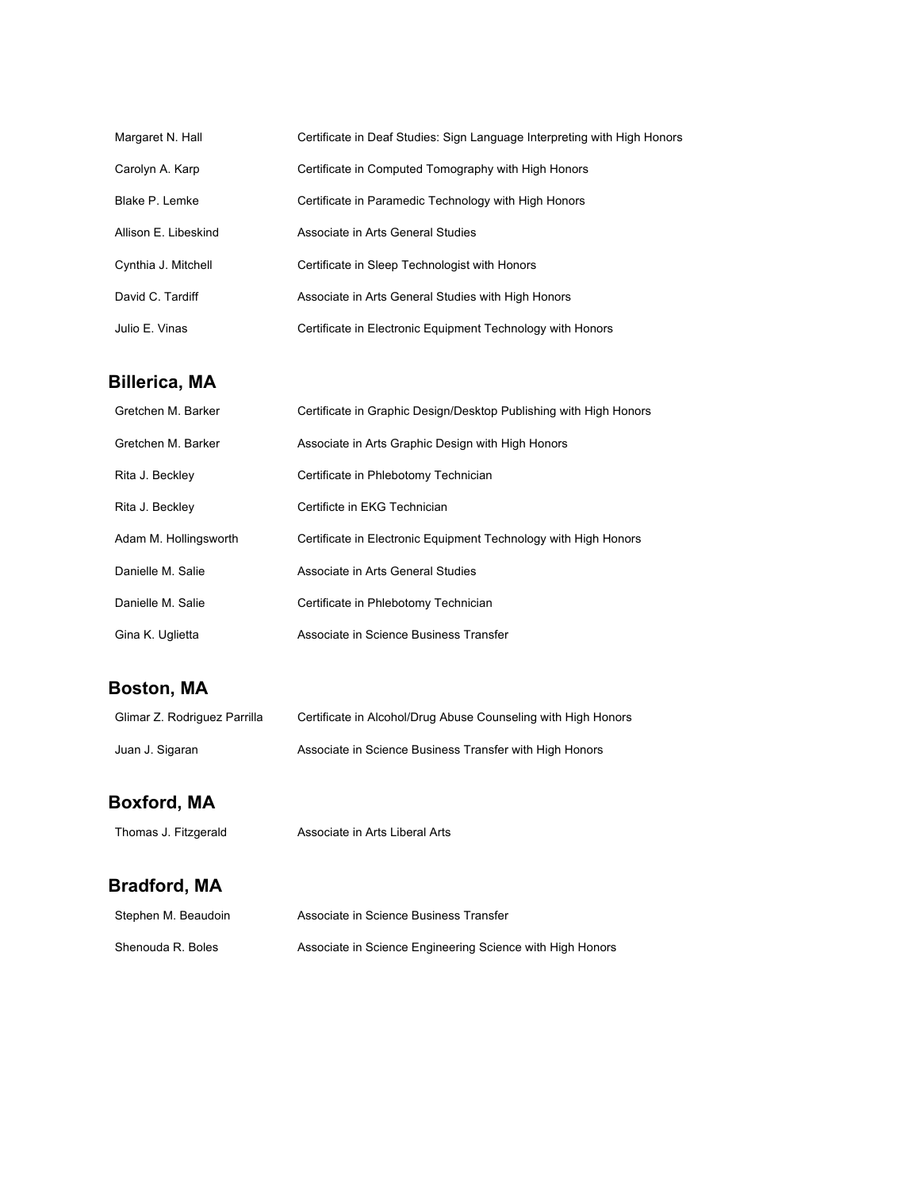| | |
|---|---|
| Margaret N. Hall | Certificate in Deaf Studies: Sign Language Interpreting with High Honors |
| Carolyn A. Karp | Certificate in Computed Tomography with High Honors |
| Blake P. Lemke | Certificate in Paramedic Technology with High Honors |
| Allison E. Libeskind | Associate in Arts General Studies |
| Cynthia J. Mitchell | Certificate in Sleep Technologist with Honors |
| David C. Tardiff | Associate in Arts General Studies with High Honors |
| Julio E. Vinas | Certificate in Electronic Equipment Technology with Honors |

## Billerica, MA

| | |
|---|---|
| Gretchen M. Barker | Certificate in Graphic Design/Desktop Publishing with High Honors |
| Gretchen M. Barker | Associate in Arts Graphic Design with High Honors |
| Rita J. Beckley | Certificate in Phlebotomy Technician |
| Rita J. Beckley | Certificte in EKG Technician |
| Adam M. Hollingsworth | Certificate in Electronic Equipment Technology with High Honors |
| Danielle M. Salie | Associate in Arts General Studies |
| Danielle M. Salie | Certificate in Phlebotomy Technician |
| Gina K. Uglietta | Associate in Science Business Transfer |

## Boston, MA

| | |
|---|---|
| Glimar Z. Rodriguez Parrilla | Certificate in Alcohol/Drug Abuse Counseling with High Honors |
| Juan J. Sigaran | Associate in Science Business Transfer with High Honors |

## Boxford, MA

| | |
|---|---|
| Thomas J. Fitzgerald | Associate in Arts Liberal Arts |

## Bradford, MA

| | |
|---|---|
| Stephen M. Beaudoin | Associate in Science Business Transfer |
| Shenouda R. Boles | Associate in Science Engineering Science with High Honors |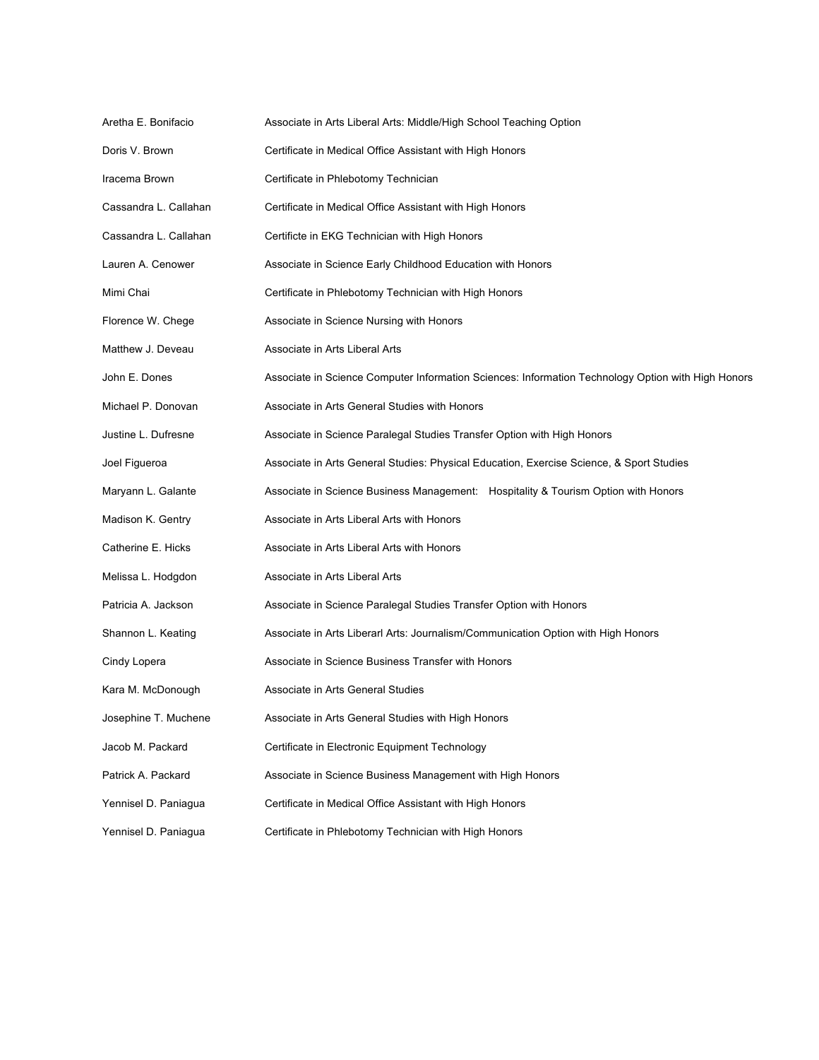| | |
|---|---|
| Aretha E. Bonifacio | Associate in Arts Liberal Arts: Middle/High School Teaching Option |
| Doris V. Brown | Certificate in Medical Office Assistant with High Honors |
| Iracema Brown | Certificate in Phlebotomy Technician |
| Cassandra L. Callahan | Certificate in Medical Office Assistant with High Honors |
| Cassandra L. Callahan | Certificte in EKG Technician with High Honors |
| Lauren A. Cenower | Associate in Science Early Childhood Education with Honors |
| Mimi Chai | Certificate in Phlebotomy Technician with High Honors |
| Florence W. Chege | Associate in Science Nursing with Honors |
| Matthew J. Deveau | Associate in Arts Liberal Arts |
| John E. Dones | Associate in Science Computer Information Sciences: Information Technology Option with High Honors |
| Michael P. Donovan | Associate in Arts General Studies with Honors |
| Justine L. Dufresne | Associate in Science Paralegal Studies Transfer Option with High Honors |
| Joel Figueroa | Associate in Arts General Studies: Physical Education, Exercise Science, & Sport Studies |
| Maryann L. Galante | Associate in Science Business Management: Hospitality & Tourism Option with Honors |
| Madison K. Gentry | Associate in Arts Liberal Arts with Honors |
| Catherine E. Hicks | Associate in Arts Liberal Arts with Honors |
| Melissa L. Hodgdon | Associate in Arts Liberal Arts |
| Patricia A. Jackson | Associate in Science Paralegal Studies Transfer Option with Honors |
| Shannon L. Keating | Associate in Arts Liberarl Arts: Journalism/Communication Option with High Honors |
| Cindy Lopera | Associate in Science Business Transfer with Honors |
| Kara M. McDonough | Associate in Arts General Studies |
| Josephine T. Muchene | Associate in Arts General Studies with High Honors |
| Jacob M. Packard | Certificate in Electronic Equipment Technology |
| Patrick A. Packard | Associate in Science Business Management with High Honors |
| Yennisel D. Paniagua | Certificate in Medical Office Assistant with High Honors |
| Yennisel D. Paniagua | Certificate in Phlebotomy Technician with High Honors |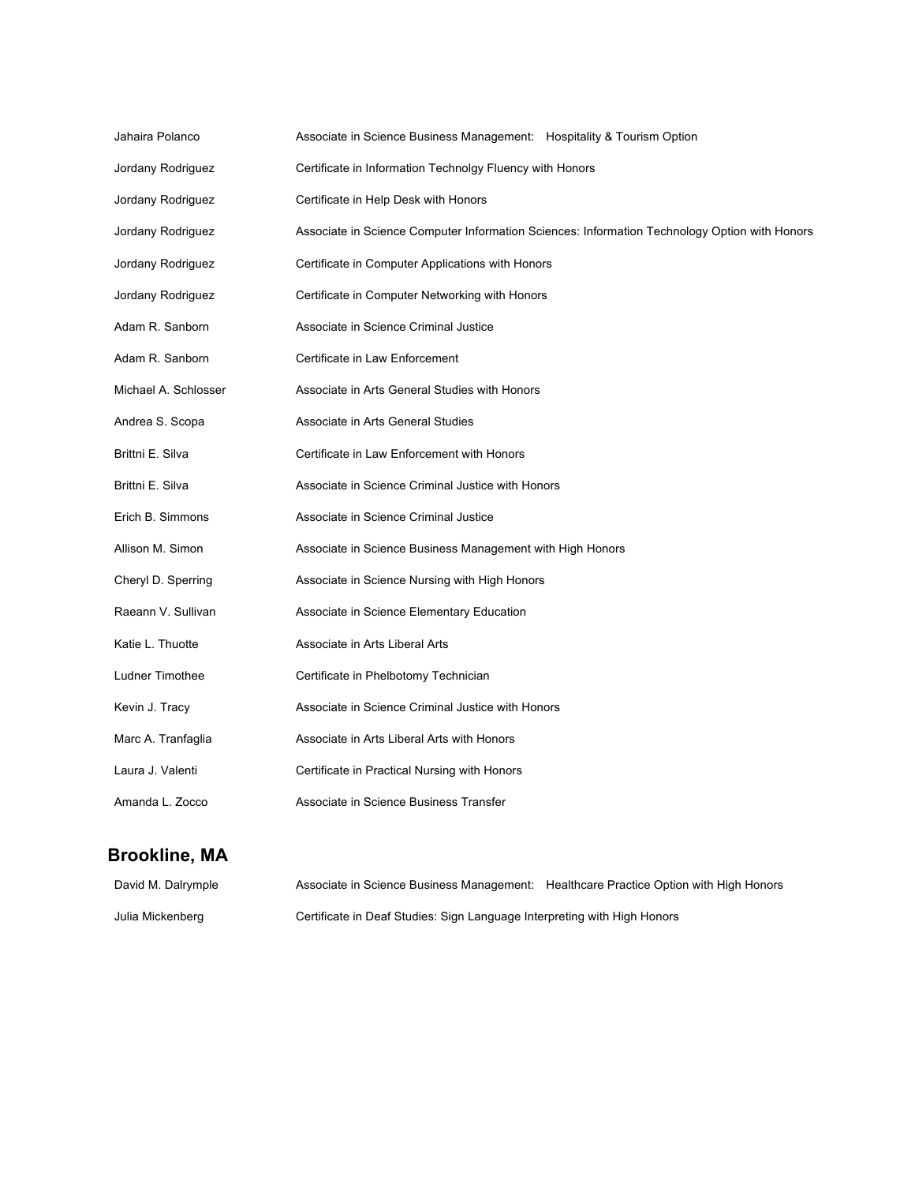| | |
|---|---|
| Jahaira Polanco | Associate in Science Business Management: Hospitality & Tourism Option |
| Jordany Rodriguez | Certificate in Information Technolgy Fluency with Honors |
| Jordany Rodriguez | Certificate in Help Desk with Honors |
| Jordany Rodriguez | Associate in Science Computer Information Sciences: Information Technology Option with Honors |
| Jordany Rodriguez | Certificate in Computer Applications with Honors |
| Jordany Rodriguez | Certificate in Computer Networking with Honors |
| Adam R. Sanborn | Associate in Science Criminal Justice |
| Adam R. Sanborn | Certificate in Law Enforcement |
| Michael A. Schlosser | Associate in Arts General Studies with Honors |
| Andrea S. Scopa | Associate in Arts General Studies |
| Brittni E. Silva | Certificate in Law Enforcement with Honors |
| Brittni E. Silva | Associate in Science Criminal Justice with Honors |
| Erich B. Simmons | Associate in Science Criminal Justice |
| Allison M. Simon | Associate in Science Business Management with High Honors |
| Cheryl D. Sperring | Associate in Science Nursing with High Honors |
| Raeann V. Sullivan | Associate in Science Elementary Education |
| Katie L. Thuotte | Associate in Arts Liberal Arts |
| Ludner Timothee | Certificate in Phelbotomy Technician |
| Kevin J. Tracy | Associate in Science Criminal Justice with Honors |
| Marc A. Tranfaglia | Associate in Arts Liberal Arts with Honors |
| Laura J. Valenti | Certificate in Practical Nursing with Honors |
| Amanda L. Zocco | Associate in Science Business Transfer |

## Brookline, MA

| | |
|---|---|
| David M. Dalrymple | Associate in Science Business Management: Healthcare Practice Option with High Honors |
| Julia Mickenberg | Certificate in Deaf Studies: Sign Language Interpreting with High Honors |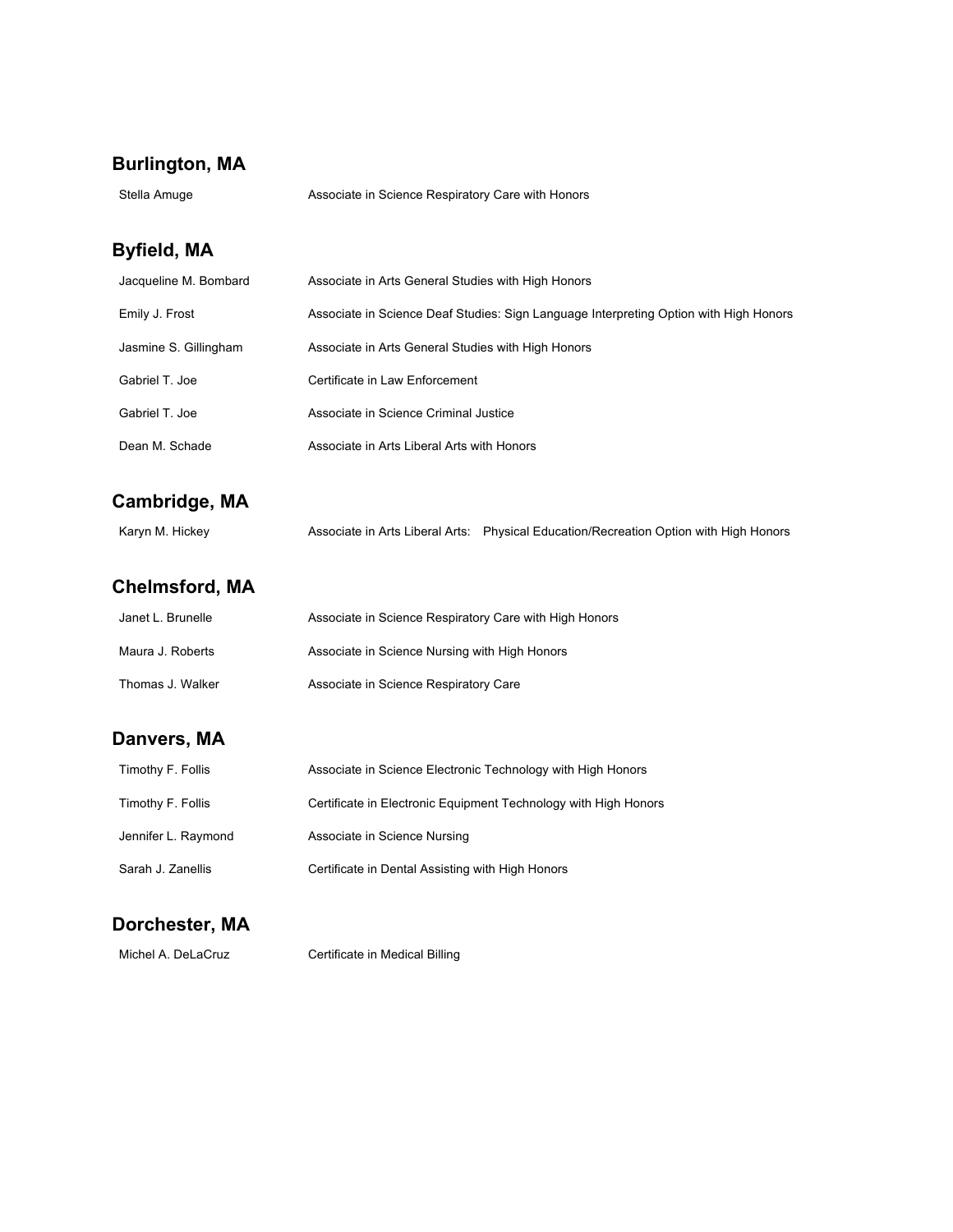## Burlington, MA

| | |
|---|---|
| Stella Amuge | Associate in Science Respiratory Care with Honors |

## Byfield, MA

| | |
|---|---|
| Jacqueline M. Bombard | Associate in Arts General Studies with High Honors |
| Emily J. Frost | Associate in Science Deaf Studies: Sign Language Interpreting Option with High Honors |
| Jasmine S. Gillingham | Associate in Arts General Studies with High Honors |
| Gabriel T. Joe | Certificate in Law Enforcement |
| Gabriel T. Joe | Associate in Science Criminal Justice |
| Dean M. Schade | Associate in Arts Liberal Arts with Honors |

## Cambridge, MA

| | |
|---|---|
| Karyn M. Hickey | Associate in Arts Liberal Arts: Physical Education/Recreation Option with High Honors |

## Chelmsford, MA

| | |
|---|---|
| Janet L. Brunelle | Associate in Science Respiratory Care with High Honors |
| Maura J. Roberts | Associate in Science Nursing with High Honors |
| Thomas J. Walker | Associate in Science Respiratory Care |

## Danvers, MA

| | |
|---|---|
| Timothy F. Follis | Associate in Science Electronic Technology with High Honors |
| Timothy F. Follis | Certificate in Electronic Equipment Technology with High Honors |
| Jennifer L. Raymond | Associate in Science Nursing |
| Sarah J. Zanellis | Certificate in Dental Assisting with High Honors |

## Dorchester, MA

| | |
|---|---|
| Michel A. DeLaCruz | Certificate in Medical Billing |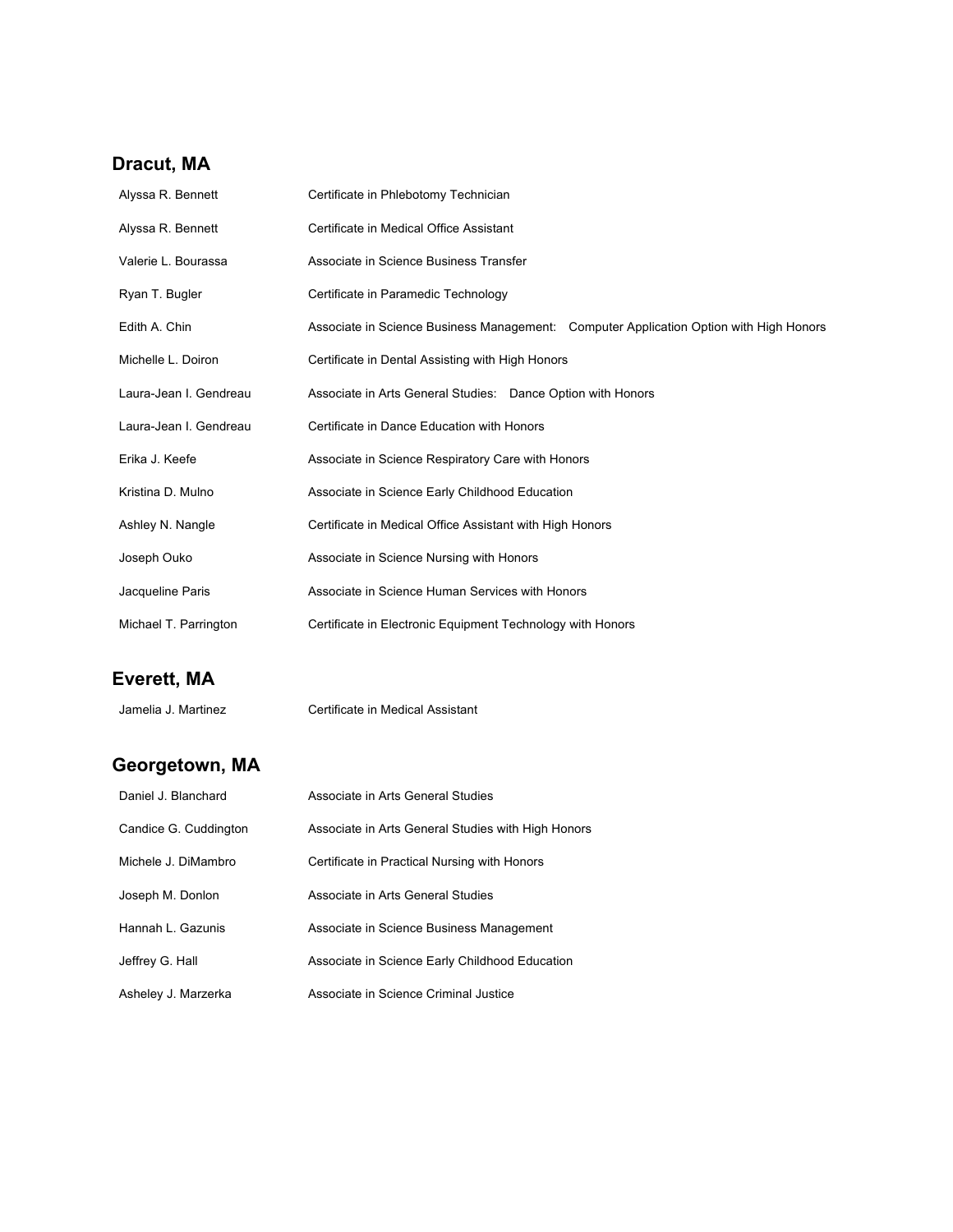## Dracut, MA

| | |
|---|---|
| Alyssa R. Bennett | Certificate in Phlebotomy Technician |
| Alyssa R. Bennett | Certificate in Medical Office Assistant |
| Valerie L. Bourassa | Associate in Science Business Transfer |
| Ryan T. Bugler | Certificate in Paramedic Technology |
| Edith A. Chin | Associate in Science Business Management: Computer Application Option with High Honors |
| Michelle L. Doiron | Certificate in Dental Assisting with High Honors |
| Laura-Jean I. Gendreau | Associate in Arts General Studies: Dance Option with Honors |
| Laura-Jean I. Gendreau | Certificate in Dance Education with Honors |
| Erika J. Keefe | Associate in Science Respiratory Care with Honors |
| Kristina D. Mulno | Associate in Science Early Childhood Education |
| Ashley N. Nangle | Certificate in Medical Office Assistant with High Honors |
| Joseph Ouko | Associate in Science Nursing with Honors |
| Jacqueline Paris | Associate in Science Human Services with Honors |
| Michael T. Parrington | Certificate in Electronic Equipment Technology with Honors |

## Everett, MA

| | |
|---|---|
| Jamelia J. Martinez | Certificate in Medical Assistant |

## Georgetown, MA

| | |
|---|---|
| Daniel J. Blanchard | Associate in Arts General Studies |
| Candice G. Cuddington | Associate in Arts General Studies with High Honors |
| Michele J. DiMambro | Certificate in Practical Nursing with Honors |
| Joseph M. Donlon | Associate in Arts General Studies |
| Hannah L. Gazunis | Associate in Science Business Management |
| Jeffrey G. Hall | Associate in Science Early Childhood Education |
| Asheley J. Marzerka | Associate in Science Criminal Justice |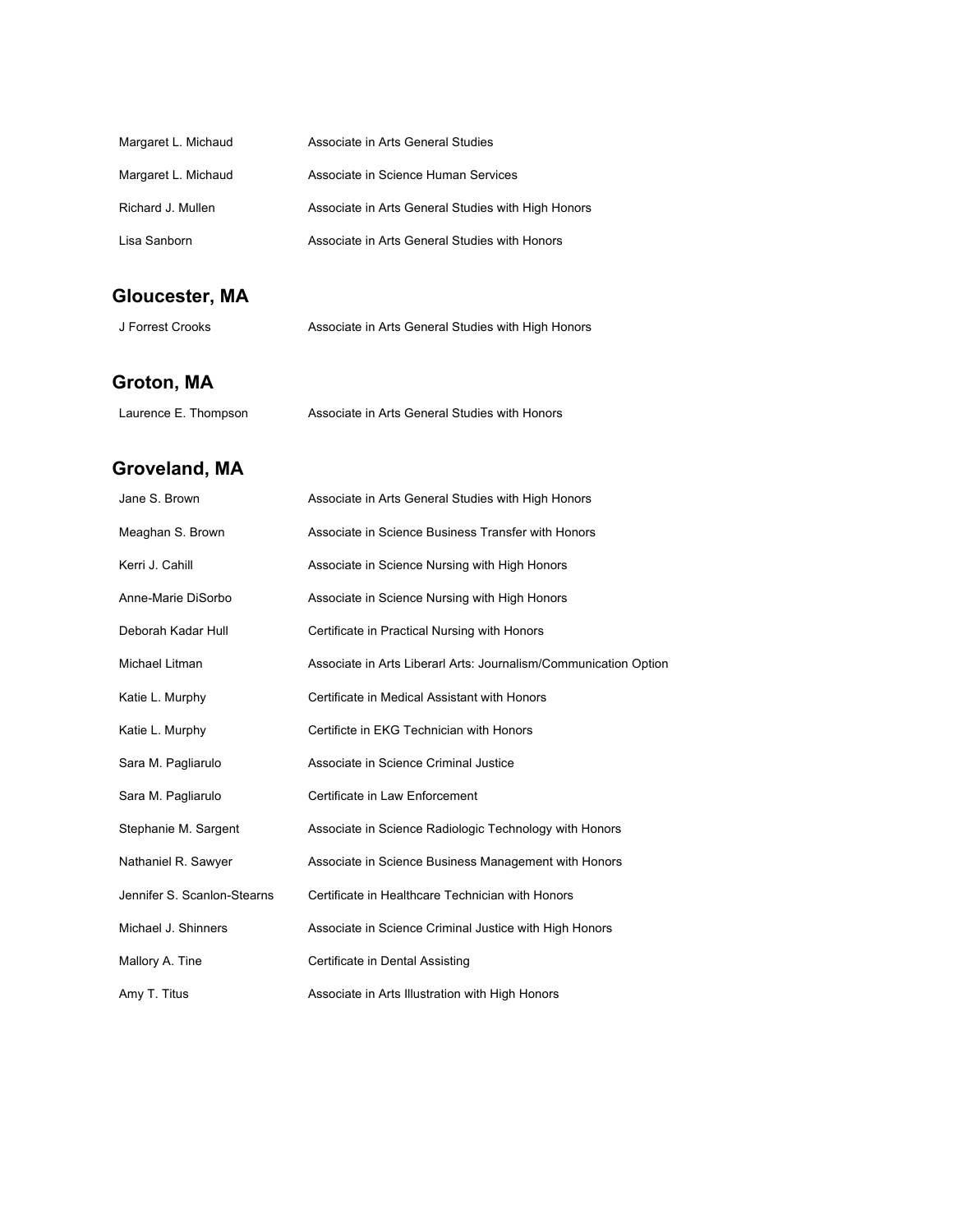| | |
|---|---|
| Margaret L. Michaud | Associate in Arts General Studies |
| Margaret L. Michaud | Associate in Science Human Services |
| Richard J. Mullen | Associate in Arts General Studies with High Honors |
| Lisa Sanborn | Associate in Arts General Studies with Honors |

## Gloucester, MA

| | |
|---|---|
| J Forrest Crooks | Associate in Arts General Studies with High Honors |

## Groton, MA

| | |
|---|---|
| Laurence E. Thompson | Associate in Arts General Studies with Honors |

## Groveland, MA

| | |
|---|---|
| Jane S. Brown | Associate in Arts General Studies with High Honors |
| Meaghan S. Brown | Associate in Science Business Transfer with Honors |
| Kerri J. Cahill | Associate in Science Nursing with High Honors |
| Anne-Marie DiSorbo | Associate in Science Nursing with High Honors |
| Deborah Kadar Hull | Certificate in Practical Nursing with Honors |
| Michael Litman | Associate in Arts Liberarl Arts: Journalism/Communication Option |
| Katie L. Murphy | Certificate in Medical Assistant with Honors |
| Katie L. Murphy | Certificte in EKG Technician with Honors |
| Sara M. Pagliarulo | Associate in Science Criminal Justice |
| Sara M. Pagliarulo | Certificate in Law Enforcement |
| Stephanie M. Sargent | Associate in Science Radiologic Technology with Honors |
| Nathaniel R. Sawyer | Associate in Science Business Management with Honors |
| Jennifer S. Scanlon-Stearns | Certificate in Healthcare Technician with Honors |
| Michael J. Shinners | Associate in Science Criminal Justice with High Honors |
| Mallory A. Tine | Certificate in Dental Assisting |
| Amy T. Titus | Associate in Arts Illustration with High Honors |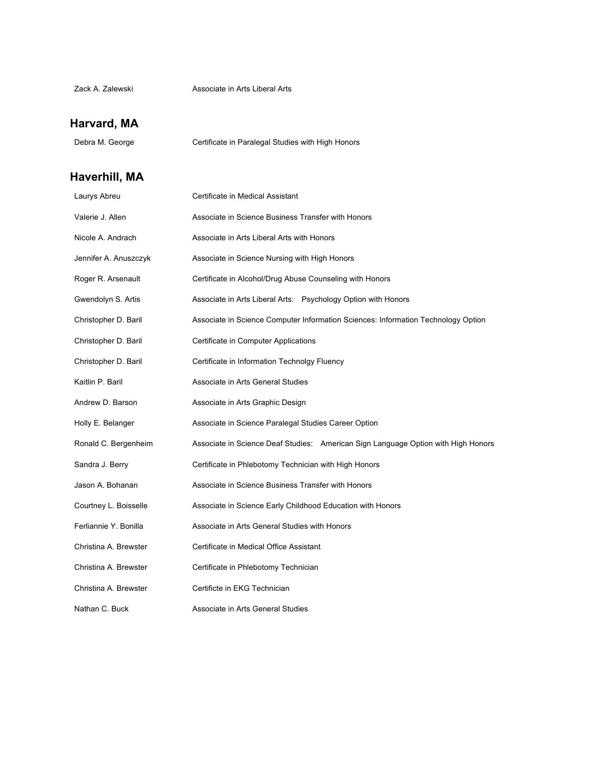| | |
|---|---|
| Zack A. Zalewski | Associate in Arts Liberal Arts |

## Harvard, MA

| | |
|---|---|
| Debra M. George | Certificate in Paralegal Studies with High Honors |

## Haverhill, MA

| | |
|---|---|
| Laurys Abreu | Certificate in Medical Assistant |
| Valerie J. Allen | Associate in Science Business Transfer with Honors |
| Nicole A. Andrach | Associate in Arts Liberal Arts with Honors |
| Jennifer A. Anuszczyk | Associate in Science Nursing with High Honors |
| Roger R. Arsenault | Certificate in Alcohol/Drug Abuse Counseling with Honors |
| Gwendolyn S. Artis | Associate in Arts Liberal Arts: Psychology Option with Honors |
| Christopher D. Baril | Associate in Science Computer Information Sciences: Information Technology Option |
| Christopher D. Baril | Certificate in Computer Applications |
| Christopher D. Baril | Certificate in Information Technolgy Fluency |
| Kaitlin P. Baril | Associate in Arts General Studies |
| Andrew D. Barson | Associate in Arts Graphic Design |
| Holly E. Belanger | Associate in Science Paralegal Studies Career Option |
| Ronald C. Bergenheim | Associate in Science Deaf Studies: American Sign Language Option with High Honors |
| Sandra J. Berry | Certificate in Phlebotomy Technician with High Honors |
| Jason A. Bohanan | Associate in Science Business Transfer with Honors |
| Courtney L. Boisselle | Associate in Science Early Childhood Education with Honors |
| Ferliannie Y. Bonilla | Associate in Arts General Studies with Honors |
| Christina A. Brewster | Certificate in Medical Office Assistant |
| Christina A. Brewster | Certificate in Phlebotomy Technician |
| Christina A. Brewster | Certificte in EKG Technician |
| Nathan C. Buck | Associate in Arts General Studies |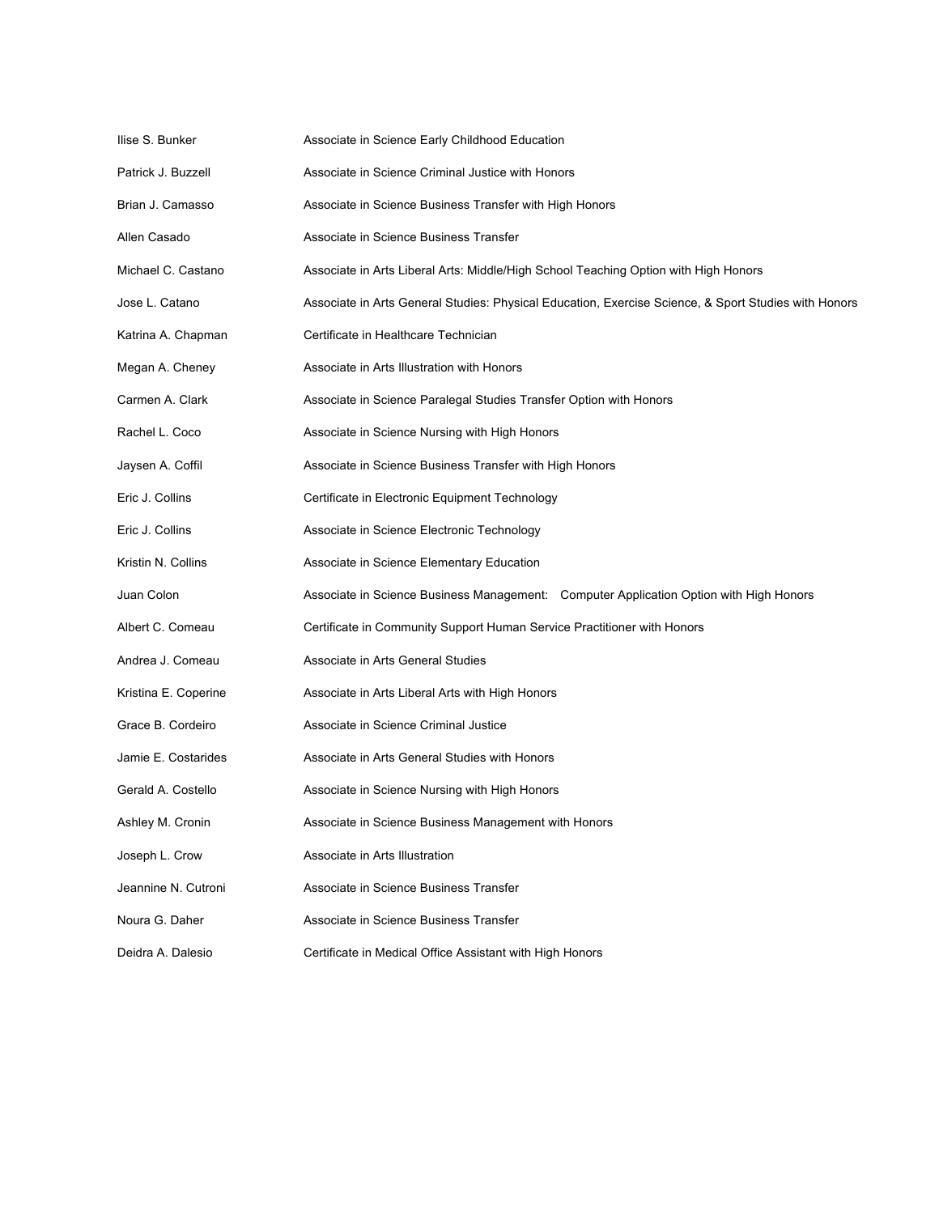| | |
|---|---|
| Ilise S. Bunker | Associate in Science Early Childhood Education |
| Patrick J. Buzzell | Associate in Science Criminal Justice with Honors |
| Brian J. Camasso | Associate in Science Business Transfer with High Honors |
| Allen Casado | Associate in Science Business Transfer |
| Michael C. Castano | Associate in Arts Liberal Arts: Middle/High School Teaching Option with High Honors |
| Jose L. Catano | Associate in Arts General Studies: Physical Education, Exercise Science, & Sport Studies with Honors |
| Katrina A. Chapman | Certificate in Healthcare Technician |
| Megan A. Cheney | Associate in Arts Illustration with Honors |
| Carmen A. Clark | Associate in Science Paralegal Studies Transfer Option with Honors |
| Rachel L. Coco | Associate in Science Nursing with High Honors |
| Jaysen A. Coffil | Associate in Science Business Transfer with High Honors |
| Eric J. Collins | Certificate in Electronic Equipment Technology |
| Eric J. Collins | Associate in Science Electronic Technology |
| Kristin N. Collins | Associate in Science Elementary Education |
| Juan Colon | Associate in Science Business Management: Computer Application Option with High Honors |
| Albert C. Comeau | Certificate in Community Support Human Service Practitioner with Honors |
| Andrea J. Comeau | Associate in Arts General Studies |
| Kristina E. Coperine | Associate in Arts Liberal Arts with High Honors |
| Grace B. Cordeiro | Associate in Science Criminal Justice |
| Jamie E. Costarides | Associate in Arts General Studies with Honors |
| Gerald A. Costello | Associate in Science Nursing with High Honors |
| Ashley M. Cronin | Associate in Science Business Management with Honors |
| Joseph L. Crow | Associate in Arts Illustration |
| Jeannine N. Cutroni | Associate in Science Business Transfer |
| Noura G. Daher | Associate in Science Business Transfer |
| Deidra A. Dalesio | Certificate in Medical Office Assistant with High Honors |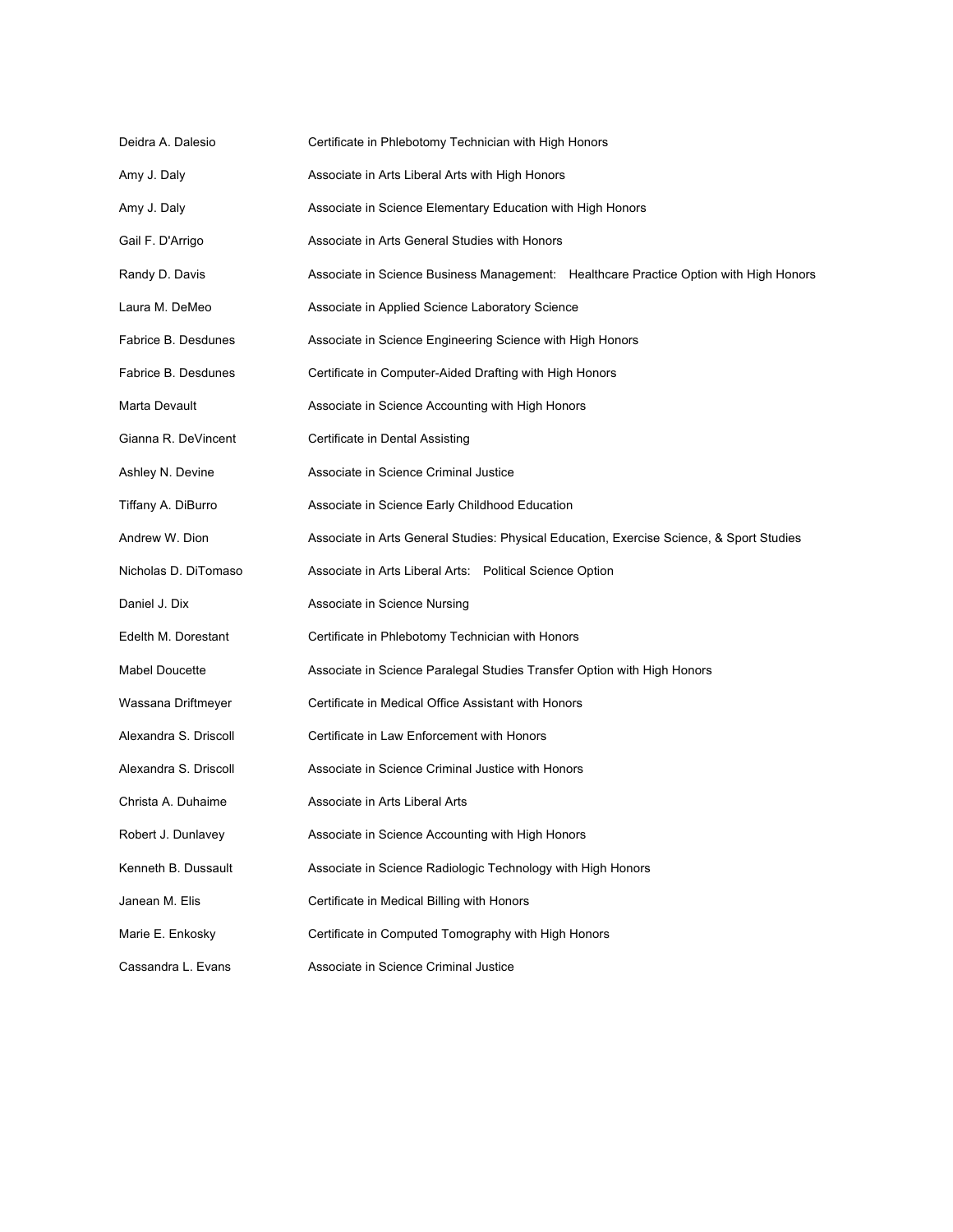| | |
|---|---|
| Deidra A. Dalesio | Certificate in Phlebotomy Technician with High Honors |
| Amy J. Daly | Associate in Arts Liberal Arts with High Honors |
| Amy J. Daly | Associate in Science Elementary Education with High Honors |
| Gail F. D'Arrigo | Associate in Arts General Studies with Honors |
| Randy D. Davis | Associate in Science Business Management: Healthcare Practice Option with High Honors |
| Laura M. DeMeo | Associate in Applied Science Laboratory Science |
| Fabrice B. Desdunes | Associate in Science Engineering Science with High Honors |
| Fabrice B. Desdunes | Certificate in Computer-Aided Drafting with High Honors |
| Marta Devault | Associate in Science Accounting with High Honors |
| Gianna R. DeVincent | Certificate in Dental Assisting |
| Ashley N. Devine | Associate in Science Criminal Justice |
| Tiffany A. DiBurro | Associate in Science Early Childhood Education |
| Andrew W. Dion | Associate in Arts General Studies: Physical Education, Exercise Science, & Sport Studies |
| Nicholas D. DiTomaso | Associate in Arts Liberal Arts: Political Science Option |
| Daniel J. Dix | Associate in Science Nursing |
| Edelth M. Dorestant | Certificate in Phlebotomy Technician with Honors |
| Mabel Doucette | Associate in Science Paralegal Studies Transfer Option with High Honors |
| Wassana Driftmeyer | Certificate in Medical Office Assistant with Honors |
| Alexandra S. Driscoll | Certificate in Law Enforcement with Honors |
| Alexandra S. Driscoll | Associate in Science Criminal Justice with Honors |
| Christa A. Duhaime | Associate in Arts Liberal Arts |
| Robert J. Dunlavey | Associate in Science Accounting with High Honors |
| Kenneth B. Dussault | Associate in Science Radiologic Technology with High Honors |
| Janean M. Elis | Certificate in Medical Billing with Honors |
| Marie E. Enkosky | Certificate in Computed Tomography with High Honors |
| Cassandra L. Evans | Associate in Science Criminal Justice |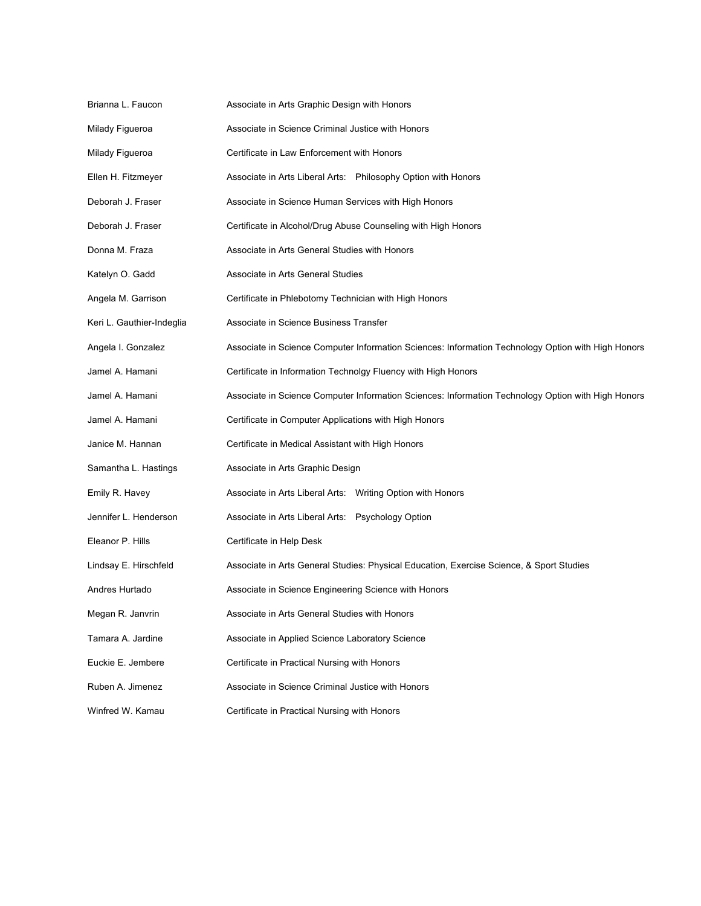| | |
|---|---|
| Brianna L. Faucon | Associate in Arts Graphic Design with Honors |
| Milady Figueroa | Associate in Science Criminal Justice with Honors |
| Milady Figueroa | Certificate in Law Enforcement with Honors |
| Ellen H. Fitzmeyer | Associate in Arts Liberal Arts: Philosophy Option with Honors |
| Deborah J. Fraser | Associate in Science Human Services with High Honors |
| Deborah J. Fraser | Certificate in Alcohol/Drug Abuse Counseling with High Honors |
| Donna M. Fraza | Associate in Arts General Studies with Honors |
| Katelyn O. Gadd | Associate in Arts General Studies |
| Angela M. Garrison | Certificate in Phlebotomy Technician with High Honors |
| Keri L. Gauthier-Indeglia | Associate in Science Business Transfer |
| Angela I. Gonzalez | Associate in Science Computer Information Sciences: Information Technology Option with High Honors |
| Jamel A. Hamani | Certificate in Information Technolgy Fluency with High Honors |
| Jamel A. Hamani | Associate in Science Computer Information Sciences: Information Technology Option with High Honors |
| Jamel A. Hamani | Certificate in Computer Applications with High Honors |
| Janice M. Hannan | Certificate in Medical Assistant with High Honors |
| Samantha L. Hastings | Associate in Arts Graphic Design |
| Emily R. Havey | Associate in Arts Liberal Arts: Writing Option with Honors |
| Jennifer L. Henderson | Associate in Arts Liberal Arts: Psychology Option |
| Eleanor P. Hills | Certificate in Help Desk |
| Lindsay E. Hirschfeld | Associate in Arts General Studies: Physical Education, Exercise Science, & Sport Studies |
| Andres Hurtado | Associate in Science Engineering Science with Honors |
| Megan R. Janvrin | Associate in Arts General Studies with Honors |
| Tamara A. Jardine | Associate in Applied Science Laboratory Science |
| Euckie E. Jembere | Certificate in Practical Nursing with Honors |
| Ruben A. Jimenez | Associate in Science Criminal Justice with Honors |
| Winfred W. Kamau | Certificate in Practical Nursing with Honors |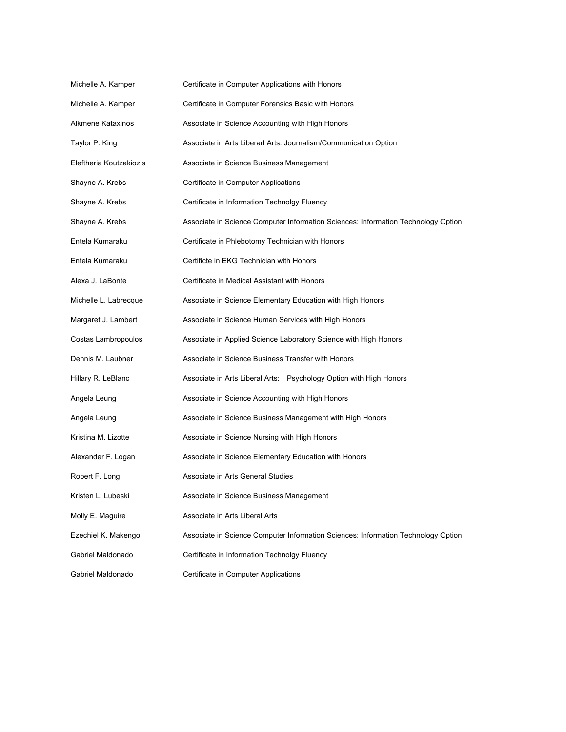| | |
|---|---|
| Michelle A. Kamper | Certificate in Computer Applications with Honors |
| Michelle A. Kamper | Certificate in Computer Forensics Basic with Honors |
| Alkmene Kataxinos | Associate in Science Accounting with High Honors |
| Taylor P. King | Associate in Arts Liberarl Arts: Journalism/Communication Option |
| Eleftheria Koutzakiozis | Associate in Science Business Management |
| Shayne A. Krebs | Certificate in Computer Applications |
| Shayne A. Krebs | Certificate in Information Technolgy Fluency |
| Shayne A. Krebs | Associate in Science Computer Information Sciences: Information Technology Option |
| Entela Kumaraku | Certificate in Phlebotomy Technician with Honors |
| Entela Kumaraku | Certificte in EKG Technician with Honors |
| Alexa J. LaBonte | Certificate in Medical Assistant with Honors |
| Michelle L. Labrecque | Associate in Science Elementary Education with High Honors |
| Margaret J. Lambert | Associate in Science Human Services with High Honors |
| Costas Lambropoulos | Associate in Applied Science Laboratory Science with High Honors |
| Dennis M. Laubner | Associate in Science Business Transfer with Honors |
| Hillary R. LeBlanc | Associate in Arts Liberal Arts: Psychology Option with High Honors |
| Angela Leung | Associate in Science Accounting with High Honors |
| Angela Leung | Associate in Science Business Management with High Honors |
| Kristina M. Lizotte | Associate in Science Nursing with High Honors |
| Alexander F. Logan | Associate in Science Elementary Education with Honors |
| Robert F. Long | Associate in Arts General Studies |
| Kristen L. Lubeski | Associate in Science Business Management |
| Molly E. Maguire | Associate in Arts Liberal Arts |
| Ezechiel K. Makengo | Associate in Science Computer Information Sciences: Information Technology Option |
| Gabriel Maldonado | Certificate in Information Technolgy Fluency |
| Gabriel Maldonado | Certificate in Computer Applications |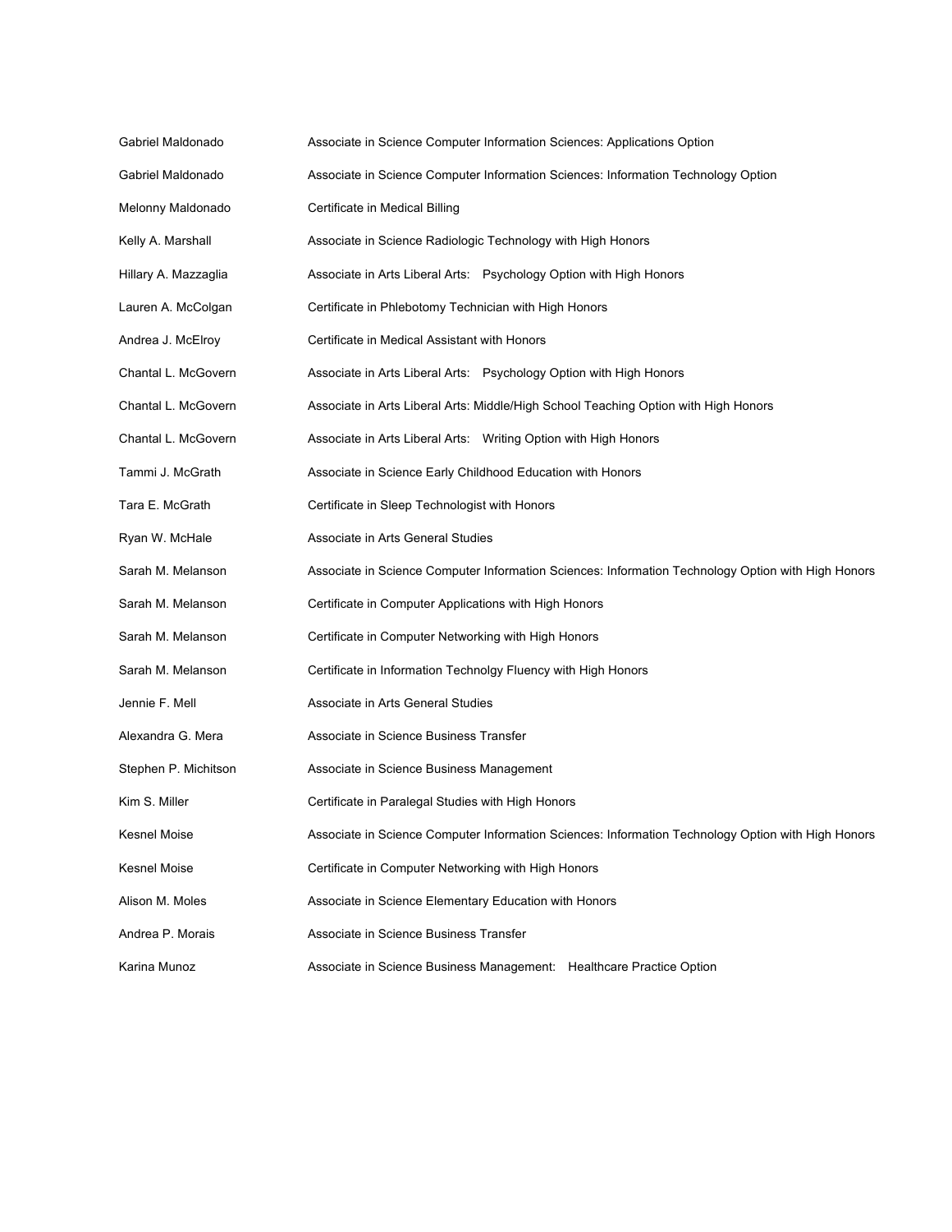| | |
|---|---|
| Gabriel Maldonado | Associate in Science Computer Information Sciences: Applications Option |
| Gabriel Maldonado | Associate in Science Computer Information Sciences: Information Technology Option |
| Melonny Maldonado | Certificate in Medical Billing |
| Kelly A. Marshall | Associate in Science Radiologic Technology with High Honors |
| Hillary A. Mazzaglia | Associate in Arts Liberal Arts: Psychology Option with High Honors |
| Lauren A. McColgan | Certificate in Phlebotomy Technician with High Honors |
| Andrea J. McElroy | Certificate in Medical Assistant with Honors |
| Chantal L. McGovern | Associate in Arts Liberal Arts: Psychology Option with High Honors |
| Chantal L. McGovern | Associate in Arts Liberal Arts: Middle/High School Teaching Option with High Honors |
| Chantal L. McGovern | Associate in Arts Liberal Arts: Writing Option with High Honors |
| Tammi J. McGrath | Associate in Science Early Childhood Education with Honors |
| Tara E. McGrath | Certificate in Sleep Technologist with Honors |
| Ryan W. McHale | Associate in Arts General Studies |
| Sarah M. Melanson | Associate in Science Computer Information Sciences: Information Technology Option with High Honors |
| Sarah M. Melanson | Certificate in Computer Applications with High Honors |
| Sarah M. Melanson | Certificate in Computer Networking with High Honors |
| Sarah M. Melanson | Certificate in Information Technolgy Fluency with High Honors |
| Jennie F. Mell | Associate in Arts General Studies |
| Alexandra G. Mera | Associate in Science Business Transfer |
| Stephen P. Michitson | Associate in Science Business Management |
| Kim S. Miller | Certificate in Paralegal Studies with High Honors |
| Kesnel Moise | Associate in Science Computer Information Sciences: Information Technology Option with High Honors |
| Kesnel Moise | Certificate in Computer Networking with High Honors |
| Alison M. Moles | Associate in Science Elementary Education with Honors |
| Andrea P. Morais | Associate in Science Business Transfer |
| Karina Munoz | Associate in Science Business Management: Healthcare Practice Option |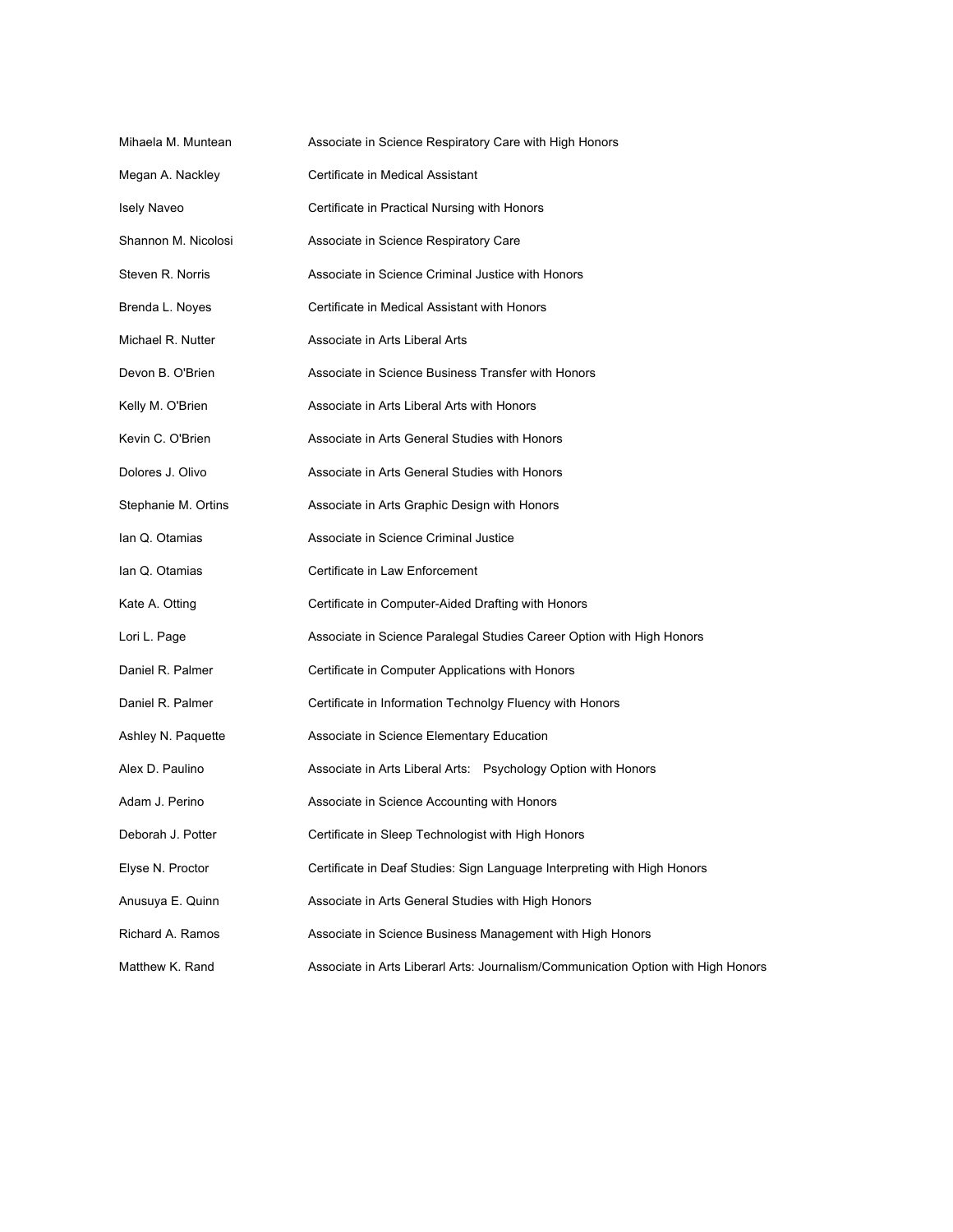| | |
|---|---|
| Mihaela M. Muntean | Associate in Science Respiratory Care with High Honors |
| Megan A. Nackley | Certificate in Medical Assistant |
| Isely Naveo | Certificate in Practical Nursing with Honors |
| Shannon M. Nicolosi | Associate in Science Respiratory Care |
| Steven R. Norris | Associate in Science Criminal Justice with Honors |
| Brenda L. Noyes | Certificate in Medical Assistant with Honors |
| Michael R. Nutter | Associate in Arts Liberal Arts |
| Devon B. O'Brien | Associate in Science Business Transfer with Honors |
| Kelly M. O'Brien | Associate in Arts Liberal Arts with Honors |
| Kevin C. O'Brien | Associate in Arts General Studies with Honors |
| Dolores J. Olivo | Associate in Arts General Studies with Honors |
| Stephanie M. Ortins | Associate in Arts Graphic Design with Honors |
| Ian Q. Otamias | Associate in Science Criminal Justice |
| Ian Q. Otamias | Certificate in Law Enforcement |
| Kate A. Otting | Certificate in Computer-Aided Drafting with Honors |
| Lori L. Page | Associate in Science Paralegal Studies Career Option with High Honors |
| Daniel R. Palmer | Certificate in Computer Applications with Honors |
| Daniel R. Palmer | Certificate in Information Technolgy Fluency with Honors |
| Ashley N. Paquette | Associate in Science Elementary Education |
| Alex D. Paulino | Associate in Arts Liberal Arts: Psychology Option with Honors |
| Adam J. Perino | Associate in Science Accounting with Honors |
| Deborah J. Potter | Certificate in Sleep Technologist with High Honors |
| Elyse N. Proctor | Certificate in Deaf Studies: Sign Language Interpreting with High Honors |
| Anusuya E. Quinn | Associate in Arts General Studies with High Honors |
| Richard A. Ramos | Associate in Science Business Management with High Honors |
| Matthew K. Rand | Associate in Arts Liberarl Arts: Journalism/Communication Option with High Honors |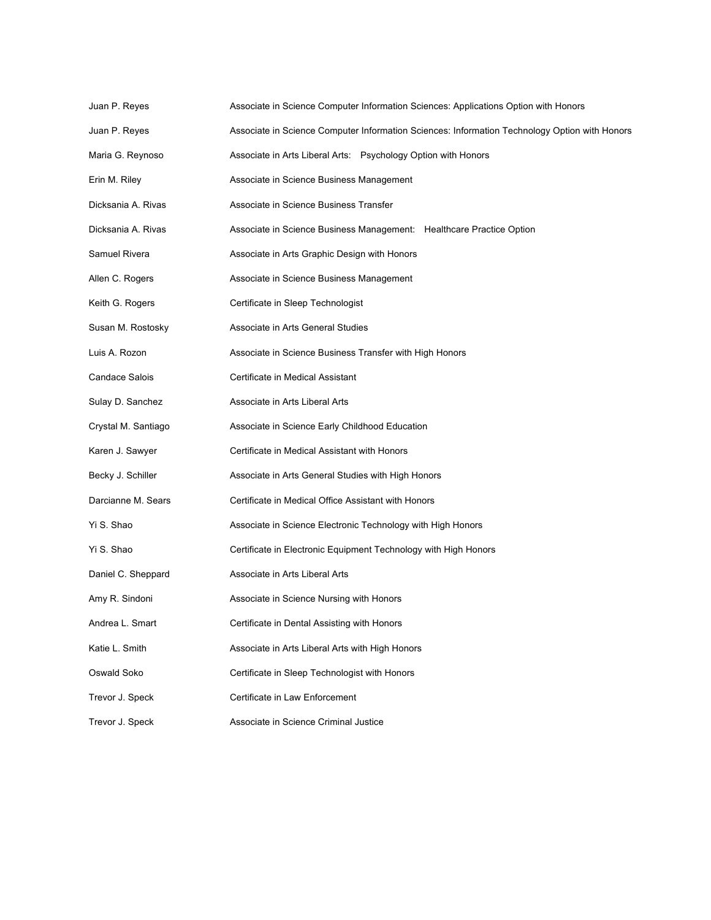| | |
|---|---|
| Juan P. Reyes | Associate in Science Computer Information Sciences: Applications Option with Honors |
| Juan P. Reyes | Associate in Science Computer Information Sciences: Information Technology Option with Honors |
| Maria G. Reynoso | Associate in Arts Liberal Arts: Psychology Option with Honors |
| Erin M. Riley | Associate in Science Business Management |
| Dicksania A. Rivas | Associate in Science Business Transfer |
| Dicksania A. Rivas | Associate in Science Business Management: Healthcare Practice Option |
| Samuel Rivera | Associate in Arts Graphic Design with Honors |
| Allen C. Rogers | Associate in Science Business Management |
| Keith G. Rogers | Certificate in Sleep Technologist |
| Susan M. Rostosky | Associate in Arts General Studies |
| Luis A. Rozon | Associate in Science Business Transfer with High Honors |
| Candace Salois | Certificate in Medical Assistant |
| Sulay D. Sanchez | Associate in Arts Liberal Arts |
| Crystal M. Santiago | Associate in Science Early Childhood Education |
| Karen J. Sawyer | Certificate in Medical Assistant with Honors |
| Becky J. Schiller | Associate in Arts General Studies with High Honors |
| Darcianne M. Sears | Certificate in Medical Office Assistant with Honors |
| Yi S. Shao | Associate in Science Electronic Technology with High Honors |
| Yi S. Shao | Certificate in Electronic Equipment Technology with High Honors |
| Daniel C. Sheppard | Associate in Arts Liberal Arts |
| Amy R. Sindoni | Associate in Science Nursing with Honors |
| Andrea L. Smart | Certificate in Dental Assisting with Honors |
| Katie L. Smith | Associate in Arts Liberal Arts with High Honors |
| Oswald Soko | Certificate in Sleep Technologist with Honors |
| Trevor J. Speck | Certificate in Law Enforcement |
| Trevor J. Speck | Associate in Science Criminal Justice |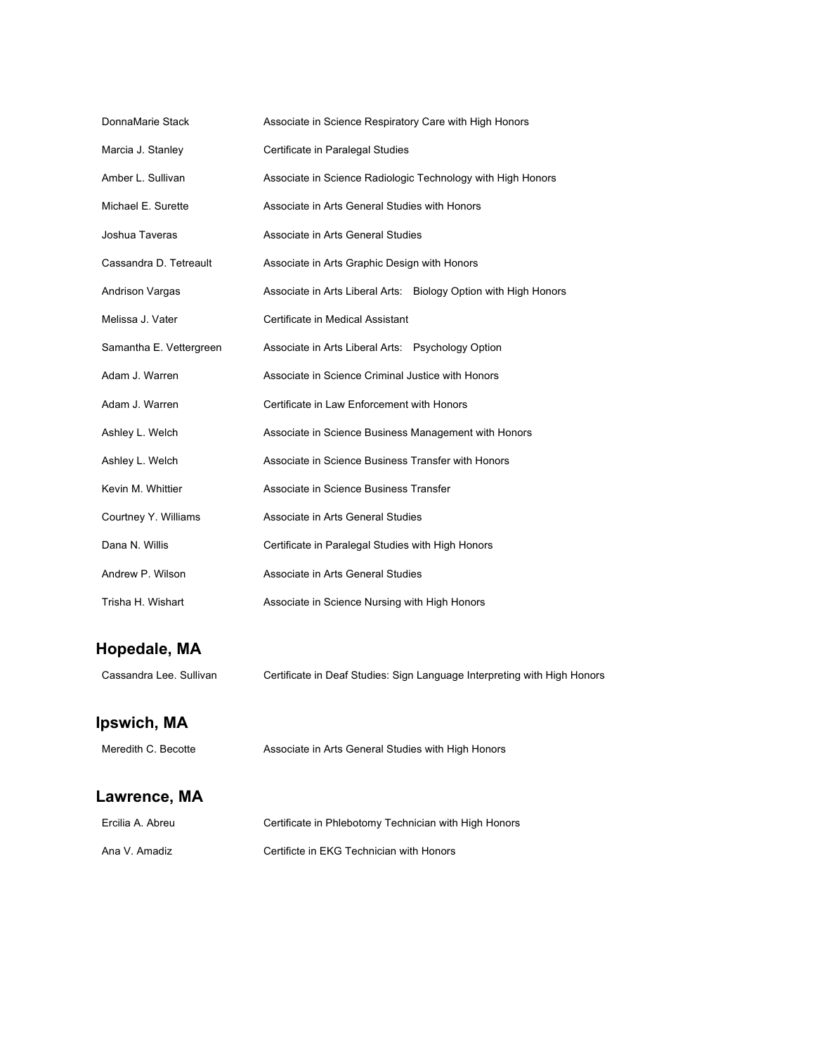| | |
|---|---|
| DonnaMarie Stack | Associate in Science Respiratory Care with High Honors |
| Marcia J. Stanley | Certificate in Paralegal Studies |
| Amber L. Sullivan | Associate in Science Radiologic Technology with High Honors |
| Michael E. Surette | Associate in Arts General Studies with Honors |
| Joshua Taveras | Associate in Arts General Studies |
| Cassandra D. Tetreault | Associate in Arts Graphic Design with Honors |
| Andrison Vargas | Associate in Arts Liberal Arts: Biology Option with High Honors |
| Melissa J. Vater | Certificate in Medical Assistant |
| Samantha E. Vettergreen | Associate in Arts Liberal Arts: Psychology Option |
| Adam J. Warren | Associate in Science Criminal Justice with Honors |
| Adam J. Warren | Certificate in Law Enforcement with Honors |
| Ashley L. Welch | Associate in Science Business Management with Honors |
| Ashley L. Welch | Associate in Science Business Transfer with Honors |
| Kevin M. Whittier | Associate in Science Business Transfer |
| Courtney Y. Williams | Associate in Arts General Studies |
| Dana N. Willis | Certificate in Paralegal Studies with High Honors |
| Andrew P. Wilson | Associate in Arts General Studies |
| Trisha H. Wishart | Associate in Science Nursing with High Honors |

## Hopedale, MA

| | |
|---|---|
| Cassandra Lee. Sullivan | Certificate in Deaf Studies: Sign Language Interpreting with High Honors |

## Ipswich, MA

| | |
|---|---|
| Meredith C. Becotte | Associate in Arts General Studies with High Honors |

## Lawrence, MA

| | |
|---|---|
| Ercilia A. Abreu | Certificate in Phlebotomy Technician with High Honors |
| Ana V. Amadiz | Certificte in EKG Technician with Honors |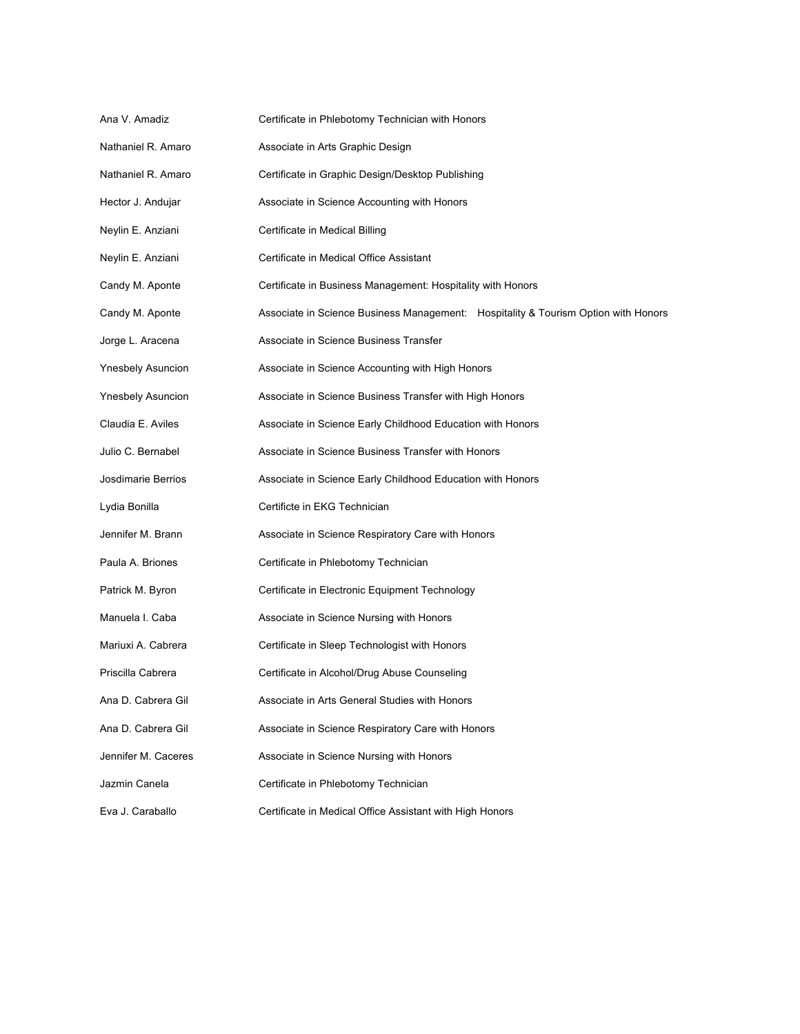| | |
|---|---|
| Ana V. Amadiz | Certificate in Phlebotomy Technician with Honors |
| Nathaniel R. Amaro | Associate in Arts Graphic Design |
| Nathaniel R. Amaro | Certificate in Graphic Design/Desktop Publishing |
| Hector J. Andujar | Associate in Science Accounting with Honors |
| Neylin E. Anziani | Certificate in Medical Billing |
| Neylin E. Anziani | Certificate in Medical Office Assistant |
| Candy M. Aponte | Certificate in Business Management: Hospitality with Honors |
| Candy M. Aponte | Associate in Science Business Management: Hospitality & Tourism Option with Honors |
| Jorge L. Aracena | Associate in Science Business Transfer |
| Ynesbely Asuncion | Associate in Science Accounting with High Honors |
| Ynesbely Asuncion | Associate in Science Business Transfer with High Honors |
| Claudia E. Aviles | Associate in Science Early Childhood Education with Honors |
| Julio C. Bernabel | Associate in Science Business Transfer with Honors |
| Josdimarie Berrios | Associate in Science Early Childhood Education with Honors |
| Lydia Bonilla | Certificte in EKG Technician |
| Jennifer M. Brann | Associate in Science Respiratory Care with Honors |
| Paula A. Briones | Certificate in Phlebotomy Technician |
| Patrick M. Byron | Certificate in Electronic Equipment Technology |
| Manuela I. Caba | Associate in Science Nursing with Honors |
| Mariuxi A. Cabrera | Certificate in Sleep Technologist with Honors |
| Priscilla Cabrera | Certificate in Alcohol/Drug Abuse Counseling |
| Ana D. Cabrera Gil | Associate in Arts General Studies with Honors |
| Ana D. Cabrera Gil | Associate in Science Respiratory Care with Honors |
| Jennifer M. Caceres | Associate in Science Nursing with Honors |
| Jazmin Canela | Certificate in Phlebotomy Technician |
| Eva J. Caraballo | Certificate in Medical Office Assistant with High Honors |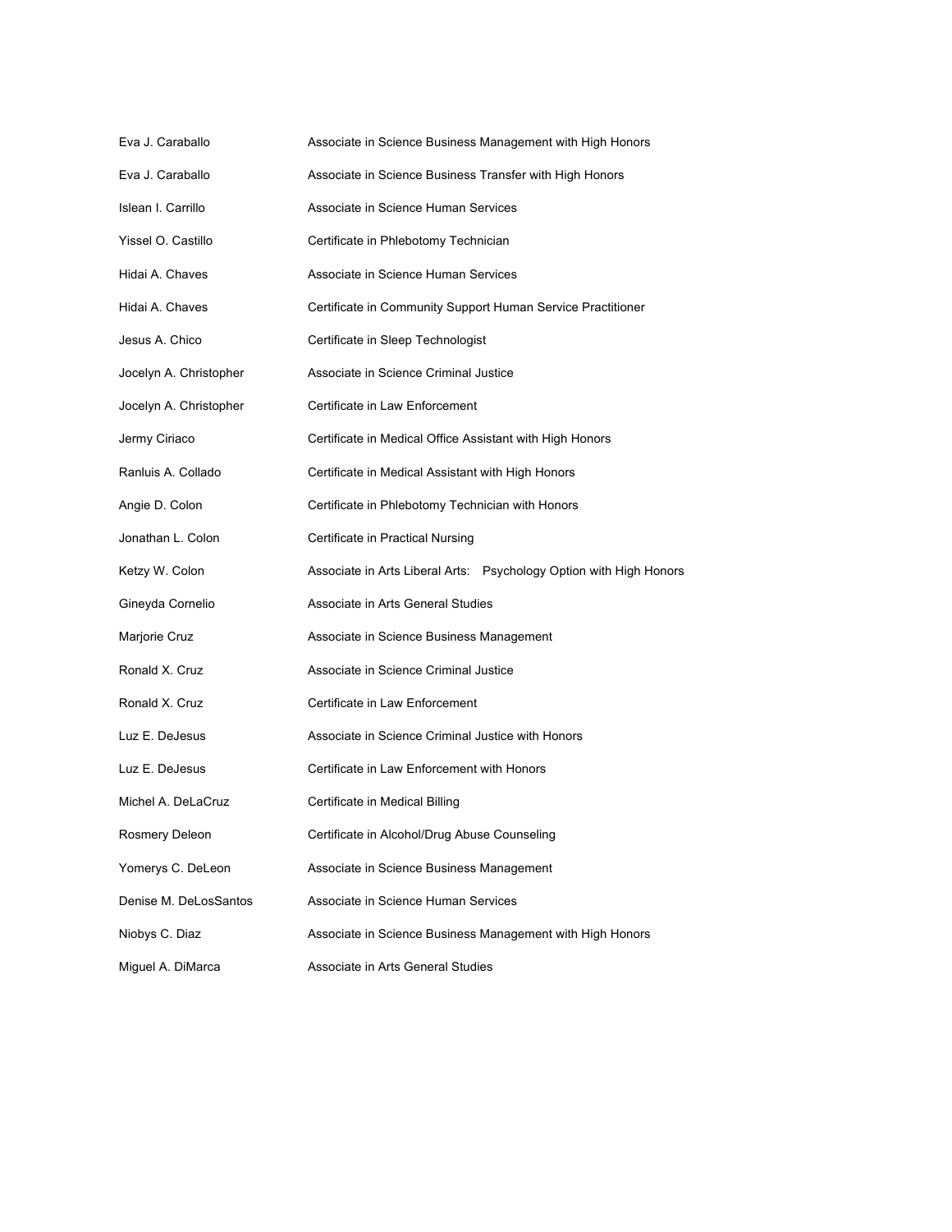| | |
|---|---|
| Eva J. Caraballo | Associate in Science Business Management with High Honors |
| Eva J. Caraballo | Associate in Science Business Transfer with High Honors |
| Islean I. Carrillo | Associate in Science Human Services |
| Yissel O. Castillo | Certificate in Phlebotomy Technician |
| Hidai A. Chaves | Associate in Science Human Services |
| Hidai A. Chaves | Certificate in Community Support Human Service Practitioner |
| Jesus A. Chico | Certificate in Sleep Technologist |
| Jocelyn A. Christopher | Associate in Science Criminal Justice |
| Jocelyn A. Christopher | Certificate in Law Enforcement |
| Jermy Ciriaco | Certificate in Medical Office Assistant with High Honors |
| Ranluis A. Collado | Certificate in Medical Assistant with High Honors |
| Angie D. Colon | Certificate in Phlebotomy Technician with Honors |
| Jonathan L. Colon | Certificate in Practical Nursing |
| Ketzy W. Colon | Associate in Arts Liberal Arts: Psychology Option with High Honors |
| Gineyda Cornelio | Associate in Arts General Studies |
| Marjorie Cruz | Associate in Science Business Management |
| Ronald X. Cruz | Associate in Science Criminal Justice |
| Ronald X. Cruz | Certificate in Law Enforcement |
| Luz E. DeJesus | Associate in Science Criminal Justice with Honors |
| Luz E. DeJesus | Certificate in Law Enforcement with Honors |
| Michel A. DeLaCruz | Certificate in Medical Billing |
| Rosmery Deleon | Certificate in Alcohol/Drug Abuse Counseling |
| Yomerys C. DeLeon | Associate in Science Business Management |
| Denise M. DeLosSantos | Associate in Science Human Services |
| Niobys C. Diaz | Associate in Science Business Management with High Honors |
| Miguel A. DiMarca | Associate in Arts General Studies |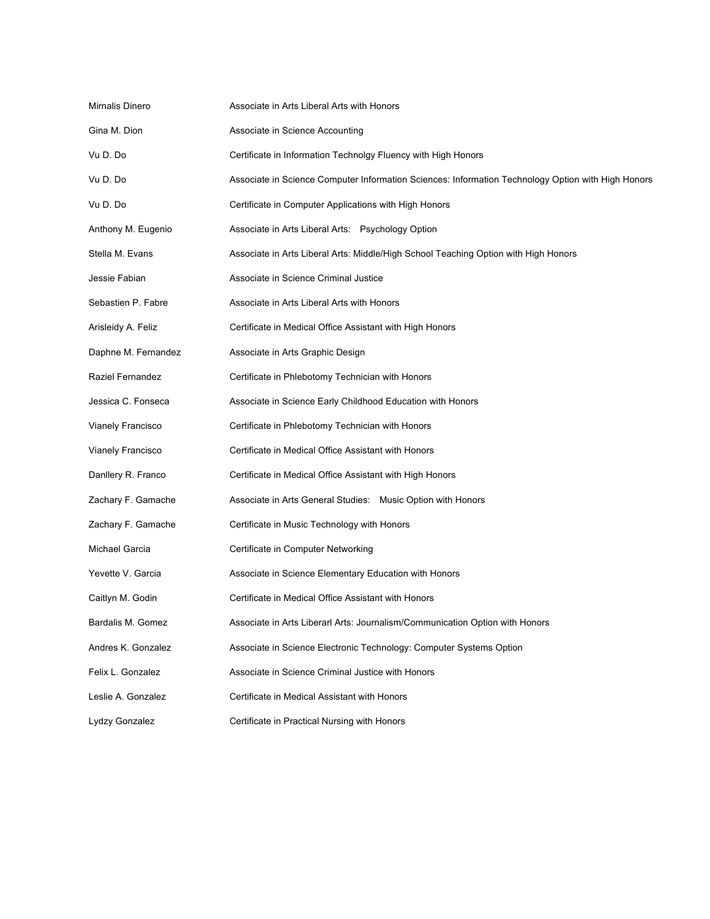| | |
|---|---|
| Mirnalis Dinero | Associate in Arts Liberal Arts with Honors |
| Gina M. Dion | Associate in Science Accounting |
| Vu D. Do | Certificate in Information Technolgy Fluency with High Honors |
| Vu D. Do | Associate in Science Computer Information Sciences: Information Technology Option with High Honors |
| Vu D. Do | Certificate in Computer Applications with High Honors |
| Anthony M. Eugenio | Associate in Arts Liberal Arts: Psychology Option |
| Stella M. Evans | Associate in Arts Liberal Arts: Middle/High School Teaching Option with High Honors |
| Jessie Fabian | Associate in Science Criminal Justice |
| Sebastien P. Fabre | Associate in Arts Liberal Arts with Honors |
| Arisleidy A. Feliz | Certificate in Medical Office Assistant with High Honors |
| Daphne M. Fernandez | Associate in Arts Graphic Design |
| Raziel Fernandez | Certificate in Phlebotomy Technician with Honors |
| Jessica C. Fonseca | Associate in Science Early Childhood Education with Honors |
| Vianely Francisco | Certificate in Phlebotomy Technician with Honors |
| Vianely Francisco | Certificate in Medical Office Assistant with Honors |
| Danllery R. Franco | Certificate in Medical Office Assistant with High Honors |
| Zachary F. Gamache | Associate in Arts General Studies: Music Option with Honors |
| Zachary F. Gamache | Certificate in Music Technology with Honors |
| Michael Garcia | Certificate in Computer Networking |
| Yevette V. Garcia | Associate in Science Elementary Education with Honors |
| Caitlyn M. Godin | Certificate in Medical Office Assistant with Honors |
| Bardalis M. Gomez | Associate in Arts Liberarl Arts: Journalism/Communication Option with Honors |
| Andres K. Gonzalez | Associate in Science Electronic Technology: Computer Systems Option |
| Felix L. Gonzalez | Associate in Science Criminal Justice with Honors |
| Leslie A. Gonzalez | Certificate in Medical Assistant with Honors |
| Lydzy Gonzalez | Certificate in Practical Nursing with Honors |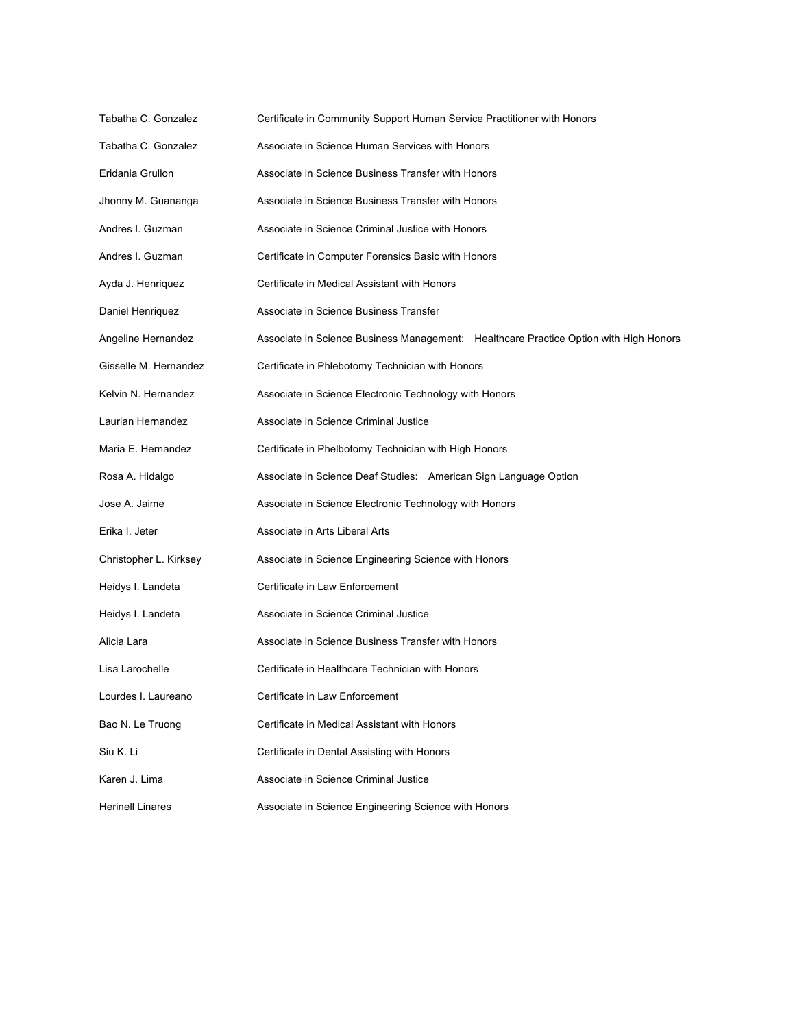| | |
|---|---|
| Tabatha C. Gonzalez | Certificate in Community Support Human Service Practitioner with Honors |
| Tabatha C. Gonzalez | Associate in Science Human Services with Honors |
| Eridania Grullon | Associate in Science Business Transfer with Honors |
| Jhonny M. Guananga | Associate in Science Business Transfer with Honors |
| Andres I. Guzman | Associate in Science Criminal Justice with Honors |
| Andres I. Guzman | Certificate in Computer Forensics Basic with Honors |
| Ayda J. Henriquez | Certificate in Medical Assistant with Honors |
| Daniel Henriquez | Associate in Science Business Transfer |
| Angeline Hernandez | Associate in Science Business Management: Healthcare Practice Option with High Honors |
| Gisselle M. Hernandez | Certificate in Phlebotomy Technician with Honors |
| Kelvin N. Hernandez | Associate in Science Electronic Technology with Honors |
| Laurian Hernandez | Associate in Science Criminal Justice |
| Maria E. Hernandez | Certificate in Phelbotomy Technician with High Honors |
| Rosa A. Hidalgo | Associate in Science Deaf Studies: American Sign Language Option |
| Jose A. Jaime | Associate in Science Electronic Technology with Honors |
| Erika I. Jeter | Associate in Arts Liberal Arts |
| Christopher L. Kirksey | Associate in Science Engineering Science with Honors |
| Heidys I. Landeta | Certificate in Law Enforcement |
| Heidys I. Landeta | Associate in Science Criminal Justice |
| Alicia Lara | Associate in Science Business Transfer with Honors |
| Lisa Larochelle | Certificate in Healthcare Technician with Honors |
| Lourdes I. Laureano | Certificate in Law Enforcement |
| Bao N. Le Truong | Certificate in Medical Assistant with Honors |
| Siu K. Li | Certificate in Dental Assisting with Honors |
| Karen J. Lima | Associate in Science Criminal Justice |
| Herinell Linares | Associate in Science Engineering Science with Honors |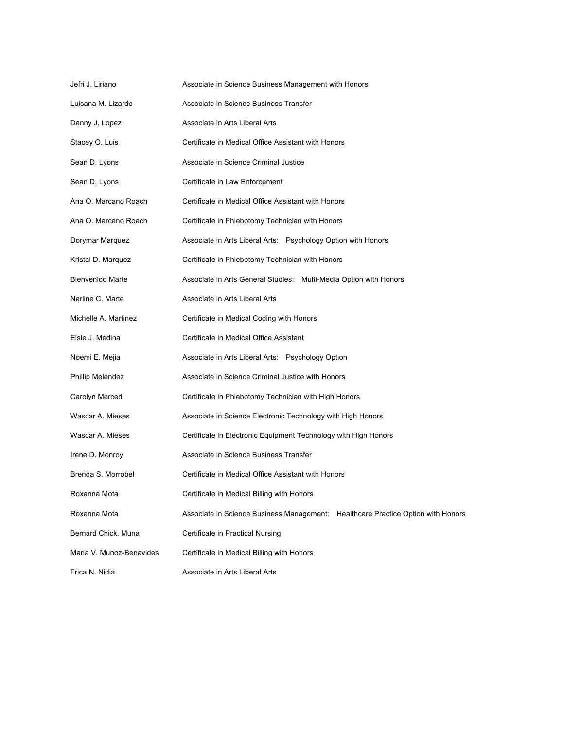| | |
|---|---|
| Jefri J. Liriano | Associate in Science Business Management with Honors |
| Luisana M. Lizardo | Associate in Science Business Transfer |
| Danny J. Lopez | Associate in Arts Liberal Arts |
| Stacey O. Luis | Certificate in Medical Office Assistant with Honors |
| Sean D. Lyons | Associate in Science Criminal Justice |
| Sean D. Lyons | Certificate in Law Enforcement |
| Ana O. Marcano Roach | Certificate in Medical Office Assistant with Honors |
| Ana O. Marcano Roach | Certificate in Phlebotomy Technician with Honors |
| Dorymar Marquez | Associate in Arts Liberal Arts: Psychology Option with Honors |
| Kristal D. Marquez | Certificate in Phlebotomy Technician with Honors |
| Bienvenido Marte | Associate in Arts General Studies: Multi-Media Option with Honors |
| Narline C. Marte | Associate in Arts Liberal Arts |
| Michelle A. Martinez | Certificate in Medical Coding with Honors |
| Elsie J. Medina | Certificate in Medical Office Assistant |
| Noemi E. Mejia | Associate in Arts Liberal Arts: Psychology Option |
| Phillip Melendez | Associate in Science Criminal Justice with Honors |
| Carolyn Merced | Certificate in Phlebotomy Technician with High Honors |
| Wascar A. Mieses | Associate in Science Electronic Technology with High Honors |
| Wascar A. Mieses | Certificate in Electronic Equipment Technology with High Honors |
| Irene D. Monroy | Associate in Science Business Transfer |
| Brenda S. Morrobel | Certificate in Medical Office Assistant with Honors |
| Roxanna Mota | Certificate in Medical Billing with Honors |
| Roxanna Mota | Associate in Science Business Management: Healthcare Practice Option with Honors |
| Bernard Chick. Muna | Certificate in Practical Nursing |
| Maria V. Munoz-Benavides | Certificate in Medical Billing with Honors |
| Frica N. Nidia | Associate in Arts Liberal Arts |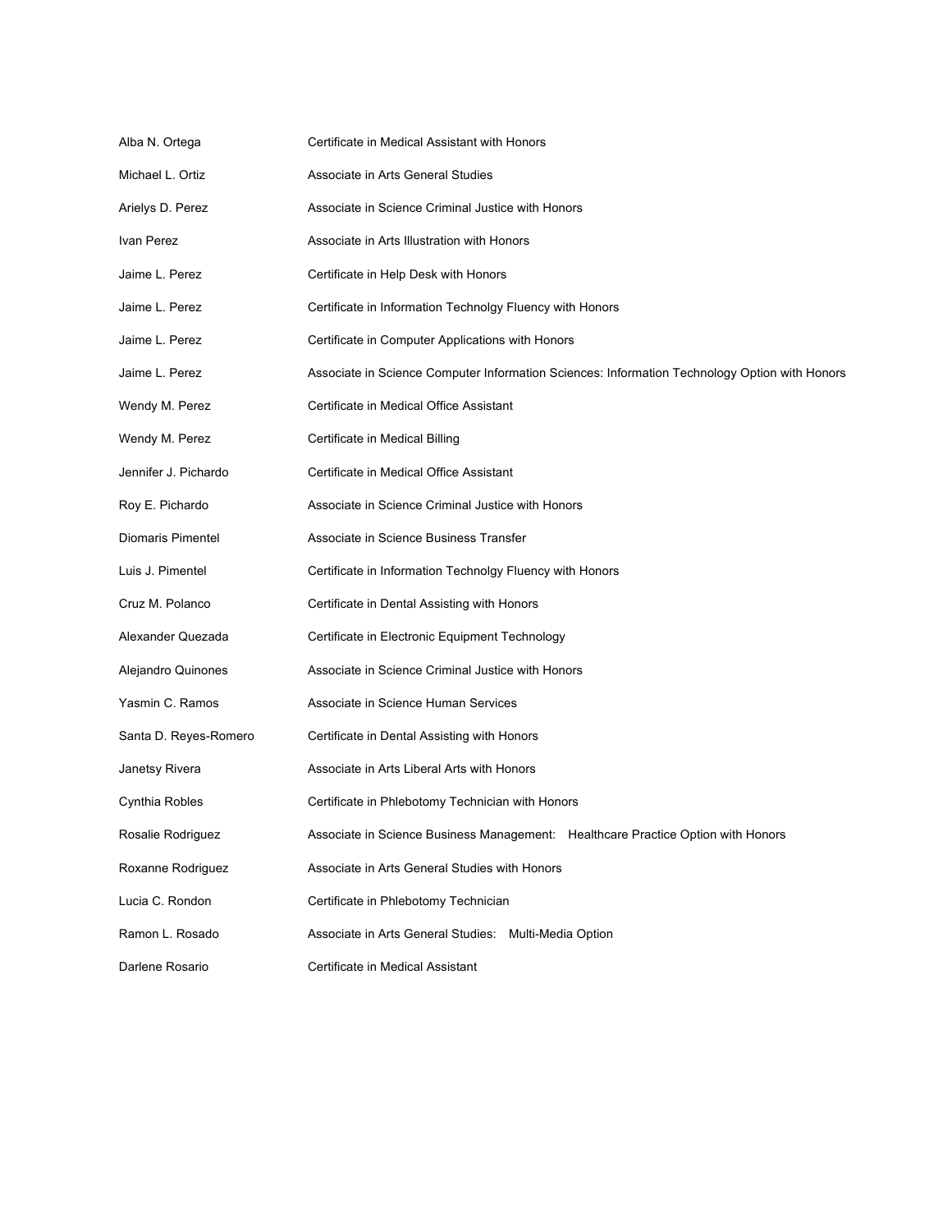| | |
|---|---|
| Alba N. Ortega | Certificate in Medical Assistant with Honors |
| Michael L. Ortiz | Associate in Arts General Studies |
| Arielys D. Perez | Associate in Science Criminal Justice with Honors |
| Ivan Perez | Associate in Arts Illustration with Honors |
| Jaime L. Perez | Certificate in Help Desk with Honors |
| Jaime L. Perez | Certificate in Information Technolgy Fluency with Honors |
| Jaime L. Perez | Certificate in Computer Applications with Honors |
| Jaime L. Perez | Associate in Science Computer Information Sciences: Information Technology Option with Honors |
| Wendy M. Perez | Certificate in Medical Office Assistant |
| Wendy M. Perez | Certificate in Medical Billing |
| Jennifer J. Pichardo | Certificate in Medical Office Assistant |
| Roy E. Pichardo | Associate in Science Criminal Justice with Honors |
| Diomaris Pimentel | Associate in Science Business Transfer |
| Luis J. Pimentel | Certificate in Information Technolgy Fluency with Honors |
| Cruz M. Polanco | Certificate in Dental Assisting with Honors |
| Alexander Quezada | Certificate in Electronic Equipment Technology |
| Alejandro Quinones | Associate in Science Criminal Justice with Honors |
| Yasmin C. Ramos | Associate in Science Human Services |
| Santa D. Reyes-Romero | Certificate in Dental Assisting with Honors |
| Janetsy Rivera | Associate in Arts Liberal Arts with Honors |
| Cynthia Robles | Certificate in Phlebotomy Technician with Honors |
| Rosalie Rodriguez | Associate in Science Business Management: Healthcare Practice Option with Honors |
| Roxanne Rodriguez | Associate in Arts General Studies with Honors |
| Lucia C. Rondon | Certificate in Phlebotomy Technician |
| Ramon L. Rosado | Associate in Arts General Studies: Multi-Media Option |
| Darlene Rosario | Certificate in Medical Assistant |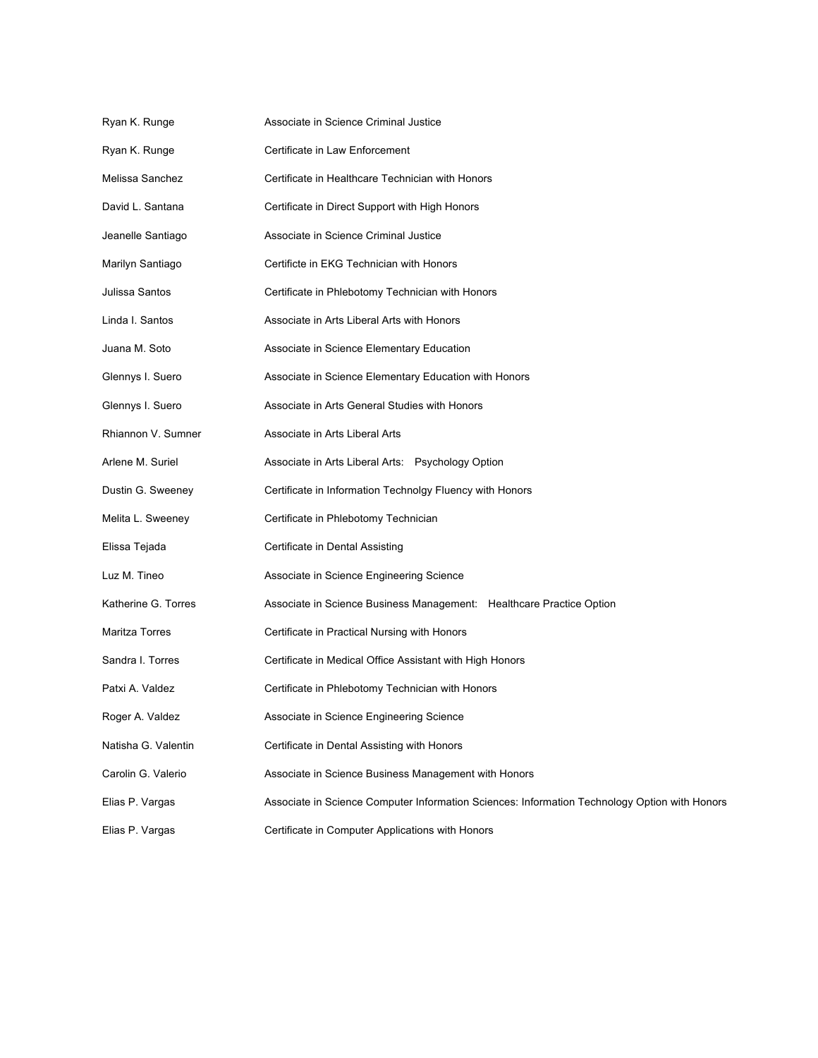| | |
|---|---|
| Ryan K. Runge | Associate in Science Criminal Justice |
| Ryan K. Runge | Certificate in Law Enforcement |
| Melissa Sanchez | Certificate in Healthcare Technician with Honors |
| David L. Santana | Certificate in Direct Support with High Honors |
| Jeanelle Santiago | Associate in Science Criminal Justice |
| Marilyn Santiago | Certificte in EKG Technician with Honors |
| Julissa Santos | Certificate in Phlebotomy Technician with Honors |
| Linda I. Santos | Associate in Arts Liberal Arts with Honors |
| Juana M. Soto | Associate in Science Elementary Education |
| Glennys I. Suero | Associate in Science Elementary Education with Honors |
| Glennys I. Suero | Associate in Arts General Studies with Honors |
| Rhiannon V. Sumner | Associate in Arts Liberal Arts |
| Arlene M. Suriel | Associate in Arts Liberal Arts: Psychology Option |
| Dustin G. Sweeney | Certificate in Information Technolgy Fluency with Honors |
| Melita L. Sweeney | Certificate in Phlebotomy Technician |
| Elissa Tejada | Certificate in Dental Assisting |
| Luz M. Tineo | Associate in Science Engineering Science |
| Katherine G. Torres | Associate in Science Business Management: Healthcare Practice Option |
| Maritza Torres | Certificate in Practical Nursing with Honors |
| Sandra I. Torres | Certificate in Medical Office Assistant with High Honors |
| Patxi A. Valdez | Certificate in Phlebotomy Technician with Honors |
| Roger A. Valdez | Associate in Science Engineering Science |
| Natisha G. Valentin | Certificate in Dental Assisting with Honors |
| Carolin G. Valerio | Associate in Science Business Management with Honors |
| Elias P. Vargas | Associate in Science Computer Information Sciences: Information Technology Option with Honors |
| Elias P. Vargas | Certificate in Computer Applications with Honors |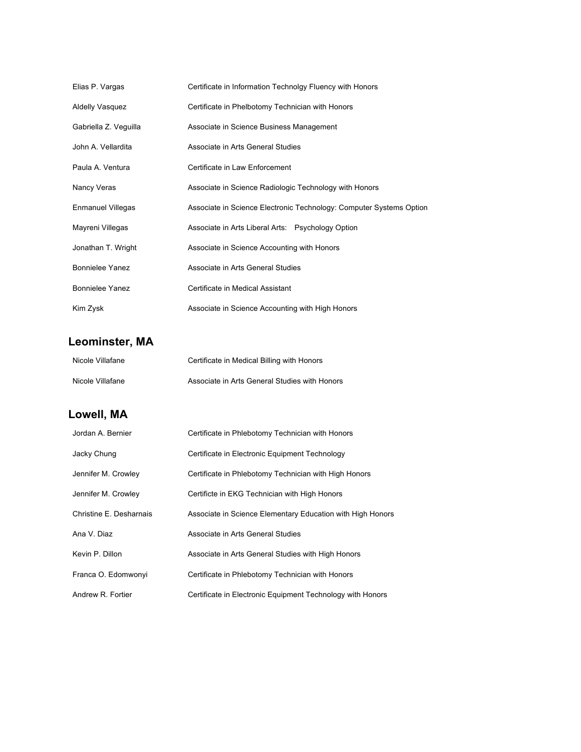| | |
|---|---|
| Elias P. Vargas | Certificate in Information Technolgy Fluency with Honors |
| Aldelly Vasquez | Certificate in Phelbotomy Technician with Honors |
| Gabriella Z. Veguilla | Associate in Science Business Management |
| John A. Vellardita | Associate in Arts General Studies |
| Paula A. Ventura | Certificate in Law Enforcement |
| Nancy Veras | Associate in Science Radiologic Technology with Honors |
| Enmanuel Villegas | Associate in Science Electronic Technology: Computer Systems Option |
| Mayreni Villegas | Associate in Arts Liberal Arts: Psychology Option |
| Jonathan T. Wright | Associate in Science Accounting with Honors |
| Bonnielee Yanez | Associate in Arts General Studies |
| Bonnielee Yanez | Certificate in Medical Assistant |
| Kim Zysk | Associate in Science Accounting with High Honors |

## Leominster, MA

| | |
|---|---|
| Nicole Villafane | Certificate in Medical Billing with Honors |
| Nicole Villafane | Associate in Arts General Studies with Honors |

## Lowell, MA

| | |
|---|---|
| Jordan A. Bernier | Certificate in Phlebotomy Technician with Honors |
| Jacky Chung | Certificate in Electronic Equipment Technology |
| Jennifer M. Crowley | Certificate in Phlebotomy Technician with High Honors |
| Jennifer M. Crowley | Certificte in EKG Technician with High Honors |
| Christine E. Desharnais | Associate in Science Elementary Education with High Honors |
| Ana V. Diaz | Associate in Arts General Studies |
| Kevin P. Dillon | Associate in Arts General Studies with High Honors |
| Franca O. Edomwonyi | Certificate in Phlebotomy Technician with Honors |
| Andrew R. Fortier | Certificate in Electronic Equipment Technology with Honors |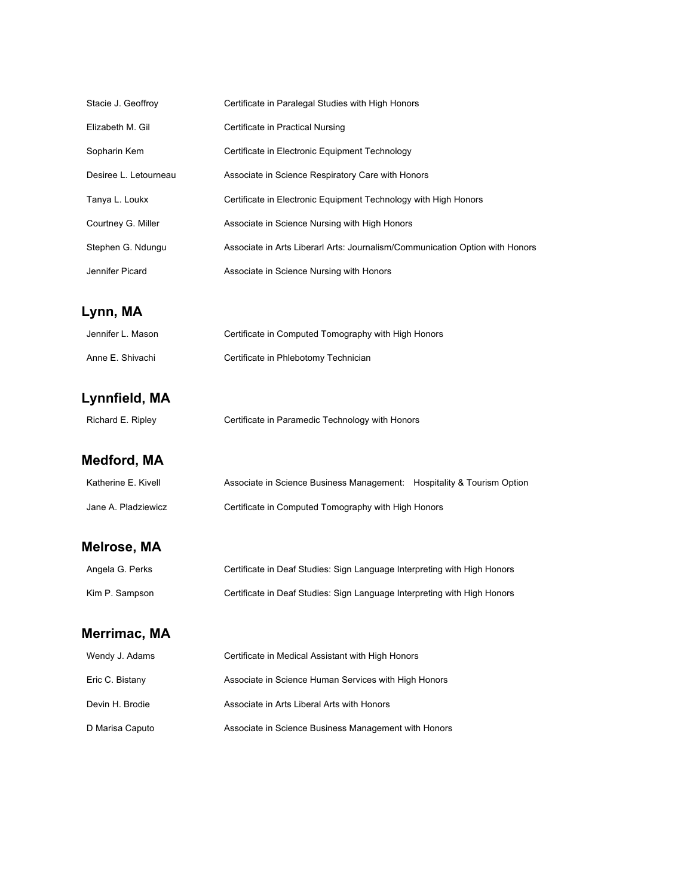| | |
|---|---|
| Stacie J. Geoffroy | Certificate in Paralegal Studies with High Honors |
| Elizabeth M. Gil | Certificate in Practical Nursing |
| Sopharin Kem | Certificate in Electronic Equipment Technology |
| Desiree L. Letourneau | Associate in Science Respiratory Care with Honors |
| Tanya L. Loukx | Certificate in Electronic Equipment Technology with High Honors |
| Courtney G. Miller | Associate in Science Nursing with High Honors |
| Stephen G. Ndungu | Associate in Arts Liberarl Arts: Journalism/Communication Option with Honors |
| Jennifer Picard | Associate in Science Nursing with Honors |

## Lynn, MA

| | |
|---|---|
| Jennifer L. Mason | Certificate in Computed Tomography with High Honors |
| Anne E. Shivachi | Certificate in Phlebotomy Technician |

## Lynnfield, MA

| | |
|---|---|
| Richard E. Ripley | Certificate in Paramedic Technology with Honors |

## Medford, MA

| | |
|---|---|
| Katherine E. Kivell | Associate in Science Business Management: Hospitality & Tourism Option |
| Jane A. Pladziewicz | Certificate in Computed Tomography with High Honors |

## Melrose, MA

| | |
|---|---|
| Angela G. Perks | Certificate in Deaf Studies: Sign Language Interpreting with High Honors |
| Kim P. Sampson | Certificate in Deaf Studies: Sign Language Interpreting with High Honors |

## Merrimac, MA

| | |
|---|---|
| Wendy J. Adams | Certificate in Medical Assistant with High Honors |
| Eric C. Bistany | Associate in Science Human Services with High Honors |
| Devin H. Brodie | Associate in Arts Liberal Arts with Honors |
| D Marisa Caputo | Associate in Science Business Management with Honors |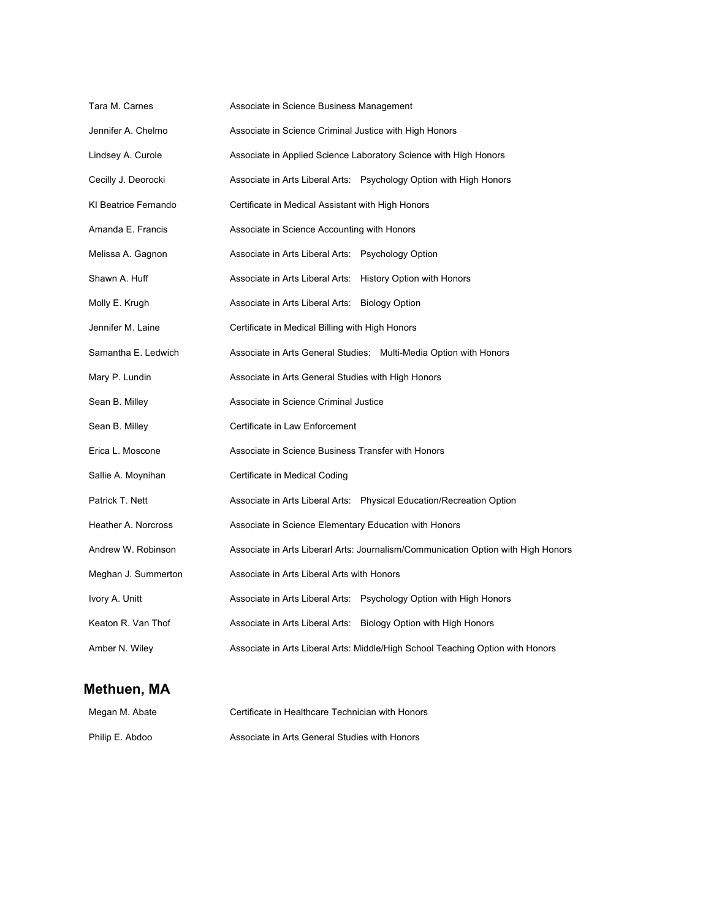| | |
|---|---|
| Tara M. Carnes | Associate in Science Business Management |
| Jennifer A. Chelmo | Associate in Science Criminal Justice with High Honors |
| Lindsey A. Curole | Associate in Applied Science Laboratory Science with High Honors |
| Cecilly J. Deorocki | Associate in Arts Liberal Arts: Psychology Option with High Honors |
| KI Beatrice Fernando | Certificate in Medical Assistant with High Honors |
| Amanda E. Francis | Associate in Science Accounting with Honors |
| Melissa A. Gagnon | Associate in Arts Liberal Arts: Psychology Option |
| Shawn A. Huff | Associate in Arts Liberal Arts: History Option with Honors |
| Molly E. Krugh | Associate in Arts Liberal Arts: Biology Option |
| Jennifer M. Laine | Certificate in Medical Billing with High Honors |
| Samantha E. Ledwich | Associate in Arts General Studies: Multi-Media Option with Honors |
| Mary P. Lundin | Associate in Arts General Studies with High Honors |
| Sean B. Milley | Associate in Science Criminal Justice |
| Sean B. Milley | Certificate in Law Enforcement |
| Erica L. Moscone | Associate in Science Business Transfer with Honors |
| Sallie A. Moynihan | Certificate in Medical Coding |
| Patrick T. Nett | Associate in Arts Liberal Arts: Physical Education/Recreation Option |
| Heather A. Norcross | Associate in Science Elementary Education with Honors |
| Andrew W. Robinson | Associate in Arts Liberarl Arts: Journalism/Communication Option with High Honors |
| Meghan J. Summerton | Associate in Arts Liberal Arts with Honors |
| Ivory A. Unitt | Associate in Arts Liberal Arts: Psychology Option with High Honors |
| Keaton R. Van Thof | Associate in Arts Liberal Arts: Biology Option with High Honors |
| Amber N. Wiley | Associate in Arts Liberal Arts: Middle/High School Teaching Option with Honors |

## Methuen, MA

| | |
|---|---|
| Megan M. Abate | Certificate in Healthcare Technician with Honors |
| Philip E. Abdoo | Associate in Arts General Studies with Honors |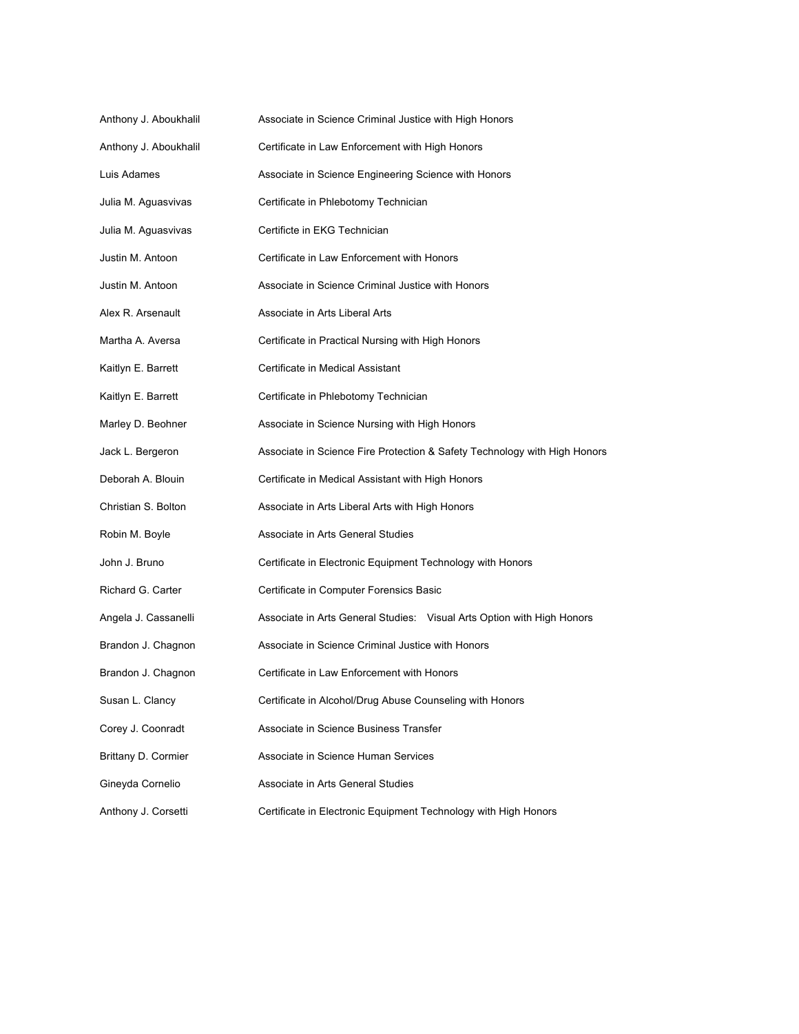| | |
|---|---|
| Anthony J. Aboukhalil | Associate in Science Criminal Justice with High Honors |
| Anthony J. Aboukhalil | Certificate in Law Enforcement with High Honors |
| Luis Adames | Associate in Science Engineering Science with Honors |
| Julia M. Aguasvivas | Certificate in Phlebotomy Technician |
| Julia M. Aguasvivas | Certificte in EKG Technician |
| Justin M. Antoon | Certificate in Law Enforcement with Honors |
| Justin M. Antoon | Associate in Science Criminal Justice with Honors |
| Alex R. Arsenault | Associate in Arts Liberal Arts |
| Martha A. Aversa | Certificate in Practical Nursing with High Honors |
| Kaitlyn E. Barrett | Certificate in Medical Assistant |
| Kaitlyn E. Barrett | Certificate in Phlebotomy Technician |
| Marley D. Beohner | Associate in Science Nursing with High Honors |
| Jack L. Bergeron | Associate in Science Fire Protection & Safety Technology with High Honors |
| Deborah A. Blouin | Certificate in Medical Assistant with High Honors |
| Christian S. Bolton | Associate in Arts Liberal Arts with High Honors |
| Robin M. Boyle | Associate in Arts General Studies |
| John J. Bruno | Certificate in Electronic Equipment Technology with Honors |
| Richard G. Carter | Certificate in Computer Forensics Basic |
| Angela J. Cassanelli | Associate in Arts General Studies: Visual Arts Option with High Honors |
| Brandon J. Chagnon | Associate in Science Criminal Justice with Honors |
| Brandon J. Chagnon | Certificate in Law Enforcement with Honors |
| Susan L. Clancy | Certificate in Alcohol/Drug Abuse Counseling with Honors |
| Corey J. Coonradt | Associate in Science Business Transfer |
| Brittany D. Cormier | Associate in Science Human Services |
| Gineyda Cornelio | Associate in Arts General Studies |
| Anthony J. Corsetti | Certificate in Electronic Equipment Technology with High Honors |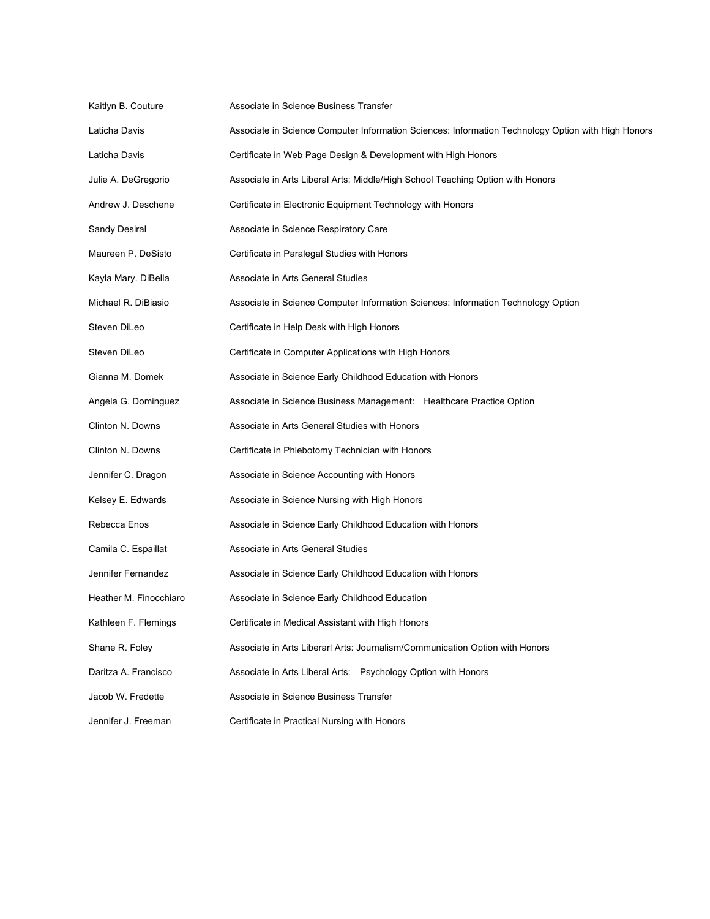| | |
|---|---|
| Kaitlyn B. Couture | Associate in Science Business Transfer |
| Laticha Davis | Associate in Science Computer Information Sciences: Information Technology Option with High Honors |
| Laticha Davis | Certificate in Web Page Design & Development with High Honors |
| Julie A. DeGregorio | Associate in Arts Liberal Arts: Middle/High School Teaching Option with Honors |
| Andrew J. Deschene | Certificate in Electronic Equipment Technology with Honors |
| Sandy Desiral | Associate in Science Respiratory Care |
| Maureen P. DeSisto | Certificate in Paralegal Studies with Honors |
| Kayla Mary. DiBella | Associate in Arts General Studies |
| Michael R. DiBiasio | Associate in Science Computer Information Sciences: Information Technology Option |
| Steven DiLeo | Certificate in Help Desk with High Honors |
| Steven DiLeo | Certificate in Computer Applications with High Honors |
| Gianna M. Domek | Associate in Science Early Childhood Education with Honors |
| Angela G. Dominguez | Associate in Science Business Management: Healthcare Practice Option |
| Clinton N. Downs | Associate in Arts General Studies with Honors |
| Clinton N. Downs | Certificate in Phlebotomy Technician with Honors |
| Jennifer C. Dragon | Associate in Science Accounting with Honors |
| Kelsey E. Edwards | Associate in Science Nursing with High Honors |
| Rebecca Enos | Associate in Science Early Childhood Education with Honors |
| Camila C. Espaillat | Associate in Arts General Studies |
| Jennifer Fernandez | Associate in Science Early Childhood Education with Honors |
| Heather M. Finocchiaro | Associate in Science Early Childhood Education |
| Kathleen F. Flemings | Certificate in Medical Assistant with High Honors |
| Shane R. Foley | Associate in Arts Liberarl Arts: Journalism/Communication Option with Honors |
| Daritza A. Francisco | Associate in Arts Liberal Arts: Psychology Option with Honors |
| Jacob W. Fredette | Associate in Science Business Transfer |
| Jennifer J. Freeman | Certificate in Practical Nursing with Honors |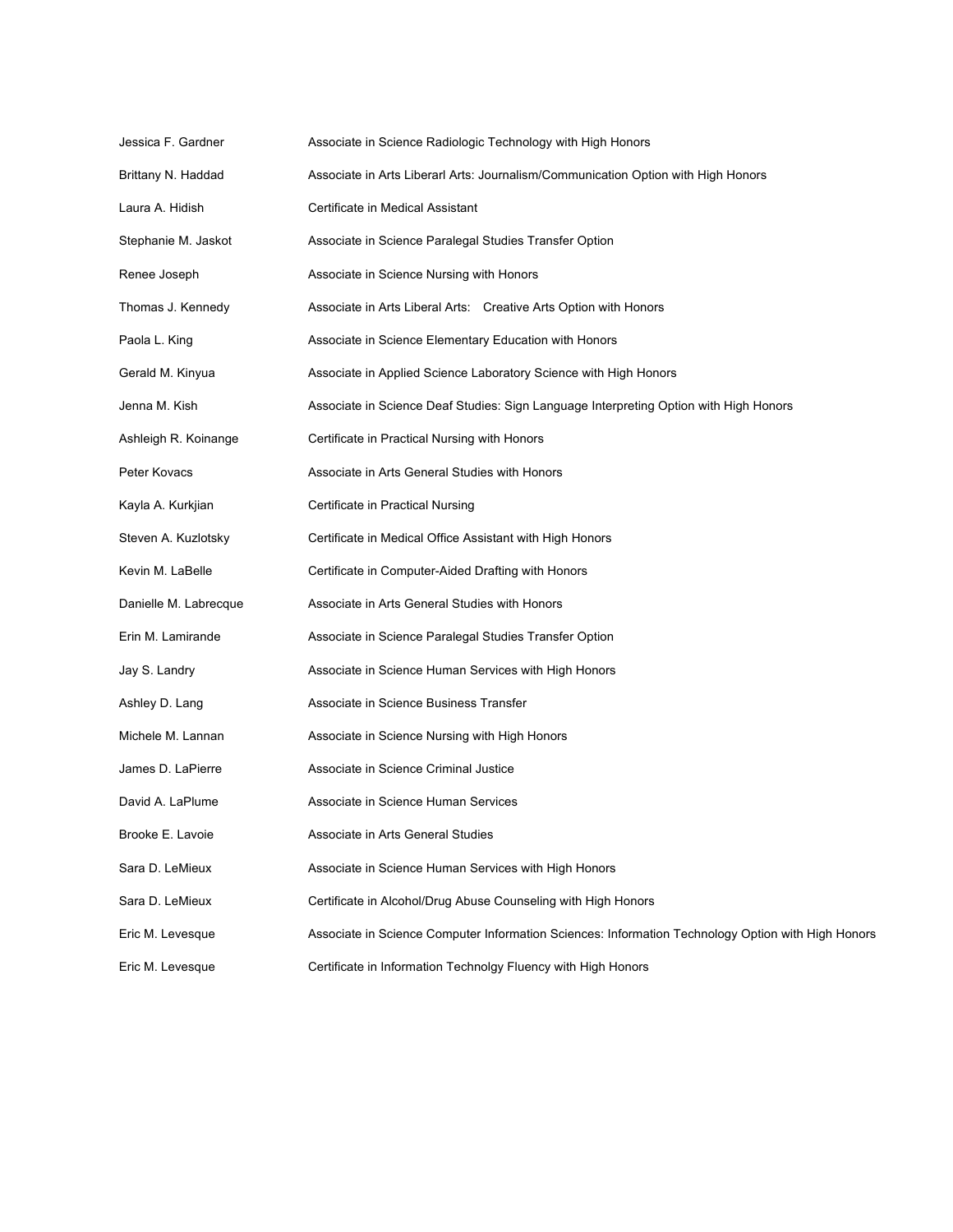| | |
|---|---|
| Jessica F. Gardner | Associate in Science Radiologic Technology with High Honors |
| Brittany N. Haddad | Associate in Arts Liberarl Arts: Journalism/Communication Option with High Honors |
| Laura A. Hidish | Certificate in Medical Assistant |
| Stephanie M. Jaskot | Associate in Science Paralegal Studies Transfer Option |
| Renee Joseph | Associate in Science Nursing with Honors |
| Thomas J. Kennedy | Associate in Arts Liberal Arts: Creative Arts Option with Honors |
| Paola L. King | Associate in Science Elementary Education with Honors |
| Gerald M. Kinyua | Associate in Applied Science Laboratory Science with High Honors |
| Jenna M. Kish | Associate in Science Deaf Studies: Sign Language Interpreting Option with High Honors |
| Ashleigh R. Koinange | Certificate in Practical Nursing with Honors |
| Peter Kovacs | Associate in Arts General Studies with Honors |
| Kayla A. Kurkjian | Certificate in Practical Nursing |
| Steven A. Kuzlotsky | Certificate in Medical Office Assistant with High Honors |
| Kevin M. LaBelle | Certificate in Computer-Aided Drafting with Honors |
| Danielle M. Labrecque | Associate in Arts General Studies with Honors |
| Erin M. Lamirande | Associate in Science Paralegal Studies Transfer Option |
| Jay S. Landry | Associate in Science Human Services with High Honors |
| Ashley D. Lang | Associate in Science Business Transfer |
| Michele M. Lannan | Associate in Science Nursing with High Honors |
| James D. LaPierre | Associate in Science Criminal Justice |
| David A. LaPlume | Associate in Science Human Services |
| Brooke E. Lavoie | Associate in Arts General Studies |
| Sara D. LeMieux | Associate in Science Human Services with High Honors |
| Sara D. LeMieux | Certificate in Alcohol/Drug Abuse Counseling with High Honors |
| Eric M. Levesque | Associate in Science Computer Information Sciences: Information Technology Option with High Honors |
| Eric M. Levesque | Certificate in Information Technolgy Fluency with High Honors |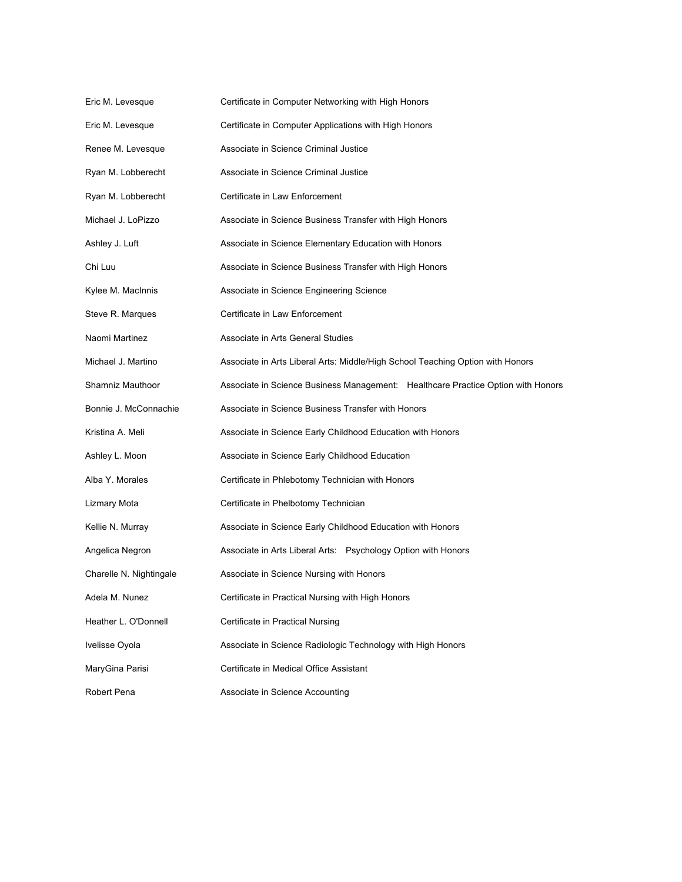| | |
|---|---|
| Eric M. Levesque | Certificate in Computer Networking with High Honors |
| Eric M. Levesque | Certificate in Computer Applications with High Honors |
| Renee M. Levesque | Associate in Science Criminal Justice |
| Ryan M. Lobberecht | Associate in Science Criminal Justice |
| Ryan M. Lobberecht | Certificate in Law Enforcement |
| Michael J. LoPizzo | Associate in Science Business Transfer with High Honors |
| Ashley J. Luft | Associate in Science Elementary Education with Honors |
| Chi Luu | Associate in Science Business Transfer with High Honors |
| Kylee M. MacInnis | Associate in Science Engineering Science |
| Steve R. Marques | Certificate in Law Enforcement |
| Naomi Martinez | Associate in Arts General Studies |
| Michael J. Martino | Associate in Arts Liberal Arts: Middle/High School Teaching Option with Honors |
| Shamniz Mauthoor | Associate in Science Business Management: Healthcare Practice Option with Honors |
| Bonnie J. McConnachie | Associate in Science Business Transfer with Honors |
| Kristina A. Meli | Associate in Science Early Childhood Education with Honors |
| Ashley L. Moon | Associate in Science Early Childhood Education |
| Alba Y. Morales | Certificate in Phlebotomy Technician with Honors |
| Lizmary Mota | Certificate in Phelbotomy Technician |
| Kellie N. Murray | Associate in Science Early Childhood Education with Honors |
| Angelica Negron | Associate in Arts Liberal Arts: Psychology Option with Honors |
| Charelle N. Nightingale | Associate in Science Nursing with Honors |
| Adela M. Nunez | Certificate in Practical Nursing with High Honors |
| Heather L. O'Donnell | Certificate in Practical Nursing |
| Ivelisse Oyola | Associate in Science Radiologic Technology with High Honors |
| MaryGina Parisi | Certificate in Medical Office Assistant |
| Robert Pena | Associate in Science Accounting |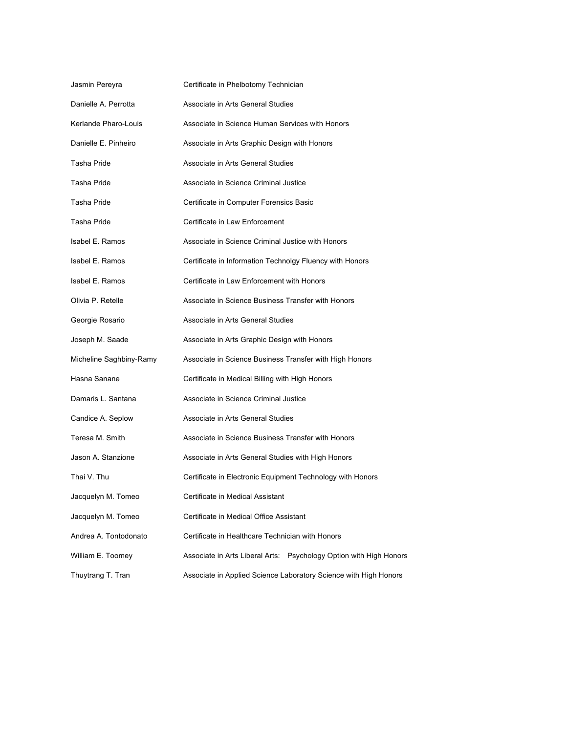| | |
|---|---|
| Jasmin Pereyra | Certificate in Phelbotomy Technician |
| Danielle A. Perrotta | Associate in Arts General Studies |
| Kerlande Pharo-Louis | Associate in Science Human Services with Honors |
| Danielle E. Pinheiro | Associate in Arts Graphic Design with Honors |
| Tasha Pride | Associate in Arts General Studies |
| Tasha Pride | Associate in Science Criminal Justice |
| Tasha Pride | Certificate in Computer Forensics Basic |
| Tasha Pride | Certificate in Law Enforcement |
| Isabel E. Ramos | Associate in Science Criminal Justice with Honors |
| Isabel E. Ramos | Certificate in Information Technolgy Fluency with Honors |
| Isabel E. Ramos | Certificate in Law Enforcement with Honors |
| Olivia P. Retelle | Associate in Science Business Transfer with Honors |
| Georgie Rosario | Associate in Arts General Studies |
| Joseph M. Saade | Associate in Arts Graphic Design with Honors |
| Micheline Saghbiny-Ramy | Associate in Science Business Transfer with High Honors |
| Hasna Sanane | Certificate in Medical Billing with High Honors |
| Damaris L. Santana | Associate in Science Criminal Justice |
| Candice A. Seplow | Associate in Arts General Studies |
| Teresa M. Smith | Associate in Science Business Transfer with Honors |
| Jason A. Stanzione | Associate in Arts General Studies with High Honors |
| Thai V. Thu | Certificate in Electronic Equipment Technology with Honors |
| Jacquelyn M. Tomeo | Certificate in Medical Assistant |
| Jacquelyn M. Tomeo | Certificate in Medical Office Assistant |
| Andrea A. Tontodonato | Certificate in Healthcare Technician with Honors |
| William E. Toomey | Associate in Arts Liberal Arts: Psychology Option with High Honors |
| Thuytrang T. Tran | Associate in Applied Science Laboratory Science with High Honors |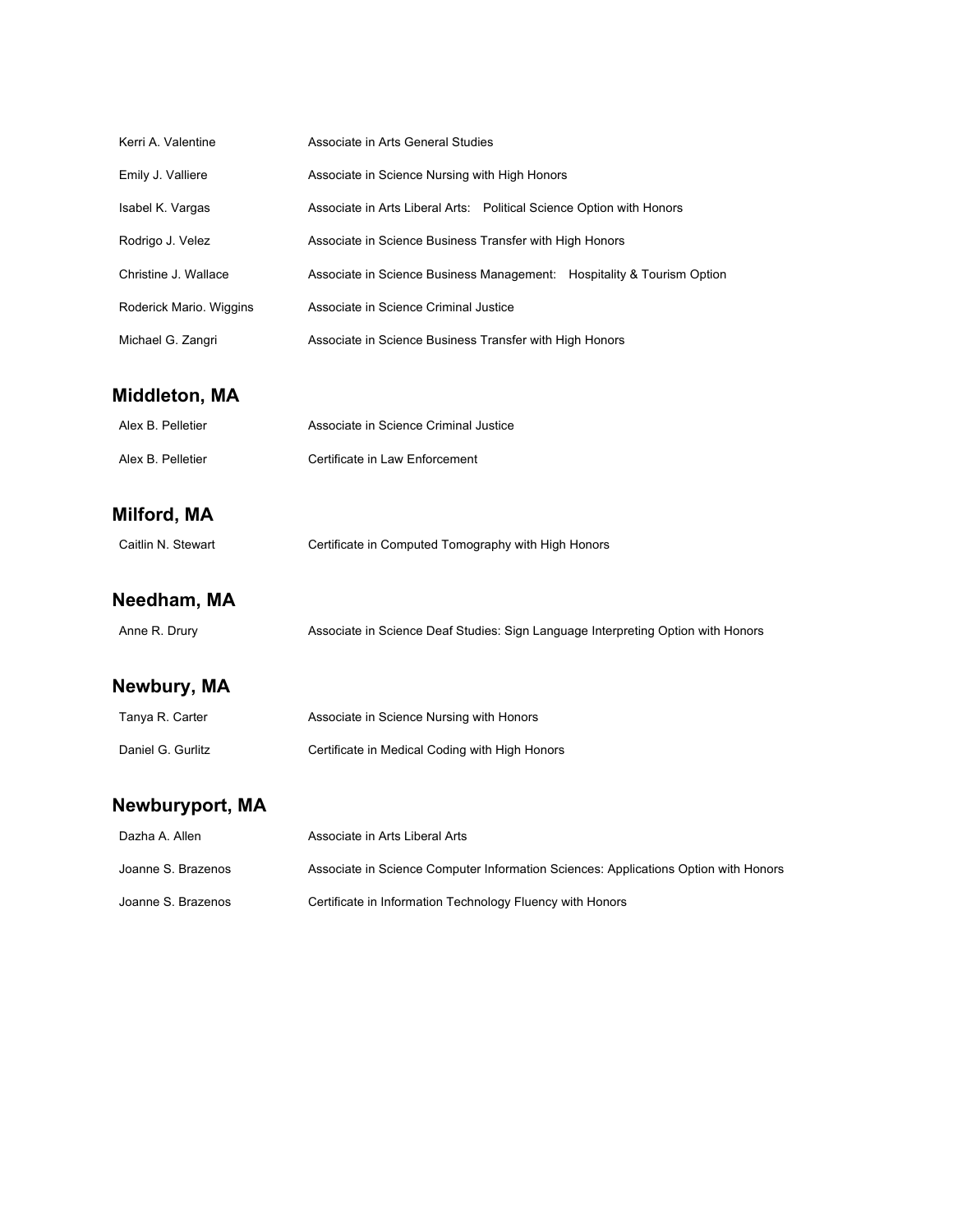| | |
|---|---|
| Kerri A. Valentine | Associate in Arts General Studies |
| Emily J. Valliere | Associate in Science Nursing with High Honors |
| Isabel K. Vargas | Associate in Arts Liberal Arts: Political Science Option with Honors |
| Rodrigo J. Velez | Associate in Science Business Transfer with High Honors |
| Christine J. Wallace | Associate in Science Business Management: Hospitality & Tourism Option |
| Roderick Mario. Wiggins | Associate in Science Criminal Justice |
| Michael G. Zangri | Associate in Science Business Transfer with High Honors |

## Middleton, MA

| | |
|---|---|
| Alex B. Pelletier | Associate in Science Criminal Justice |
| Alex B. Pelletier | Certificate in Law Enforcement |

## Milford, MA

| | |
|---|---|
| Caitlin N. Stewart | Certificate in Computed Tomography with High Honors |

## Needham, MA

| | |
|---|---|
| Anne R. Drury | Associate in Science Deaf Studies: Sign Language Interpreting Option with Honors |

## Newbury, MA

| | |
|---|---|
| Tanya R. Carter | Associate in Science Nursing with Honors |
| Daniel G. Gurlitz | Certificate in Medical Coding with High Honors |

## Newburyport, MA

| | |
|---|---|
| Dazha A. Allen | Associate in Arts Liberal Arts |
| Joanne S. Brazenos | Associate in Science Computer Information Sciences: Applications Option with Honors |
| Joanne S. Brazenos | Certificate in Information Technology Fluency with Honors |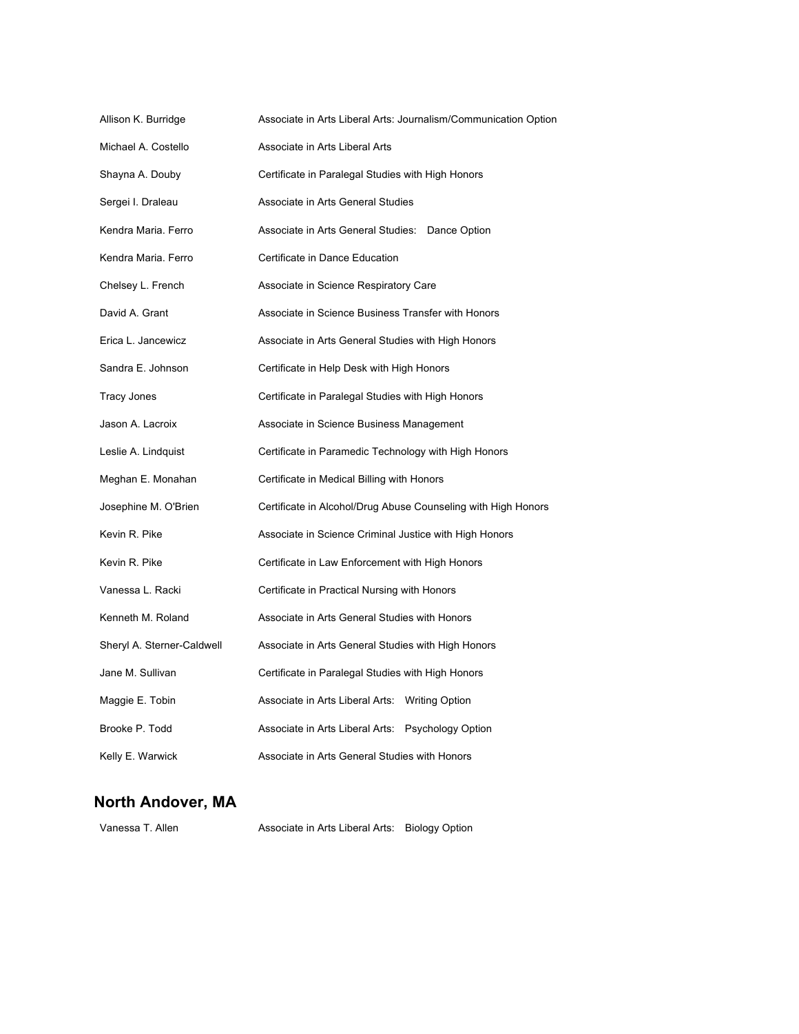| | |
|---|---|
| Allison K. Burridge | Associate in Arts Liberal Arts: Journalism/Communication Option |
| Michael A. Costello | Associate in Arts Liberal Arts |
| Shayna A. Douby | Certificate in Paralegal Studies with High Honors |
| Sergei I. Draleau | Associate in Arts General Studies |
| Kendra Maria. Ferro | Associate in Arts General Studies: Dance Option |
| Kendra Maria. Ferro | Certificate in Dance Education |
| Chelsey L. French | Associate in Science Respiratory Care |
| David A. Grant | Associate in Science Business Transfer with Honors |
| Erica L. Jancewicz | Associate in Arts General Studies with High Honors |
| Sandra E. Johnson | Certificate in Help Desk with High Honors |
| Tracy Jones | Certificate in Paralegal Studies with High Honors |
| Jason A. Lacroix | Associate in Science Business Management |
| Leslie A. Lindquist | Certificate in Paramedic Technology with High Honors |
| Meghan E. Monahan | Certificate in Medical Billing with Honors |
| Josephine M. O'Brien | Certificate in Alcohol/Drug Abuse Counseling with High Honors |
| Kevin R. Pike | Associate in Science Criminal Justice with High Honors |
| Kevin R. Pike | Certificate in Law Enforcement with High Honors |
| Vanessa L. Racki | Certificate in Practical Nursing with Honors |
| Kenneth M. Roland | Associate in Arts General Studies with Honors |
| Sheryl A. Sterner-Caldwell | Associate in Arts General Studies with High Honors |
| Jane M. Sullivan | Certificate in Paralegal Studies with High Honors |
| Maggie E. Tobin | Associate in Arts Liberal Arts: Writing Option |
| Brooke P. Todd | Associate in Arts Liberal Arts: Psychology Option |
| Kelly E. Warwick | Associate in Arts General Studies with Honors |

## North Andover, MA

| | |
|---|---|
| Vanessa T. Allen | Associate in Arts Liberal Arts: Biology Option |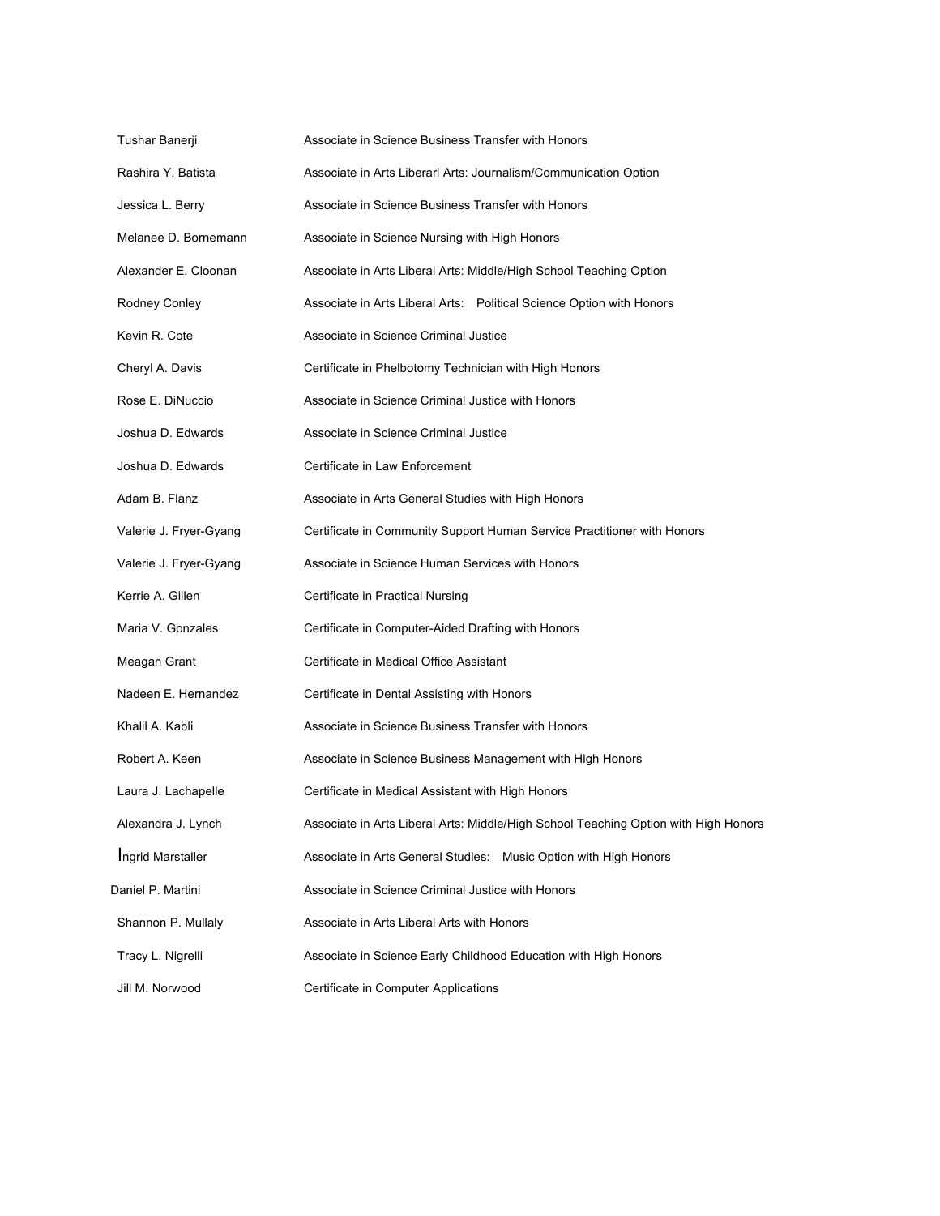| | |
|---|---|
| Tushar Banerji | Associate in Science Business Transfer with Honors |
| Rashira Y. Batista | Associate in Arts Liberarl Arts: Journalism/Communication Option |
| Jessica L. Berry | Associate in Science Business Transfer with Honors |
| Melanee D. Bornemann | Associate in Science Nursing with High Honors |
| Alexander E. Cloonan | Associate in Arts Liberal Arts: Middle/High School Teaching Option |
| Rodney Conley | Associate in Arts Liberal Arts: Political Science Option with Honors |
| Kevin R. Cote | Associate in Science Criminal Justice |
| Cheryl A. Davis | Certificate in Phelbotomy Technician with High Honors |
| Rose E. DiNuccio | Associate in Science Criminal Justice with Honors |
| Joshua D. Edwards | Associate in Science Criminal Justice |
| Joshua D. Edwards | Certificate in Law Enforcement |
| Adam B. Flanz | Associate in Arts General Studies with High Honors |
| Valerie J. Fryer-Gyang | Certificate in Community Support Human Service Practitioner with Honors |
| Valerie J. Fryer-Gyang | Associate in Science Human Services with Honors |
| Kerrie A. Gillen | Certificate in Practical Nursing |
| Maria V. Gonzales | Certificate in Computer-Aided Drafting with Honors |
| Meagan Grant | Certificate in Medical Office Assistant |
| Nadeen E. Hernandez | Certificate in Dental Assisting with Honors |
| Khalil A. Kabli | Associate in Science Business Transfer with Honors |
| Robert A. Keen | Associate in Science Business Management with High Honors |
| Laura J. Lachapelle | Certificate in Medical Assistant with High Honors |
| Alexandra J. Lynch | Associate in Arts Liberal Arts: Middle/High School Teaching Option with High Honors |
| Ingrid Marstaller | Associate in Arts General Studies: Music Option with High Honors |
| Daniel P. Martini | Associate in Science Criminal Justice with Honors |
| Shannon P. Mullaly | Associate in Arts Liberal Arts with Honors |
| Tracy L. Nigrelli | Associate in Science Early Childhood Education with High Honors |
| Jill M. Norwood | Certificate in Computer Applications |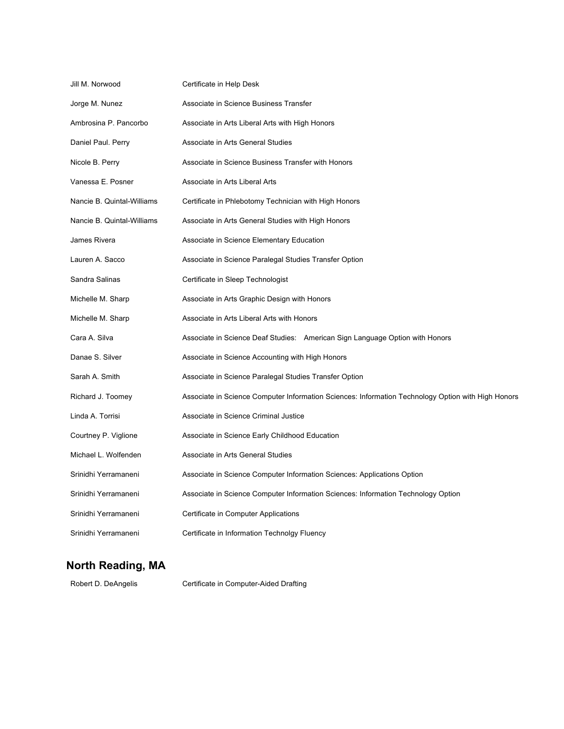| | |
|---|---|
| Jill M. Norwood | Certificate in Help Desk |
| Jorge M. Nunez | Associate in Science Business Transfer |
| Ambrosina P. Pancorbo | Associate in Arts Liberal Arts with High Honors |
| Daniel Paul. Perry | Associate in Arts General Studies |
| Nicole B. Perry | Associate in Science Business Transfer with Honors |
| Vanessa E. Posner | Associate in Arts Liberal Arts |
| Nancie B. Quintal-Williams | Certificate in Phlebotomy Technician with High Honors |
| Nancie B. Quintal-Williams | Associate in Arts General Studies with High Honors |
| James Rivera | Associate in Science Elementary Education |
| Lauren A. Sacco | Associate in Science Paralegal Studies Transfer Option |
| Sandra Salinas | Certificate in Sleep Technologist |
| Michelle M. Sharp | Associate in Arts Graphic Design with Honors |
| Michelle M. Sharp | Associate in Arts Liberal Arts with Honors |
| Cara A. Silva | Associate in Science Deaf Studies: American Sign Language Option with Honors |
| Danae S. Silver | Associate in Science Accounting with High Honors |
| Sarah A. Smith | Associate in Science Paralegal Studies Transfer Option |
| Richard J. Toomey | Associate in Science Computer Information Sciences: Information Technology Option with High Honors |
| Linda A. Torrisi | Associate in Science Criminal Justice |
| Courtney P. Viglione | Associate in Science Early Childhood Education |
| Michael L. Wolfenden | Associate in Arts General Studies |
| Srinidhi Yerramaneni | Associate in Science Computer Information Sciences: Applications Option |
| Srinidhi Yerramaneni | Associate in Science Computer Information Sciences: Information Technology Option |
| Srinidhi Yerramaneni | Certificate in Computer Applications |
| Srinidhi Yerramaneni | Certificate in Information Technolgy Fluency |

## North Reading, MA

| | |
|---|---|
| Robert D. DeAngelis | Certificate in Computer-Aided Drafting |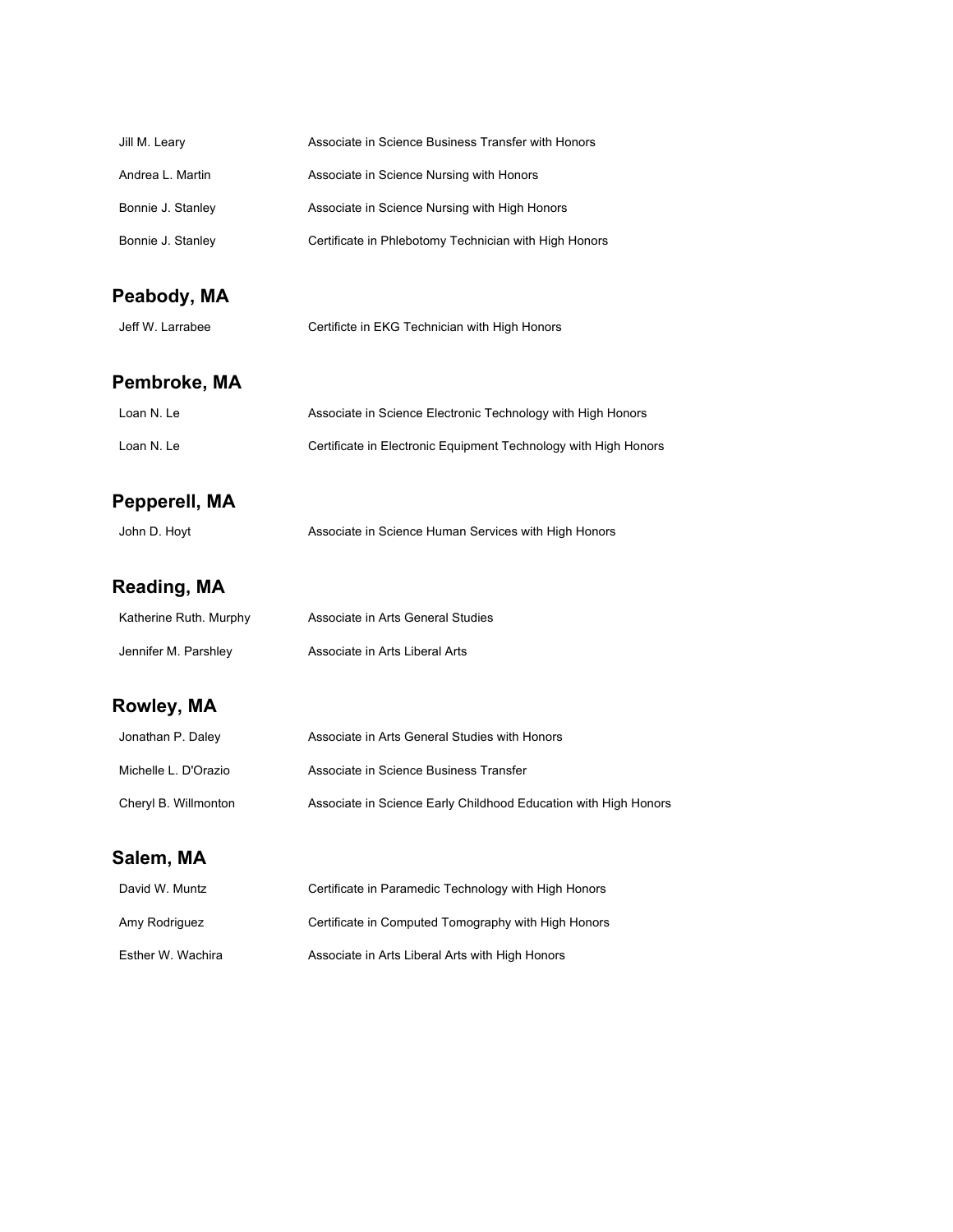| | |
|---|---|
| Jill M. Leary | Associate in Science Business Transfer with Honors |
| Andrea L. Martin | Associate in Science Nursing with Honors |
| Bonnie J. Stanley | Associate in Science Nursing with High Honors |
| Bonnie J. Stanley | Certificate in Phlebotomy Technician with High Honors |

## Peabody, MA

| | |
|---|---|
| Jeff W. Larrabee | Certificte in EKG Technician with High Honors |

## Pembroke, MA

| | |
|---|---|
| Loan N. Le | Associate in Science Electronic Technology with High Honors |
| Loan N. Le | Certificate in Electronic Equipment Technology with High Honors |

## Pepperell, MA

| | |
|---|---|
| John D. Hoyt | Associate in Science Human Services with High Honors |

## Reading, MA

| | |
|---|---|
| Katherine Ruth. Murphy | Associate in Arts General Studies |
| Jennifer M. Parshley | Associate in Arts Liberal Arts |

## Rowley, MA

| | |
|---|---|
| Jonathan P. Daley | Associate in Arts General Studies with Honors |
| Michelle L. D'Orazio | Associate in Science Business Transfer |
| Cheryl B. Willmonton | Associate in Science Early Childhood Education with High Honors |

## Salem, MA

| | |
|---|---|
| David W. Muntz | Certificate in Paramedic Technology with High Honors |
| Amy Rodriguez | Certificate in Computed Tomography with High Honors |
| Esther W. Wachira | Associate in Arts Liberal Arts with High Honors |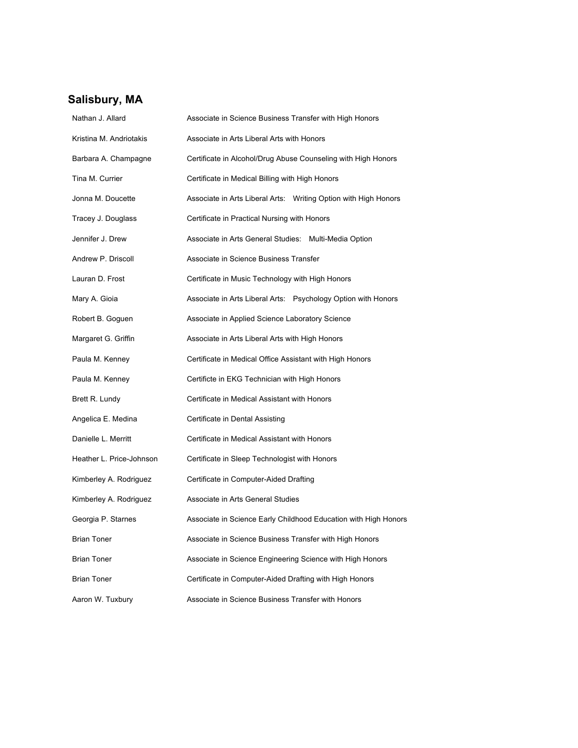## Salisbury, MA

| | |
|---|---|
| Nathan J. Allard | Associate in Science Business Transfer with High Honors |
| Kristina M. Andriotakis | Associate in Arts Liberal Arts with Honors |
| Barbara A. Champagne | Certificate in Alcohol/Drug Abuse Counseling with High Honors |
| Tina M. Currier | Certificate in Medical Billing with High Honors |
| Jonna M. Doucette | Associate in Arts Liberal Arts: Writing Option with High Honors |
| Tracey J. Douglass | Certificate in Practical Nursing with Honors |
| Jennifer J. Drew | Associate in Arts General Studies: Multi-Media Option |
| Andrew P. Driscoll | Associate in Science Business Transfer |
| Lauran D. Frost | Certificate in Music Technology with High Honors |
| Mary A. Gioia | Associate in Arts Liberal Arts: Psychology Option with Honors |
| Robert B. Goguen | Associate in Applied Science Laboratory Science |
| Margaret G. Griffin | Associate in Arts Liberal Arts with High Honors |
| Paula M. Kenney | Certificate in Medical Office Assistant with High Honors |
| Paula M. Kenney | Certificte in EKG Technician with High Honors |
| Brett R. Lundy | Certificate in Medical Assistant with Honors |
| Angelica E. Medina | Certificate in Dental Assisting |
| Danielle L. Merritt | Certificate in Medical Assistant with Honors |
| Heather L. Price-Johnson | Certificate in Sleep Technologist with Honors |
| Kimberley A. Rodriguez | Certificate in Computer-Aided Drafting |
| Kimberley A. Rodriguez | Associate in Arts General Studies |
| Georgia P. Starnes | Associate in Science Early Childhood Education with High Honors |
| Brian Toner | Associate in Science Business Transfer with High Honors |
| Brian Toner | Associate in Science Engineering Science with High Honors |
| Brian Toner | Certificate in Computer-Aided Drafting with High Honors |
| Aaron W. Tuxbury | Associate in Science Business Transfer with Honors |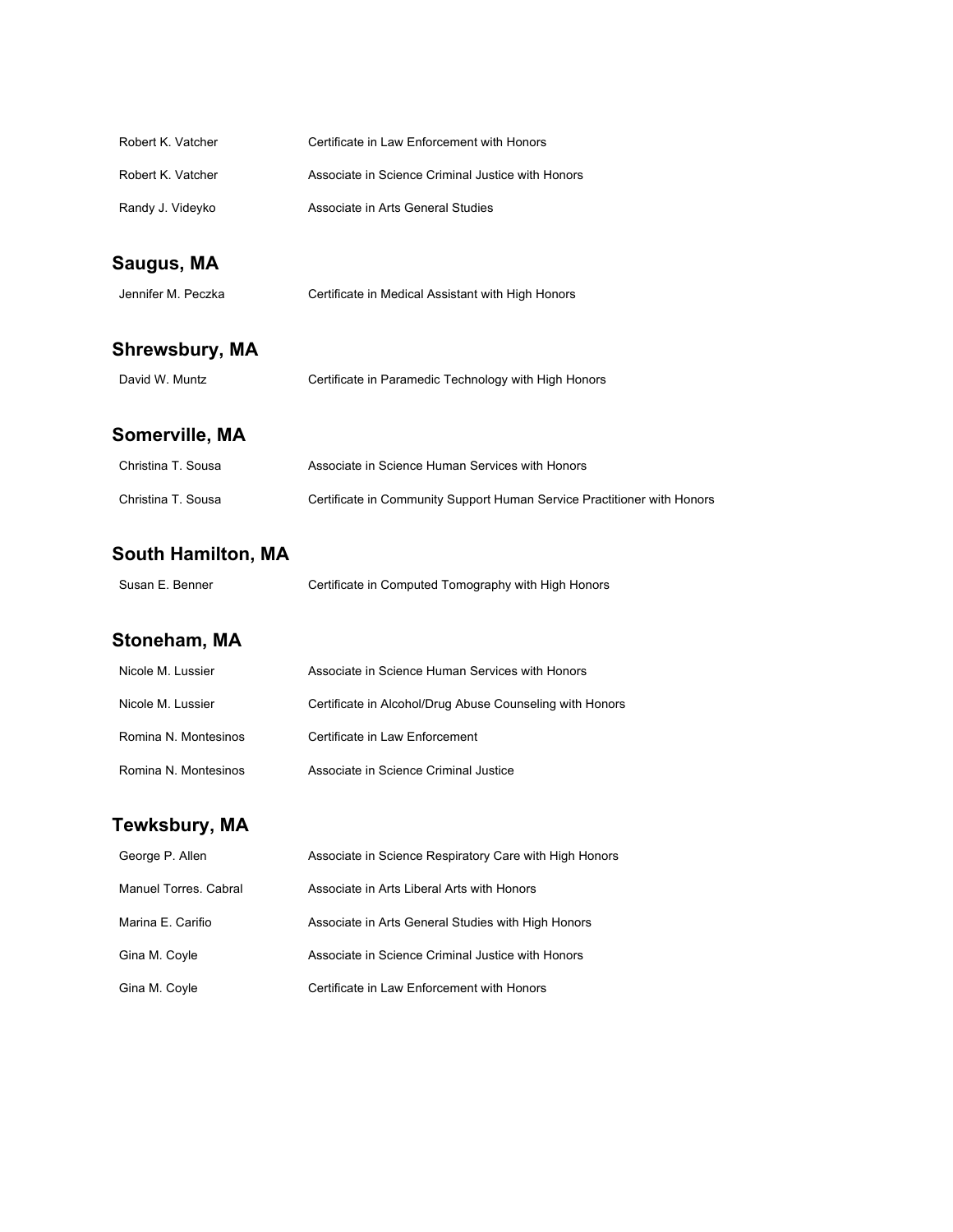| | |
|---|---|
| Robert K. Vatcher | Certificate in Law Enforcement with Honors |
| Robert K. Vatcher | Associate in Science Criminal Justice with Honors |
| Randy J. Videyko | Associate in Arts General Studies |

## Saugus, MA

| | |
|---|---|
| Jennifer M. Peczka | Certificate in Medical Assistant with High Honors |

## Shrewsbury, MA

| | |
|---|---|
| David W. Muntz | Certificate in Paramedic Technology with High Honors |

## Somerville, MA

| | |
|---|---|
| Christina T. Sousa | Associate in Science Human Services with Honors |
| Christina T. Sousa | Certificate in Community Support Human Service Practitioner with Honors |

## South Hamilton, MA

| | |
|---|---|
| Susan E. Benner | Certificate in Computed Tomography with High Honors |

## Stoneham, MA

| | |
|---|---|
| Nicole M. Lussier | Associate in Science Human Services with Honors |
| Nicole M. Lussier | Certificate in Alcohol/Drug Abuse Counseling with Honors |
| Romina N. Montesinos | Certificate in Law Enforcement |
| Romina N. Montesinos | Associate in Science Criminal Justice |

## Tewksbury, MA

| | |
|---|---|
| George P. Allen | Associate in Science Respiratory Care with High Honors |
| Manuel Torres. Cabral | Associate in Arts Liberal Arts with Honors |
| Marina E. Carifio | Associate in Arts General Studies with High Honors |
| Gina M. Coyle | Associate in Science Criminal Justice with Honors |
| Gina M. Coyle | Certificate in Law Enforcement with Honors |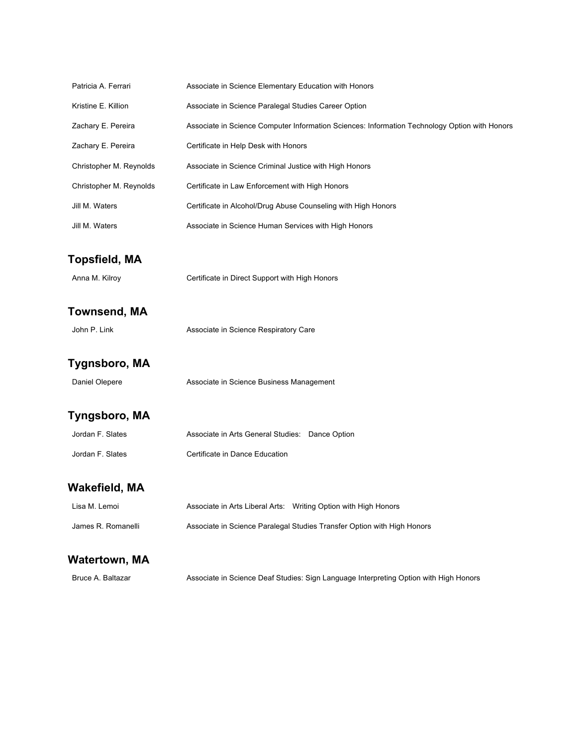| | |
|---|---|
| Patricia A. Ferrari | Associate in Science Elementary Education with Honors |
| Kristine E. Killion | Associate in Science Paralegal Studies Career Option |
| Zachary E. Pereira | Associate in Science Computer Information Sciences: Information Technology Option with Honors |
| Zachary E. Pereira | Certificate in Help Desk with Honors |
| Christopher M. Reynolds | Associate in Science Criminal Justice with High Honors |
| Christopher M. Reynolds | Certificate in Law Enforcement with High Honors |
| Jill M. Waters | Certificate in Alcohol/Drug Abuse Counseling with High Honors |
| Jill M. Waters | Associate in Science Human Services with High Honors |

## Topsfield, MA

| | |
|---|---|
| Anna M. Kilroy | Certificate in Direct Support with High Honors |

## Townsend, MA

| | |
|---|---|
| John P. Link | Associate in Science Respiratory Care |

## Tygnsboro, MA

| | |
|---|---|
| Daniel Olepere | Associate in Science Business Management |

## Tyngsboro, MA

| | |
|---|---|
| Jordan F. Slates | Associate in Arts General Studies: Dance Option |
| Jordan F. Slates | Certificate in Dance Education |

## Wakefield, MA

| | |
|---|---|
| Lisa M. Lemoi | Associate in Arts Liberal Arts: Writing Option with High Honors |
| James R. Romanelli | Associate in Science Paralegal Studies Transfer Option with High Honors |

## Watertown, MA

| | |
|---|---|
| Bruce A. Baltazar | Associate in Science Deaf Studies: Sign Language Interpreting Option with High Honors |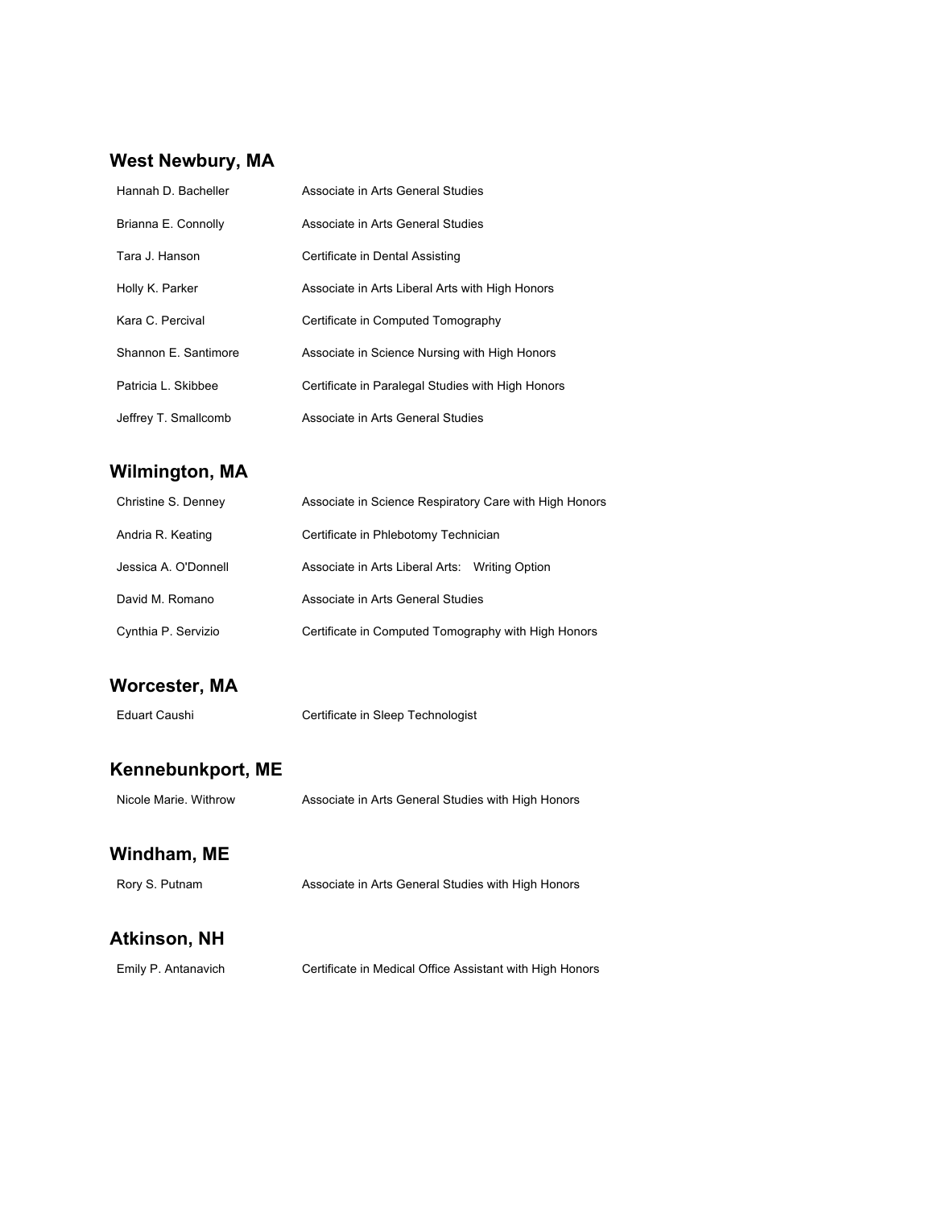## West Newbury, MA

| | |
|---|---|
| Hannah D. Bacheller | Associate in Arts General Studies |
| Brianna E. Connolly | Associate in Arts General Studies |
| Tara J. Hanson | Certificate in Dental Assisting |
| Holly K. Parker | Associate in Arts Liberal Arts with High Honors |
| Kara C. Percival | Certificate in Computed Tomography |
| Shannon E. Santimore | Associate in Science Nursing with High Honors |
| Patricia L. Skibbee | Certificate in Paralegal Studies with High Honors |
| Jeffrey T. Smallcomb | Associate in Arts General Studies |

## Wilmington, MA

| | |
|---|---|
| Christine S. Denney | Associate in Science Respiratory Care with High Honors |
| Andria R. Keating | Certificate in Phlebotomy Technician |
| Jessica A. O'Donnell | Associate in Arts Liberal Arts: Writing Option |
| David M. Romano | Associate in Arts General Studies |
| Cynthia P. Servizio | Certificate in Computed Tomography with High Honors |

## Worcester, MA

| | |
|---|---|
| Eduart Caushi | Certificate in Sleep Technologist |

## Kennebunkport, ME

| | |
|---|---|
| Nicole Marie. Withrow | Associate in Arts General Studies with High Honors |

## Windham, ME

| | |
|---|---|
| Rory S. Putnam | Associate in Arts General Studies with High Honors |

## Atkinson, NH

| | |
|---|---|
| Emily P. Antanavich | Certificate in Medical Office Assistant with High Honors |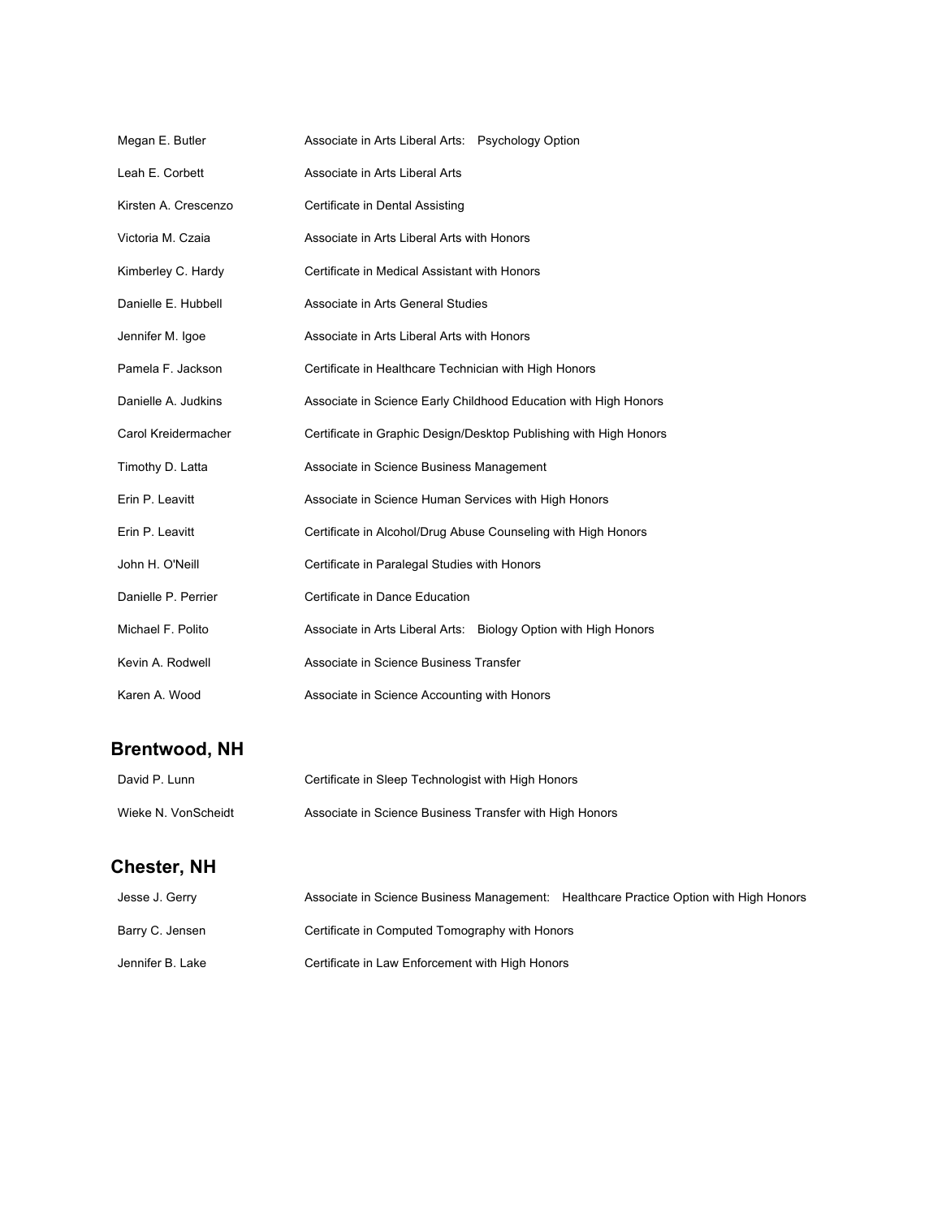| | |
|---|---|
| Megan E. Butler | Associate in Arts Liberal Arts: Psychology Option |
| Leah E. Corbett | Associate in Arts Liberal Arts |
| Kirsten A. Crescenzo | Certificate in Dental Assisting |
| Victoria M. Czaia | Associate in Arts Liberal Arts with Honors |
| Kimberley C. Hardy | Certificate in Medical Assistant with Honors |
| Danielle E. Hubbell | Associate in Arts General Studies |
| Jennifer M. Igoe | Associate in Arts Liberal Arts with Honors |
| Pamela F. Jackson | Certificate in Healthcare Technician with High Honors |
| Danielle A. Judkins | Associate in Science Early Childhood Education with High Honors |
| Carol Kreidermacher | Certificate in Graphic Design/Desktop Publishing with High Honors |
| Timothy D. Latta | Associate in Science Business Management |
| Erin P. Leavitt | Associate in Science Human Services with High Honors |
| Erin P. Leavitt | Certificate in Alcohol/Drug Abuse Counseling with High Honors |
| John H. O'Neill | Certificate in Paralegal Studies with Honors |
| Danielle P. Perrier | Certificate in Dance Education |
| Michael F. Polito | Associate in Arts Liberal Arts: Biology Option with High Honors |
| Kevin A. Rodwell | Associate in Science Business Transfer |
| Karen A. Wood | Associate in Science Accounting with Honors |

## Brentwood, NH

| | |
|---|---|
| David P. Lunn | Certificate in Sleep Technologist with High Honors |
| Wieke N. VonScheidt | Associate in Science Business Transfer with High Honors |

## Chester, NH

| | |
|---|---|
| Jesse J. Gerry | Associate in Science Business Management: Healthcare Practice Option with High Honors |
| Barry C. Jensen | Certificate in Computed Tomography with Honors |
| Jennifer B. Lake | Certificate in Law Enforcement with High Honors |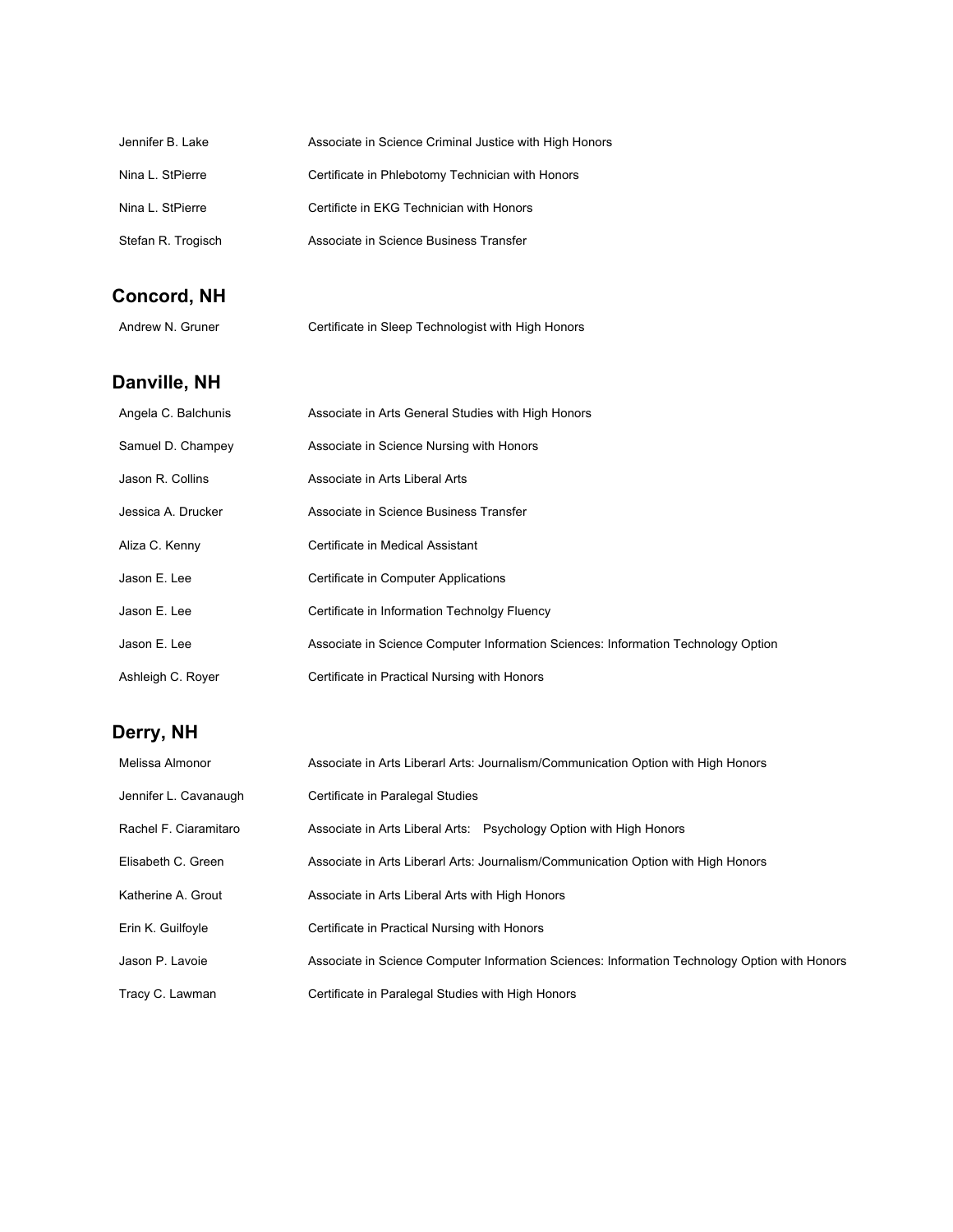| | |
|---|---|
| Jennifer B. Lake | Associate in Science Criminal Justice with High Honors |
| Nina L. StPierre | Certificate in Phlebotomy Technician with Honors |
| Nina L. StPierre | Certificte in EKG Technician with Honors |
| Stefan R. Trogisch | Associate in Science Business Transfer |

## Concord, NH

| | |
|---|---|
| Andrew N. Gruner | Certificate in Sleep Technologist with High Honors |

## Danville, NH

| | |
|---|---|
| Angela C. Balchunis | Associate in Arts General Studies with High Honors |
| Samuel D. Champey | Associate in Science Nursing with Honors |
| Jason R. Collins | Associate in Arts Liberal Arts |
| Jessica A. Drucker | Associate in Science Business Transfer |
| Aliza C. Kenny | Certificate in Medical Assistant |
| Jason E. Lee | Certificate in Computer Applications |
| Jason E. Lee | Certificate in Information Technolgy Fluency |
| Jason E. Lee | Associate in Science Computer Information Sciences: Information Technology Option |
| Ashleigh C. Royer | Certificate in Practical Nursing with Honors |

## Derry, NH

| | |
|---|---|
| Melissa Almonor | Associate in Arts Liberarl Arts: Journalism/Communication Option with High Honors |
| Jennifer L. Cavanaugh | Certificate in Paralegal Studies |
| Rachel F. Ciaramitaro | Associate in Arts Liberal Arts: Psychology Option with High Honors |
| Elisabeth C. Green | Associate in Arts Liberarl Arts: Journalism/Communication Option with High Honors |
| Katherine A. Grout | Associate in Arts Liberal Arts with High Honors |
| Erin K. Guilfoyle | Certificate in Practical Nursing with Honors |
| Jason P. Lavoie | Associate in Science Computer Information Sciences: Information Technology Option with Honors |
| Tracy C. Lawman | Certificate in Paralegal Studies with High Honors |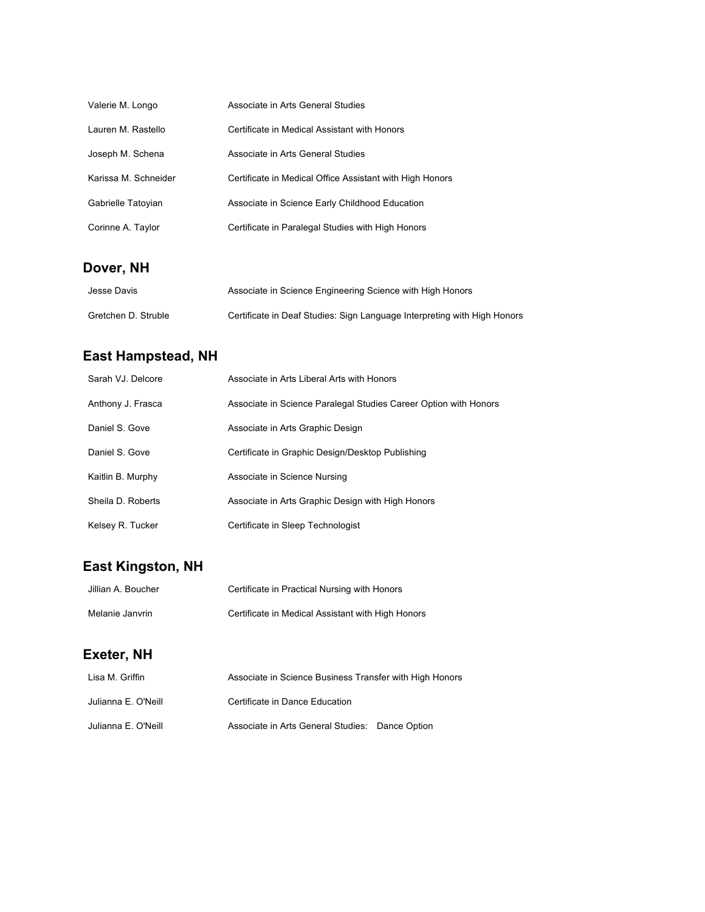| | |
|---|---|
| Valerie M. Longo | Associate in Arts General Studies |
| Lauren M. Rastello | Certificate in Medical Assistant with Honors |
| Joseph M. Schena | Associate in Arts General Studies |
| Karissa M. Schneider | Certificate in Medical Office Assistant with High Honors |
| Gabrielle Tatoyian | Associate in Science Early Childhood Education |
| Corinne A. Taylor | Certificate in Paralegal Studies with High Honors |

## Dover, NH

| | |
|---|---|
| Jesse Davis | Associate in Science Engineering Science with High Honors |
| Gretchen D. Struble | Certificate in Deaf Studies: Sign Language Interpreting with High Honors |

## East Hampstead, NH

| | |
|---|---|
| Sarah VJ. Delcore | Associate in Arts Liberal Arts with Honors |
| Anthony J. Frasca | Associate in Science Paralegal Studies Career Option with Honors |
| Daniel S. Gove | Associate in Arts Graphic Design |
| Daniel S. Gove | Certificate in Graphic Design/Desktop Publishing |
| Kaitlin B. Murphy | Associate in Science Nursing |
| Sheila D. Roberts | Associate in Arts Graphic Design with High Honors |
| Kelsey R. Tucker | Certificate in Sleep Technologist |

## East Kingston, NH

| | |
|---|---|
| Jillian A. Boucher | Certificate in Practical Nursing with Honors |
| Melanie Janvrin | Certificate in Medical Assistant with High Honors |

## Exeter, NH

| | |
|---|---|
| Lisa M. Griffin | Associate in Science Business Transfer with High Honors |
| Julianna E. O'Neill | Certificate in Dance Education |
| Julianna E. O'Neill | Associate in Arts General Studies: Dance Option |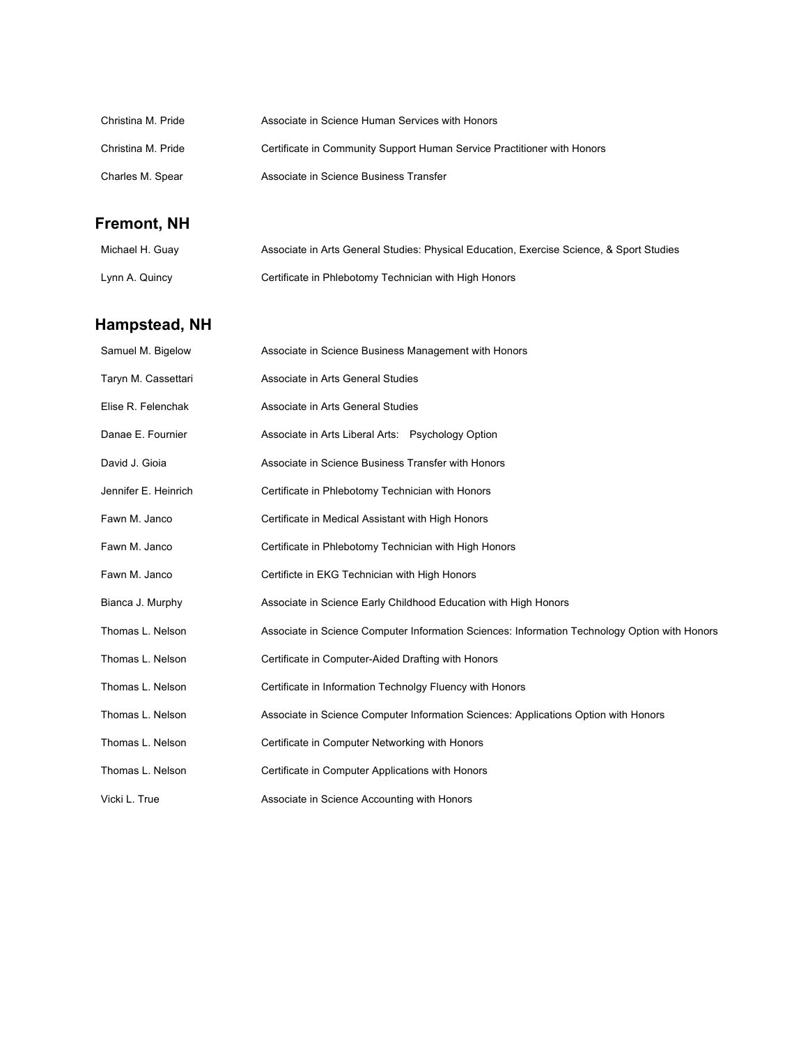| | |
|---|---|
| Christina M. Pride | Associate in Science Human Services with Honors |
| Christina M. Pride | Certificate in Community Support Human Service Practitioner with Honors |
| Charles M. Spear | Associate in Science Business Transfer |

## Fremont, NH

| | |
|---|---|
| Michael H. Guay | Associate in Arts General Studies: Physical Education, Exercise Science, & Sport Studies |
| Lynn A. Quincy | Certificate in Phlebotomy Technician with High Honors |

## Hampstead, NH

| | |
|---|---|
| Samuel M. Bigelow | Associate in Science Business Management with Honors |
| Taryn M. Cassettari | Associate in Arts General Studies |
| Elise R. Felenchak | Associate in Arts General Studies |
| Danae E. Fournier | Associate in Arts Liberal Arts: Psychology Option |
| David J. Gioia | Associate in Science Business Transfer with Honors |
| Jennifer E. Heinrich | Certificate in Phlebotomy Technician with Honors |
| Fawn M. Janco | Certificate in Medical Assistant with High Honors |
| Fawn M. Janco | Certificate in Phlebotomy Technician with High Honors |
| Fawn M. Janco | Certificicte in EKG Technician with High Honors |
| Bianca J. Murphy | Associate in Science Early Childhood Education with High Honors |
| Thomas L. Nelson | Associate in Science Computer Information Sciences: Information Technology Option with Honors |
| Thomas L. Nelson | Certificate in Computer-Aided Drafting with Honors |
| Thomas L. Nelson | Certificate in Information Technolgy Fluency with Honors |
| Thomas L. Nelson | Associate in Science Computer Information Sciences: Applications Option with Honors |
| Thomas L. Nelson | Certificate in Computer Networking with Honors |
| Thomas L. Nelson | Certificate in Computer Applications with Honors |
| Vicki L. True | Associate in Science Accounting with Honors |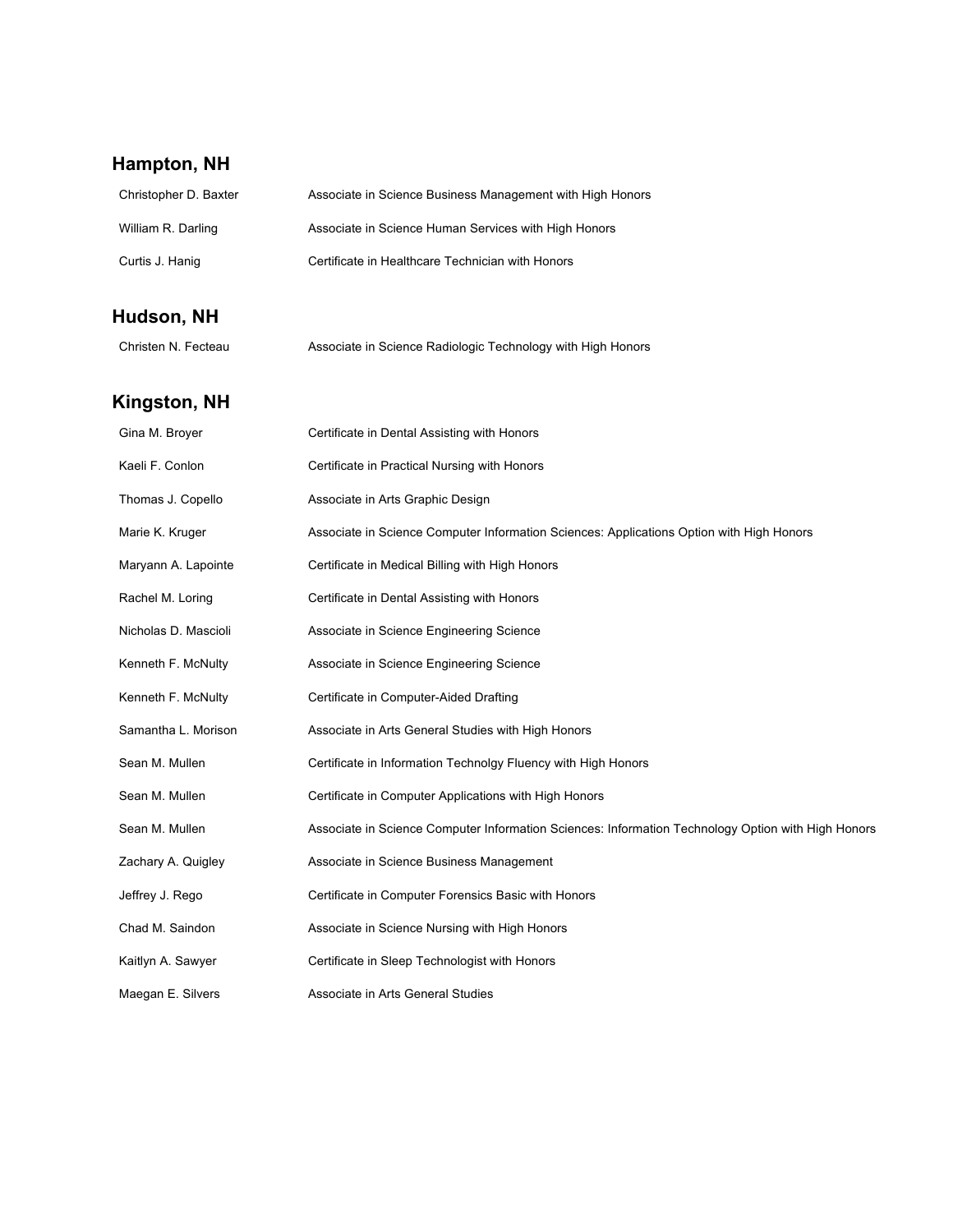## Hampton, NH

| | |
|---|---|
| Christopher D. Baxter | Associate in Science Business Management with High Honors |
| William R. Darling | Associate in Science Human Services with High Honors |
| Curtis J. Hanig | Certificate in Healthcare Technician with Honors |

## Hudson, NH

| | |
|---|---|
| Christen N. Fecteau | Associate in Science Radiologic Technology with High Honors |

## Kingston, NH

| | |
|---|---|
| Gina M. Broyer | Certificate in Dental Assisting with Honors |
| Kaeli F. Conlon | Certificate in Practical Nursing with Honors |
| Thomas J. Copello | Associate in Arts Graphic Design |
| Marie K. Kruger | Associate in Science Computer Information Sciences: Applications Option with High Honors |
| Maryann A. Lapointe | Certificate in Medical Billing with High Honors |
| Rachel M. Loring | Certificate in Dental Assisting with Honors |
| Nicholas D. Mascioli | Associate in Science Engineering Science |
| Kenneth F. McNulty | Associate in Science Engineering Science |
| Kenneth F. McNulty | Certificate in Computer-Aided Drafting |
| Samantha L. Morison | Associate in Arts General Studies with High Honors |
| Sean M. Mullen | Certificate in Information Technolgy Fluency with High Honors |
| Sean M. Mullen | Certificate in Computer Applications with High Honors |
| Sean M. Mullen | Associate in Science Computer Information Sciences: Information Technology Option with High Honors |
| Zachary A. Quigley | Associate in Science Business Management |
| Jeffrey J. Rego | Certificate in Computer Forensics Basic with Honors |
| Chad M. Saindon | Associate in Science Nursing with High Honors |
| Kaitlyn A. Sawyer | Certificate in Sleep Technologist with Honors |
| Maegan E. Silvers | Associate in Arts General Studies |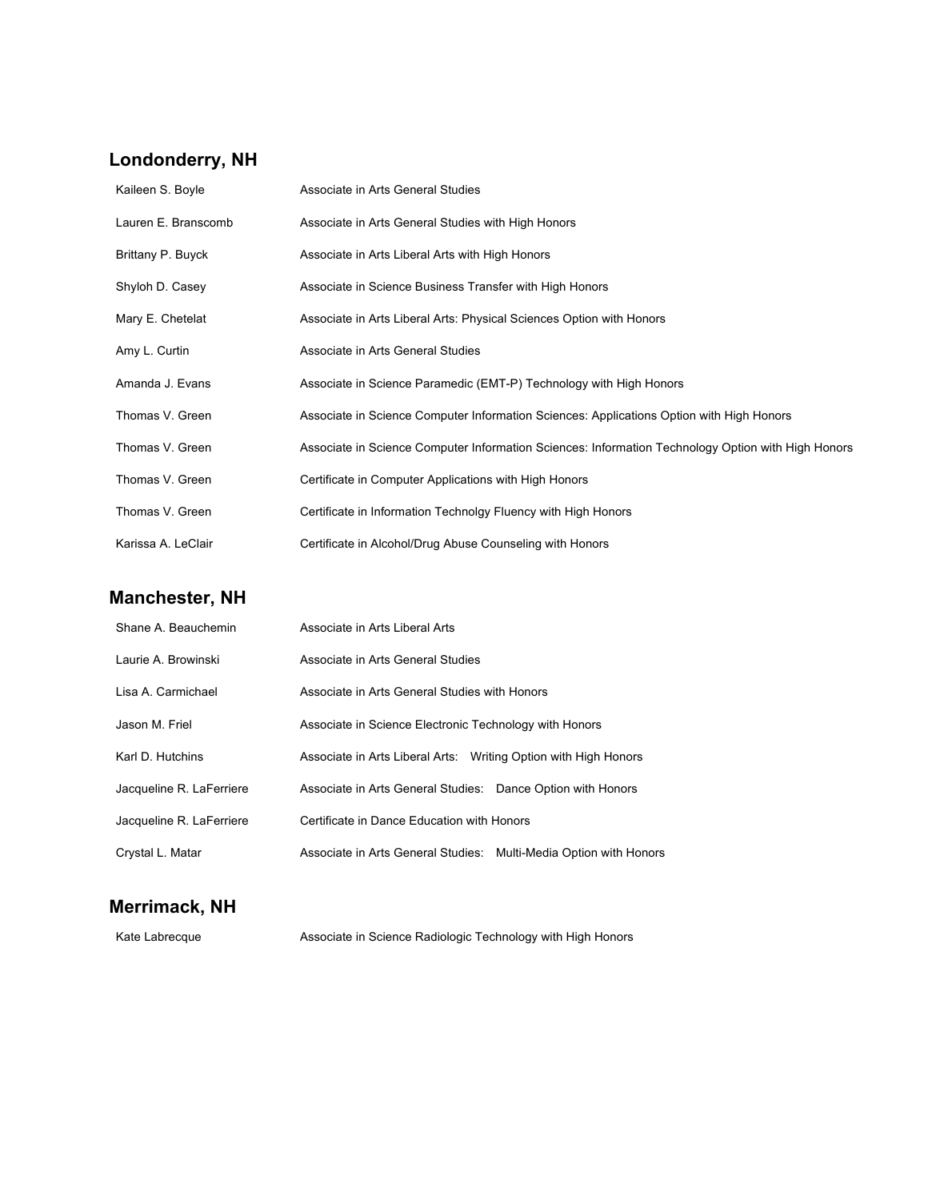## Londonderry, NH

| | |
|---|---|
| Kaileen S. Boyle | Associate in Arts General Studies |
| Lauren E. Branscomb | Associate in Arts General Studies with High Honors |
| Brittany P. Buyck | Associate in Arts Liberal Arts with High Honors |
| Shyloh D. Casey | Associate in Science Business Transfer with High Honors |
| Mary E. Chetelat | Associate in Arts Liberal Arts: Physical Sciences Option with Honors |
| Amy L. Curtin | Associate in Arts General Studies |
| Amanda J. Evans | Associate in Science Paramedic (EMT-P) Technology with High Honors |
| Thomas V. Green | Associate in Science Computer Information Sciences: Applications Option with High Honors |
| Thomas V. Green | Associate in Science Computer Information Sciences: Information Technology Option with High Honors |
| Thomas V. Green | Certificate in Computer Applications with High Honors |
| Thomas V. Green | Certificate in Information Technolgy Fluency with High Honors |
| Karissa A. LeClair | Certificate in Alcohol/Drug Abuse Counseling with Honors |

## Manchester, NH

| | |
|---|---|
| Shane A. Beauchemin | Associate in Arts Liberal Arts |
| Laurie A. Browinski | Associate in Arts General Studies |
| Lisa A. Carmichael | Associate in Arts General Studies with Honors |
| Jason M. Friel | Associate in Science Electronic Technology with Honors |
| Karl D. Hutchins | Associate in Arts Liberal Arts: Writing Option with High Honors |
| Jacqueline R. LaFerriere | Associate in Arts General Studies: Dance Option with Honors |
| Jacqueline R. LaFerriere | Certificate in Dance Education with Honors |
| Crystal L. Matar | Associate in Arts General Studies: Multi-Media Option with Honors |

## Merrimack, NH

| | |
|---|---|
| Kate Labrecque | Associate in Science Radiologic Technology with High Honors |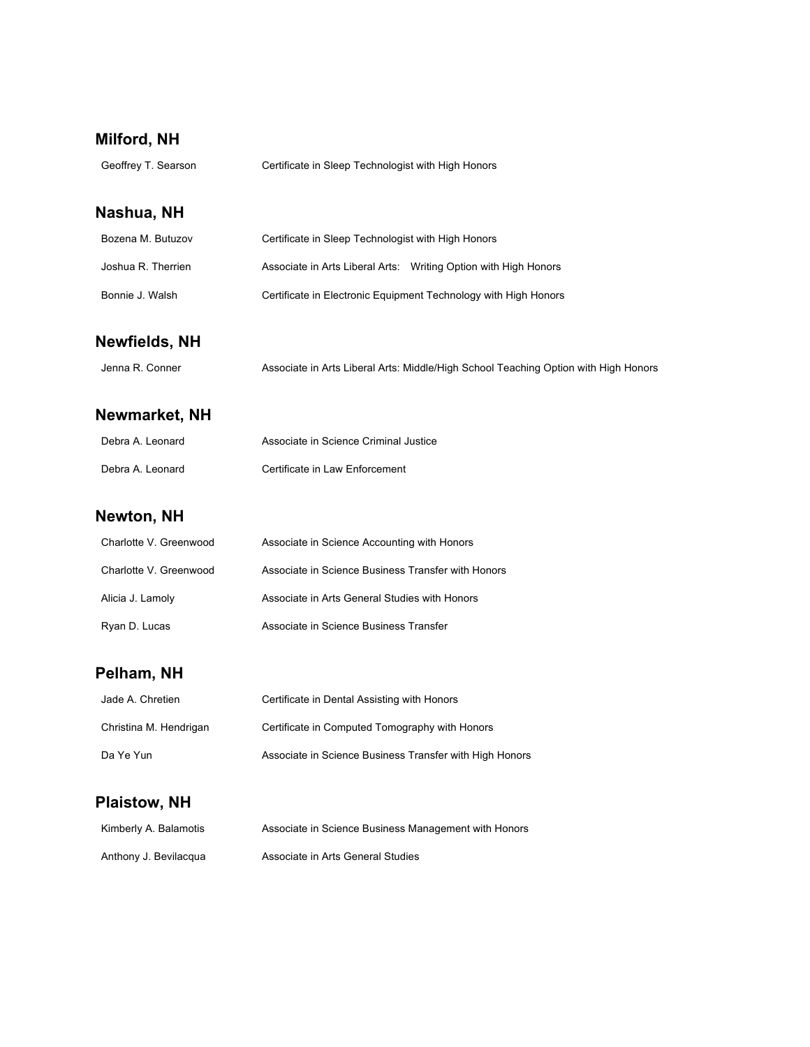## Milford, NH

| | |
|---|---|
| Geoffrey T. Searson | Certificate in Sleep Technologist with High Honors |

## Nashua, NH

| | |
|---|---|
| Bozena M. Butuzov | Certificate in Sleep Technologist with High Honors |
| Joshua R. Therrien | Associate in Arts Liberal Arts: Writing Option with High Honors |
| Bonnie J. Walsh | Certificate in Electronic Equipment Technology with High Honors |

## Newfields, NH

| | |
|---|---|
| Jenna R. Conner | Associate in Arts Liberal Arts: Middle/High School Teaching Option with High Honors |

## Newmarket, NH

| | |
|---|---|
| Debra A. Leonard | Associate in Science Criminal Justice |
| Debra A. Leonard | Certificate in Law Enforcement |

## Newton, NH

| | |
|---|---|
| Charlotte V. Greenwood | Associate in Science Accounting with Honors |
| Charlotte V. Greenwood | Associate in Science Business Transfer with Honors |
| Alicia J. Lamoly | Associate in Arts General Studies with Honors |
| Ryan D. Lucas | Associate in Science Business Transfer |

## Pelham, NH

| | |
|---|---|
| Jade A. Chretien | Certificate in Dental Assisting with Honors |
| Christina M. Hendrigan | Certificate in Computed Tomography with Honors |
| Da Ye Yun | Associate in Science Business Transfer with High Honors |

## Plaistow, NH

| | |
|---|---|
| Kimberly A. Balamotis | Associate in Science Business Management with Honors |
| Anthony J. Bevilacqua | Associate in Arts General Studies |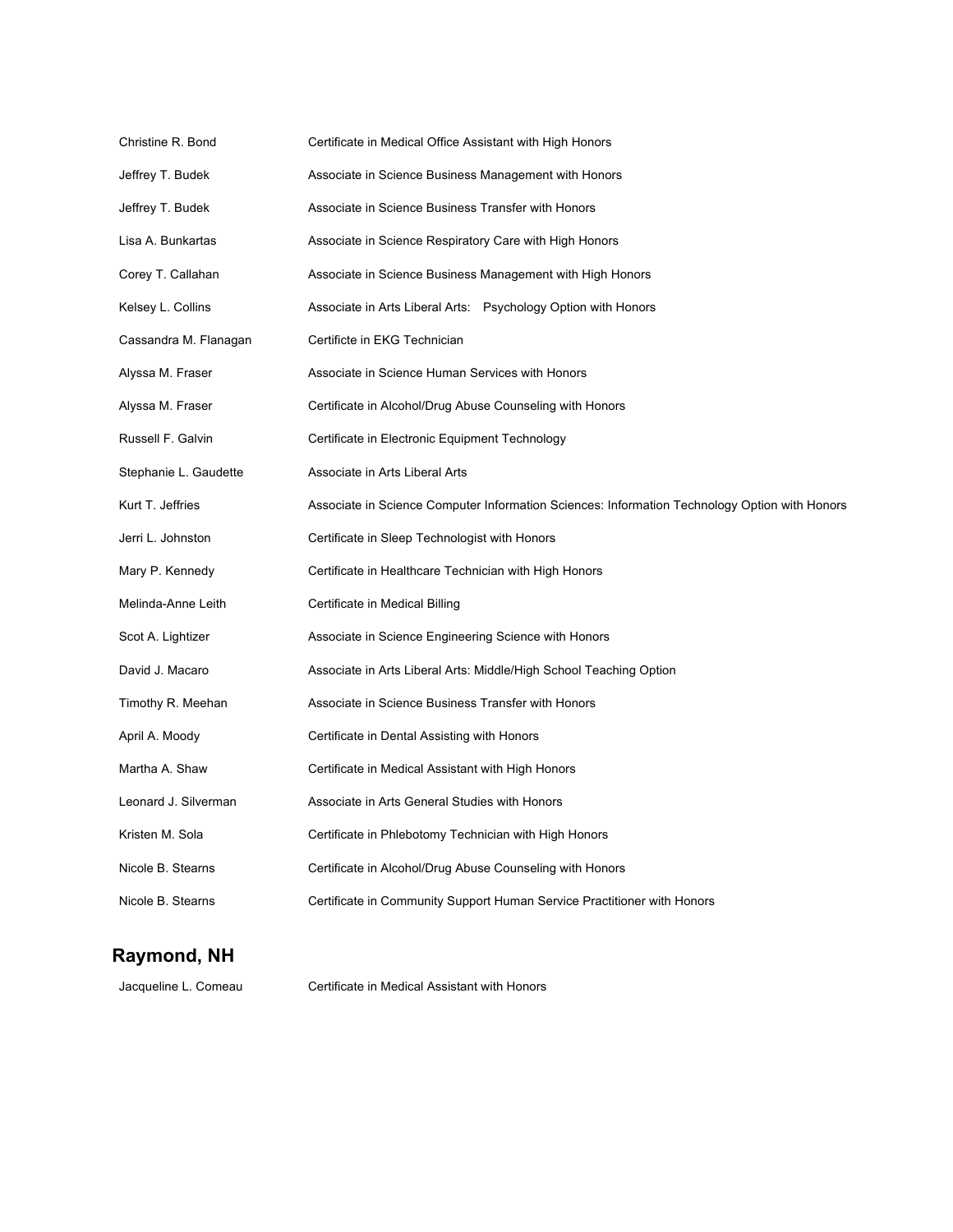| | |
|---|---|
| Christine R. Bond | Certificate in Medical Office Assistant with High Honors |
| Jeffrey T. Budek | Associate in Science Business Management with Honors |
| Jeffrey T. Budek | Associate in Science Business Transfer with Honors |
| Lisa A. Bunkartas | Associate in Science Respiratory Care with High Honors |
| Corey T. Callahan | Associate in Science Business Management with High Honors |
| Kelsey L. Collins | Associate in Arts Liberal Arts: Psychology Option with Honors |
| Cassandra M. Flanagan | Certificte in EKG Technician |
| Alyssa M. Fraser | Associate in Science Human Services with Honors |
| Alyssa M. Fraser | Certificate in Alcohol/Drug Abuse Counseling with Honors |
| Russell F. Galvin | Certificate in Electronic Equipment Technology |
| Stephanie L. Gaudette | Associate in Arts Liberal Arts |
| Kurt T. Jeffries | Associate in Science Computer Information Sciences: Information Technology Option with Honors |
| Jerri L. Johnston | Certificate in Sleep Technologist with Honors |
| Mary P. Kennedy | Certificate in Healthcare Technician with High Honors |
| Melinda-Anne Leith | Certificate in Medical Billing |
| Scot A. Lightizer | Associate in Science Engineering Science with Honors |
| David J. Macaro | Associate in Arts Liberal Arts: Middle/High School Teaching Option |
| Timothy R. Meehan | Associate in Science Business Transfer with Honors |
| April A. Moody | Certificate in Dental Assisting with Honors |
| Martha A. Shaw | Certificate in Medical Assistant with High Honors |
| Leonard J. Silverman | Associate in Arts General Studies with Honors |
| Kristen M. Sola | Certificate in Phlebotomy Technician with High Honors |
| Nicole B. Stearns | Certificate in Alcohol/Drug Abuse Counseling with Honors |
| Nicole B. Stearns | Certificate in Community Support Human Service Practitioner with Honors |

## Raymond, NH

| | |
|---|---|
| Jacqueline L. Comeau | Certificate in Medical Assistant with Honors |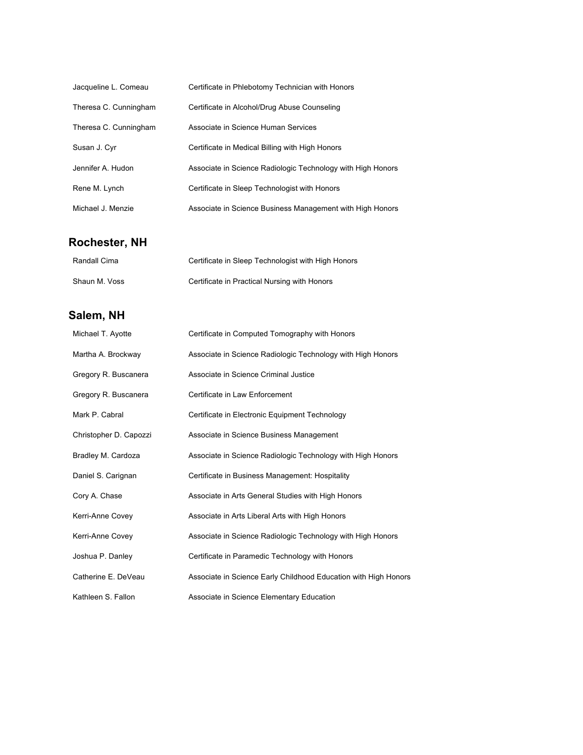| | |
|---|---|
| Jacqueline L. Comeau | Certificate in Phlebotomy Technician with Honors |
| Theresa C. Cunningham | Certificate in Alcohol/Drug Abuse Counseling |
| Theresa C. Cunningham | Associate in Science Human Services |
| Susan J. Cyr | Certificate in Medical Billing with High Honors |
| Jennifer A. Hudon | Associate in Science Radiologic Technology with High Honors |
| Rene M. Lynch | Certificate in Sleep Technologist with Honors |
| Michael J. Menzie | Associate in Science Business Management with High Honors |

## Rochester, NH

| | |
|---|---|
| Randall Cima | Certificate in Sleep Technologist with High Honors |
| Shaun M. Voss | Certificate in Practical Nursing with Honors |

## Salem, NH

| | |
|---|---|
| Michael T. Ayotte | Certificate in Computed Tomography with Honors |
| Martha A. Brockway | Associate in Science Radiologic Technology with High Honors |
| Gregory R. Buscanera | Associate in Science Criminal Justice |
| Gregory R. Buscanera | Certificate in Law Enforcement |
| Mark P. Cabral | Certificate in Electronic Equipment Technology |
| Christopher D. Capozzi | Associate in Science Business Management |
| Bradley M. Cardoza | Associate in Science Radiologic Technology with High Honors |
| Daniel S. Carignan | Certificate in Business Management: Hospitality |
| Cory A. Chase | Associate in Arts General Studies with High Honors |
| Kerri-Anne Covey | Associate in Arts Liberal Arts with High Honors |
| Kerri-Anne Covey | Associate in Science Radiologic Technology with High Honors |
| Joshua P. Danley | Certificate in Paramedic Technology with Honors |
| Catherine E. DeVeau | Associate in Science Early Childhood Education with High Honors |
| Kathleen S. Fallon | Associate in Science Elementary Education |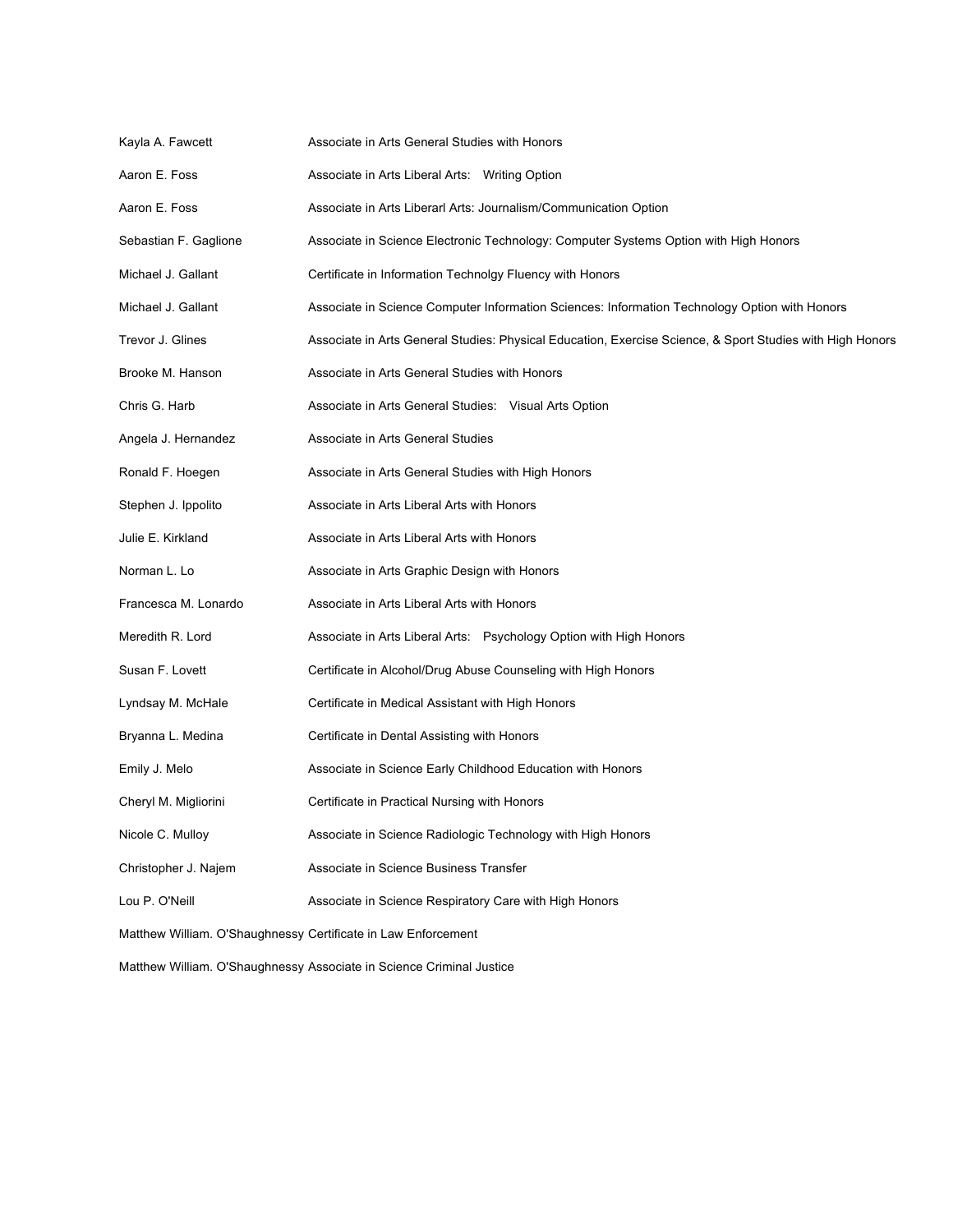| | |
|---|---|
| Kayla A. Fawcett | Associate in Arts General Studies with Honors |
| Aaron E. Foss | Associate in Arts Liberal Arts:   Writing Option |
| Aaron E. Foss | Associate in Arts Liberarl Arts: Journalism/Communication Option |
| Sebastian F. Gaglione | Associate in Science Electronic Technology: Computer Systems Option with High Honors |
| Michael J. Gallant | Certificate in Information Technolgy Fluency with Honors |
| Michael J. Gallant | Associate in Science Computer Information Sciences: Information Technology Option with Honors |
| Trevor J. Glines | Associate in Arts General Studies: Physical Education, Exercise Science, & Sport Studies with High Honors |
| Brooke M. Hanson | Associate in Arts General Studies with Honors |
| Chris G. Harb | Associate in Arts General Studies:   Visual Arts Option |
| Angela J. Hernandez | Associate in Arts General Studies |
| Ronald F. Hoegen | Associate in Arts General Studies with High Honors |
| Stephen J. Ippolito | Associate in Arts Liberal Arts with Honors |
| Julie E. Kirkland | Associate in Arts Liberal Arts with Honors |
| Norman L. Lo | Associate in Arts Graphic Design with Honors |
| Francesca M. Lonardo | Associate in Arts Liberal Arts with Honors |
| Meredith R. Lord | Associate in Arts Liberal Arts:   Psychology Option with High Honors |
| Susan F. Lovett | Certificate in Alcohol/Drug Abuse Counseling with High Honors |
| Lyndsay M. McHale | Certificate in Medical Assistant with High Honors |
| Bryanna L. Medina | Certificate in Dental Assisting with Honors |
| Emily J. Melo | Associate in Science Early Childhood Education with Honors |
| Cheryl M. Migliorini | Certificate in Practical Nursing with Honors |
| Nicole C. Mulloy | Associate in Science Radiologic Technology with High Honors |
| Christopher J. Najem | Associate in Science Business Transfer |
| Lou P. O'Neill | Associate in Science Respiratory Care with High Honors |
| Matthew William. O'Shaughnessy | Certificate in Law Enforcement |
| Matthew William. O'Shaughnessy | Associate in Science Criminal Justice |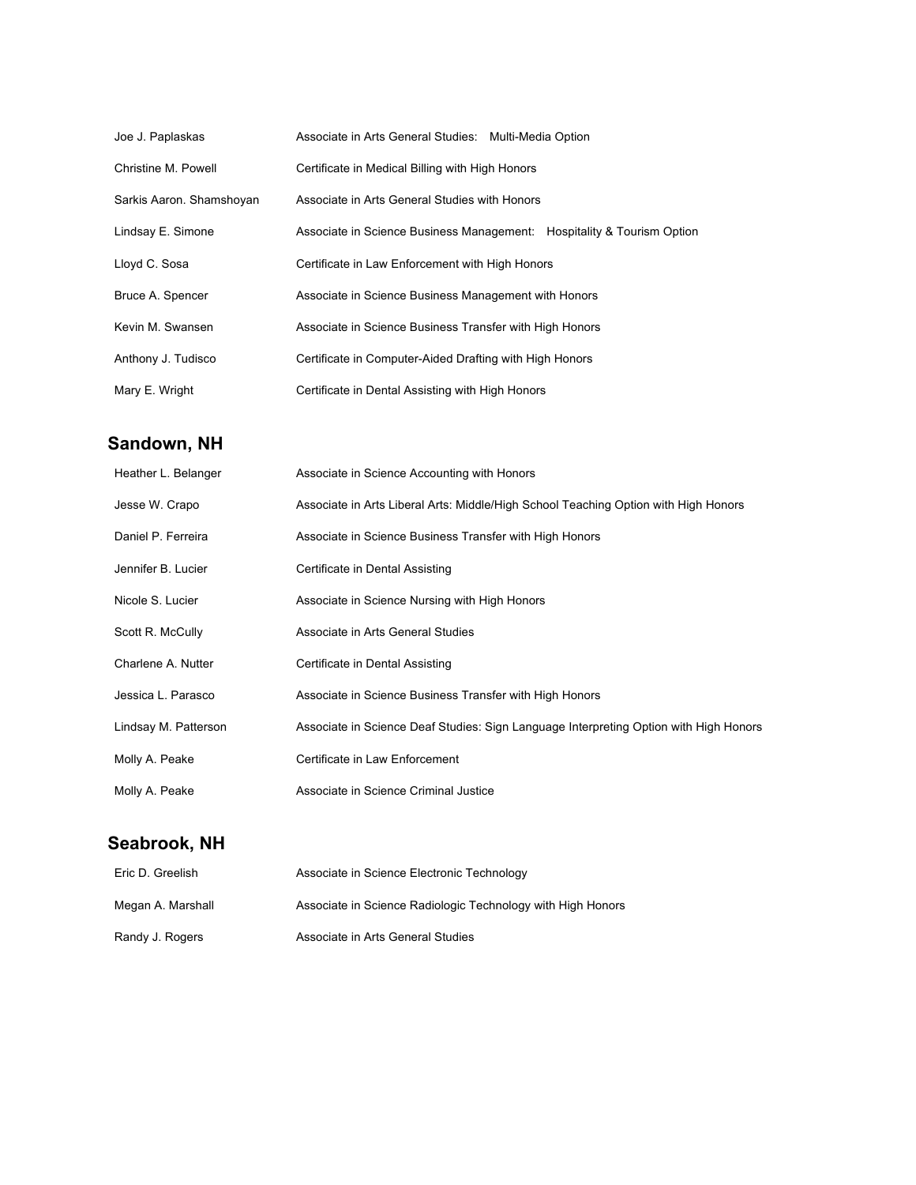| | |
|---|---|
| Joe J. Paplaskas | Associate in Arts General Studies: Multi-Media Option |
| Christine M. Powell | Certificate in Medical Billing with High Honors |
| Sarkis Aaron. Shamshoyan | Associate in Arts General Studies with Honors |
| Lindsay E. Simone | Associate in Science Business Management: Hospitality & Tourism Option |
| Lloyd C. Sosa | Certificate in Law Enforcement with High Honors |
| Bruce A. Spencer | Associate in Science Business Management with Honors |
| Kevin M. Swansen | Associate in Science Business Transfer with High Honors |
| Anthony J. Tudisco | Certificate in Computer-Aided Drafting with High Honors |
| Mary E. Wright | Certificate in Dental Assisting with High Honors |

## Sandown, NH

| | |
|---|---|
| Heather L. Belanger | Associate in Science Accounting with Honors |
| Jesse W. Crapo | Associate in Arts Liberal Arts: Middle/High School Teaching Option with High Honors |
| Daniel P. Ferreira | Associate in Science Business Transfer with High Honors |
| Jennifer B. Lucier | Certificate in Dental Assisting |
| Nicole S. Lucier | Associate in Science Nursing with High Honors |
| Scott R. McCully | Associate in Arts General Studies |
| Charlene A. Nutter | Certificate in Dental Assisting |
| Jessica L. Parasco | Associate in Science Business Transfer with High Honors |
| Lindsay M. Patterson | Associate in Science Deaf Studies: Sign Language Interpreting Option with High Honors |
| Molly A. Peake | Certificate in Law Enforcement |
| Molly A. Peake | Associate in Science Criminal Justice |

## Seabrook, NH

| | |
|---|---|
| Eric D. Greelish | Associate in Science Electronic Technology |
| Megan A. Marshall | Associate in Science Radiologic Technology with High Honors |
| Randy J. Rogers | Associate in Arts General Studies |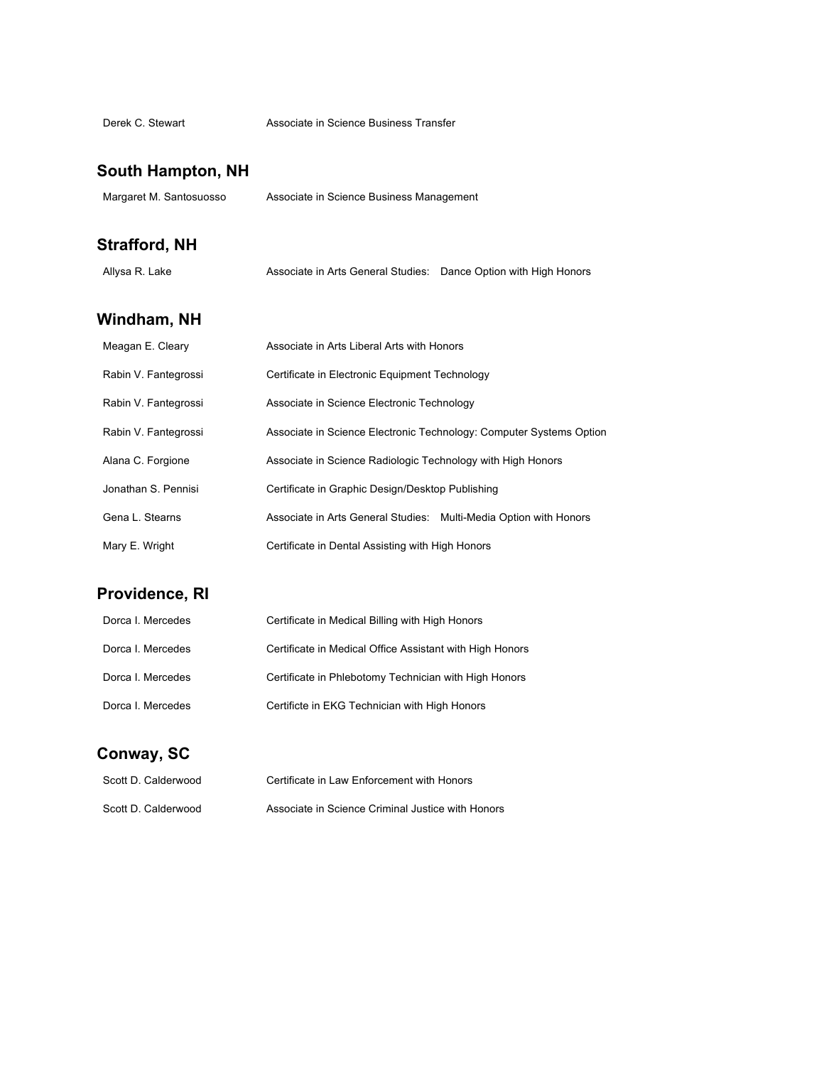| | |
|---|---|
| Derek C. Stewart | Associate in Science Business Transfer |

## South Hampton, NH

| | |
|---|---|
| Margaret M. Santosuosso | Associate in Science Business Management |

## Strafford, NH

| | |
|---|---|
| Allysa R. Lake | Associate in Arts General Studies: Dance Option with High Honors |

## Windham, NH

| | |
|---|---|
| Meagan E. Cleary | Associate in Arts Liberal Arts with Honors |
| Rabin V. Fantegrossi | Certificate in Electronic Equipment Technology |
| Rabin V. Fantegrossi | Associate in Science Electronic Technology |
| Rabin V. Fantegrossi | Associate in Science Electronic Technology: Computer Systems Option |
| Alana C. Forgione | Associate in Science Radiologic Technology with High Honors |
| Jonathan S. Pennisi | Certificate in Graphic Design/Desktop Publishing |
| Gena L. Stearns | Associate in Arts General Studies: Multi-Media Option with Honors |
| Mary E. Wright | Certificate in Dental Assisting with High Honors |

## Providence, RI

| | |
|---|---|
| Dorca I. Mercedes | Certificate in Medical Billing with High Honors |
| Dorca I. Mercedes | Certificate in Medical Office Assistant with High Honors |
| Dorca I. Mercedes | Certificate in Phlebotomy Technician with High Honors |
| Dorca I. Mercedes | Certificte in EKG Technician with High Honors |

## Conway, SC

| | |
|---|---|
| Scott D. Calderwood | Certificate in Law Enforcement with Honors |
| Scott D. Calderwood | Associate in Science Criminal Justice with Honors |